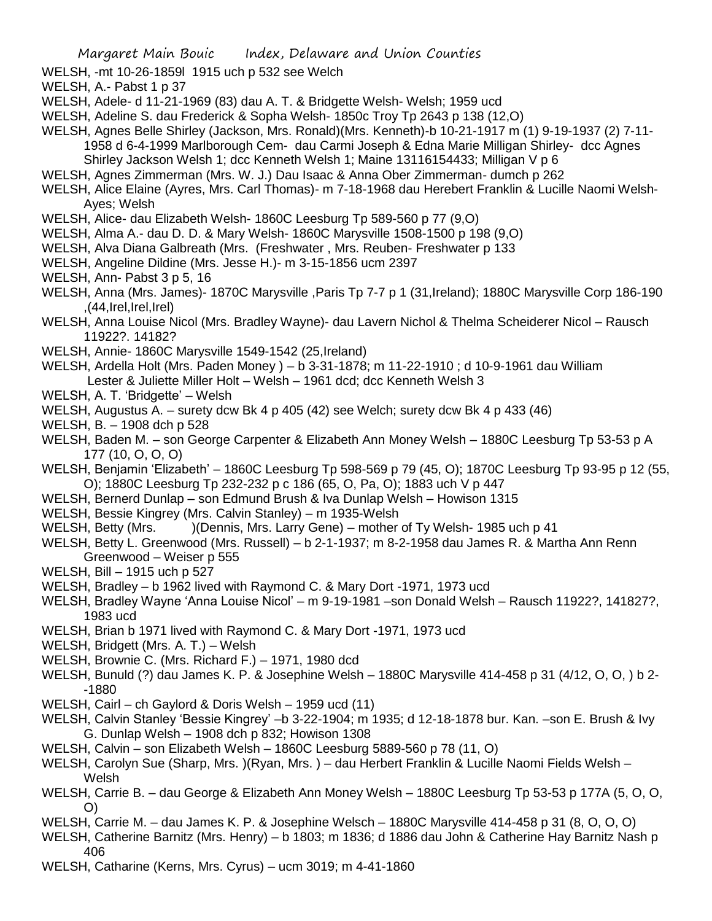WELSH, -mt 10-26-1859l 1915 uch p 532 see Welch

WELSH, A.- Pabst 1 p 37

WELSH, Adele- d 11-21-1969 (83) dau A. T. & Bridgette Welsh- Welsh; 1959 ucd

WELSH, Adeline S. dau Frederick & Sopha Welsh- 1850c Troy Tp 2643 p 138 (12,O)

WELSH, Agnes Belle Shirley (Jackson, Mrs. Ronald)(Mrs. Kenneth)-b 10-21-1917 m (1) 9-19-1937 (2) 7-11-1958 d 6-4-1999 Marlborough Cem- dau Carmi Joseph & Edna Marie Milligan Shirley- dcc Agnes Shirley Jackson Welsh 1; dcc Kenneth Welsh 1; Maine 13116154433; Milligan V p 6

WELSH, Agnes Zimmerman (Mrs. W. J.) Dau Isaac & Anna Ober Zimmerman- dumch p 262

WELSH, Alice Elaine (Ayres, Mrs. Carl Thomas)- m 7-18-1968 dau Herebert Franklin & Lucille Naomi Welsh- Ayes; Welsh

WELSH, Alice- dau Elizabeth Welsh- 1860C Leesburg Tp 589-560 p 77 (9,O)

WELSH, Alma A.- dau D. D. & Mary Welsh- 1860C Marysville 1508-1500 p 198 (9,O)

WELSH, Alva Diana Galbreath (Mrs. (Freshwater , Mrs. Reuben- Freshwater p 133

WELSH, Angeline Dildine (Mrs. Jesse H.)- m 3-15-1856 ucm 2397

WELSH, Ann- Pabst 3 p 5, 16

WELSH, Anna (Mrs. James)- 1870C Marysville ,Paris Tp 7-7 p 1 (31,Ireland); 1880C Marysville Corp 186-190 ,(44,Irel,Irel,Irel)

WELSH, Anna Louise Nicol (Mrs. Bradley Wayne)- dau Lavern Nichol & Thelma Scheiderer Nicol – Rausch 11922?. 14182?

WELSH, Annie- 1860C Marysville 1549-1542 (25,Ireland)

WELSH, Ardella Holt (Mrs. Paden Money ) – b 3-31-1878; m 11-22-1910 ; d 10-9-1961 dau William Lester & Juliette Miller Holt – Welsh – 1961 dcd; dcc Kenneth Welsh 3

WELSH, A. T. 'Bridgette' – Welsh

WELSH, Augustus A. – surety dcw Bk 4 p 405 (42) see Welch; surety dcw Bk 4 p 433 (46)

WELSH, B. – 1908 dch p 528

WELSH, Baden M. – son George Carpenter & Elizabeth Ann Money Welsh – 1880C Leesburg Tp 53-53 p A 177 (10, O, O, O)

WELSH, Benjamin 'Elizabeth' – 1860C Leesburg Tp 598-569 p 79 (45, O); 1870C Leesburg Tp 93-95 p 12 (55, O); 1880C Leesburg Tp 232-232 p c 186 (65, O, Pa, O); 1883 uch V p 447

WELSH, Bernerd Dunlap – son Edmund Brush & Iva Dunlap Welsh – Howison 1315

WELSH, Bessie Kingrey (Mrs. Calvin Stanley) – m 1935-Welsh

WELSH, Betty (Mrs. )(Dennis, Mrs. Larry Gene) – mother of Ty Welsh- 1985 uch p 41

WELSH, Betty L. Greenwood (Mrs. Russell) – b 2-1-1937; m 8-2-1958 dau James R. & Martha Ann Renn Greenwood – Weiser p 555

WELSH, Bill – 1915 uch p 527

WELSH, Bradley – b 1962 lived with Raymond C. & Mary Dort -1971, 1973 ucd

WELSH, Bradley Wayne 'Anna Louise Nicol' – m 9-19-1981 –son Donald Welsh – Rausch 11922?, 141827?, 1983 ucd

WELSH, Brian b 1971 lived with Raymond C. & Mary Dort -1971, 1973 ucd

WELSH, Bridgett (Mrs. A. T.) – Welsh

WELSH, Brownie C. (Mrs. Richard F.) – 1971, 1980 dcd

WELSH, Bunuld (?) dau James K. P. & Josephine Welsh – 1880C Marysville 414-458 p 31 (4/12, O, O, ) b 2- -1880

WELSH, Cairl – ch Gaylord & Doris Welsh – 1959 ucd (11)

WELSH, Calvin Stanley 'Bessie Kingrey' –b 3-22-1904; m 1935; d 12-18-1878 bur. Kan. –son E. Brush & Ivy G. Dunlap Welsh – 1908 dch p 832; Howison 1308

WELSH, Calvin – son Elizabeth Welsh – 1860C Leesburg 5889-560 p 78 (11, O)

WELSH, Carolyn Sue (Sharp, Mrs. )(Ryan, Mrs. ) – dau Herbert Franklin & Lucille Naomi Fields Welsh – Welsh

WELSH, Carrie B. – dau George & Elizabeth Ann Money Welsh – 1880C Leesburg Tp 53-53 p 177A (5, O, O, O)

WELSH, Carrie M. – dau James K. P. & Josephine Welsch – 1880C Marysville 414-458 p 31 (8, O, O, O)

WELSH, Catherine Barnitz (Mrs. Henry) – b 1803; m 1836; d 1886 dau John & Catherine Hay Barnitz Nash p 406

WELSH, Catharine (Kerns, Mrs. Cyrus) – ucm 3019; m 4-41-1860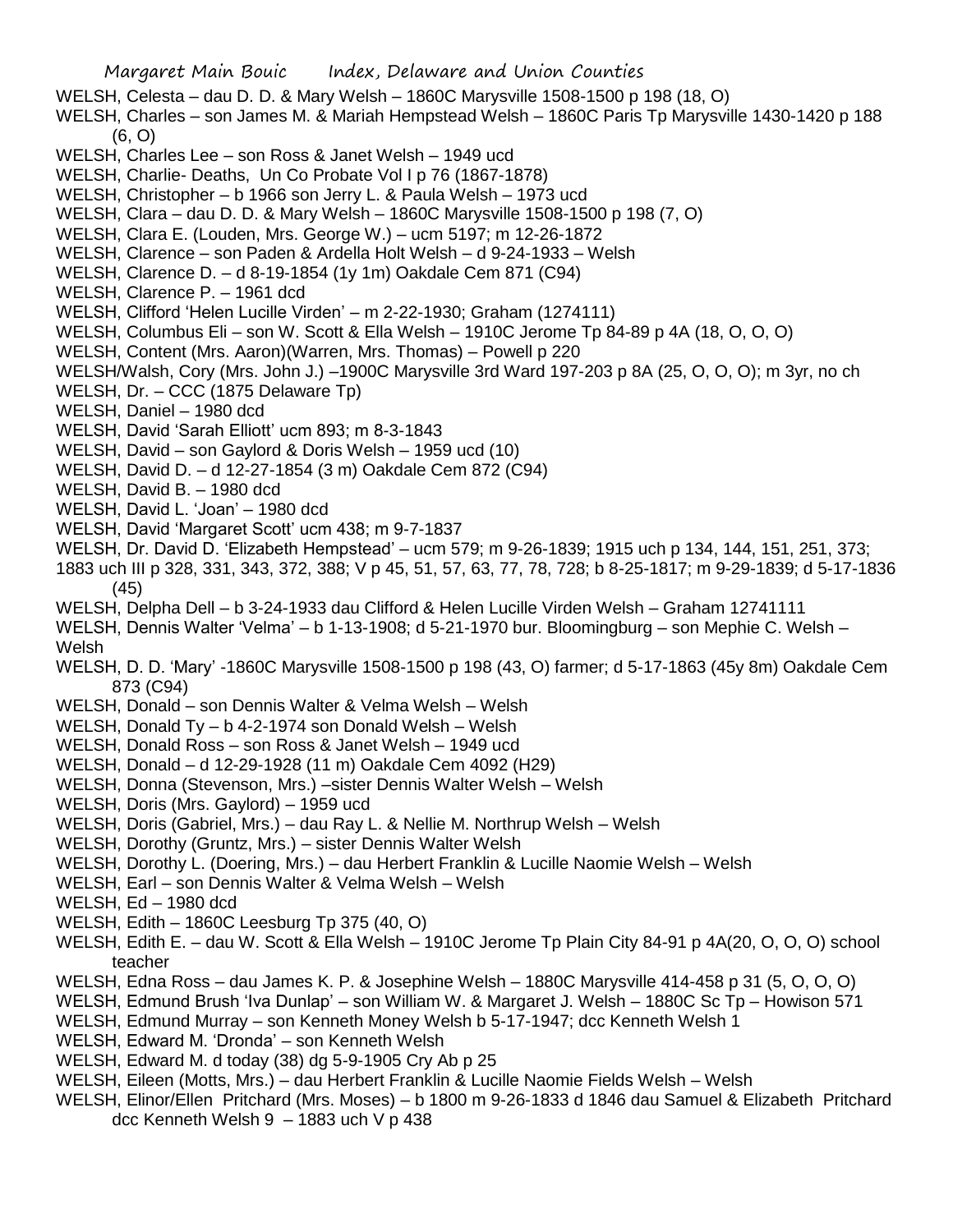WELSH, Celesta – dau D. D. & Mary Welsh – 1860C Marysville 1508-1500 p 198 (18, O)

WELSH, Charles – son James M. & Mariah Hempstead Welsh – 1860C Paris Tp Marysville 1430-1420 p 188 (6, O)

WELSH, Charles Lee – son Ross & Janet Welsh – 1949 ucd

WELSH, Charlie- Deaths, Un Co Probate Vol I p 76 (1867-1878)

WELSH, Christopher – b 1966 son Jerry L. & Paula Welsh – 1973 ucd

WELSH, Clara – dau D. D. & Mary Welsh – 1860C Marysville 1508-1500 p 198 (7, O)

WELSH, Clara E. (Louden, Mrs. George W.) – ucm 5197; m 12-26-1872

WELSH, Clarence – son Paden & Ardella Holt Welsh – d 9-24-1933 – Welsh

WELSH, Clarence D. – d 8-19-1854 (1y 1m) Oakdale Cem 871 (C94)

WELSH, Clarence P. – 1961 dcd

WELSH, Clifford 'Helen Lucille Virden' – m 2-22-1930; Graham (1274111)

WELSH, Columbus Eli – son W. Scott & Ella Welsh – 1910C Jerome Tp 84-89 p 4A (18, O, O, O)

WELSH, Content (Mrs. Aaron)(Warren, Mrs. Thomas) – Powell p 220

WELSH/Walsh, Cory (Mrs. John J.) –1900C Marysville 3rd Ward 197-203 p 8A (25, O, O, O); m 3yr, no ch

WELSH, Dr. – CCC (1875 Delaware Tp)

WELSH, Daniel – 1980 dcd

WELSH, David 'Sarah Elliott' ucm 893; m 8-3-1843

WELSH, David – son Gaylord & Doris Welsh – 1959 ucd (10)

WELSH, David D. – d 12-27-1854 (3 m) Oakdale Cem 872 (C94)

WELSH, David B. – 1980 dcd

WELSH, David L. 'Joan' – 1980 dcd

WELSH, David 'Margaret Scott' ucm 438; m 9-7-1837

WELSH, Dr. David D. 'Elizabeth Hempstead' – ucm 579; m 9-26-1839; 1915 uch p 134, 144, 151, 251, 373; 1883 uch III p 328, 331, 343, 372, 388; V p 45, 51, 57, 63, 77, 78, 728; b 8-25-1817; m 9-29-1839; d 5-17-1836 (45)

WELSH, Delpha Dell – b 3-24-1933 dau Clifford & Helen Lucille Virden Welsh – Graham 12741111

WELSH, Dennis Walter 'Velma' – b 1-13-1908; d 5-21-1970 bur. Bloomingburg – son Mephie C. Welsh – Welsh

WELSH, D. D. 'Mary' -1860C Marysville 1508-1500 p 198 (43, O) farmer; d 5-17-1863 (45y 8m) Oakdale Cem 873 (C94)

WELSH, Donald – son Dennis Walter & Velma Welsh – Welsh

WELSH, Donald Ty – b 4-2-1974 son Donald Welsh – Welsh

WELSH, Donald Ross – son Ross & Janet Welsh – 1949 ucd

WELSH, Donald – d 12-29-1928 (11 m) Oakdale Cem 4092 (H29)

WELSH, Donna (Stevenson, Mrs.) –sister Dennis Walter Welsh – Welsh

WELSH, Doris (Mrs. Gaylord) – 1959 ucd

WELSH, Doris (Gabriel, Mrs.) – dau Ray L. & Nellie M. Northrup Welsh – Welsh

WELSH, Dorothy (Gruntz, Mrs.) – sister Dennis Walter Welsh

WELSH, Dorothy L. (Doering, Mrs.) – dau Herbert Franklin & Lucille Naomie Welsh – Welsh

WELSH, Earl – son Dennis Walter & Velma Welsh – Welsh

WELSH, Ed – 1980 dcd

WELSH, Edith – 1860C Leesburg Tp 375 (40, O)

WELSH, Edith E. – dau W. Scott & Ella Welsh – 1910C Jerome Tp Plain City 84-91 p 4A(20, O, O, O) school teacher

WELSH, Edna Ross – dau James K. P. & Josephine Welsh – 1880C Marysville 414-458 p 31 (5, O, O, O)

WELSH, Edmund Brush 'Iva Dunlap' – son William W. & Margaret J. Welsh – 1880C Sc Tp – Howison 571

WELSH, Edmund Murray – son Kenneth Money Welsh b 5-17-1947; dcc Kenneth Welsh 1

WELSH, Edward M. 'Dronda' – son Kenneth Welsh

WELSH, Edward M. d today (38) dg 5-9-1905 Cry Ab p 25

WELSH, Eileen (Motts, Mrs.) – dau Herbert Franklin & Lucille Naomie Fields Welsh – Welsh

WELSH, Elinor/Ellen Pritchard (Mrs. Moses) – b 1800 m 9-26-1833 d 1846 dau Samuel & Elizabeth Pritchard dcc Kenneth Welsh 9 – 1883 uch V p 438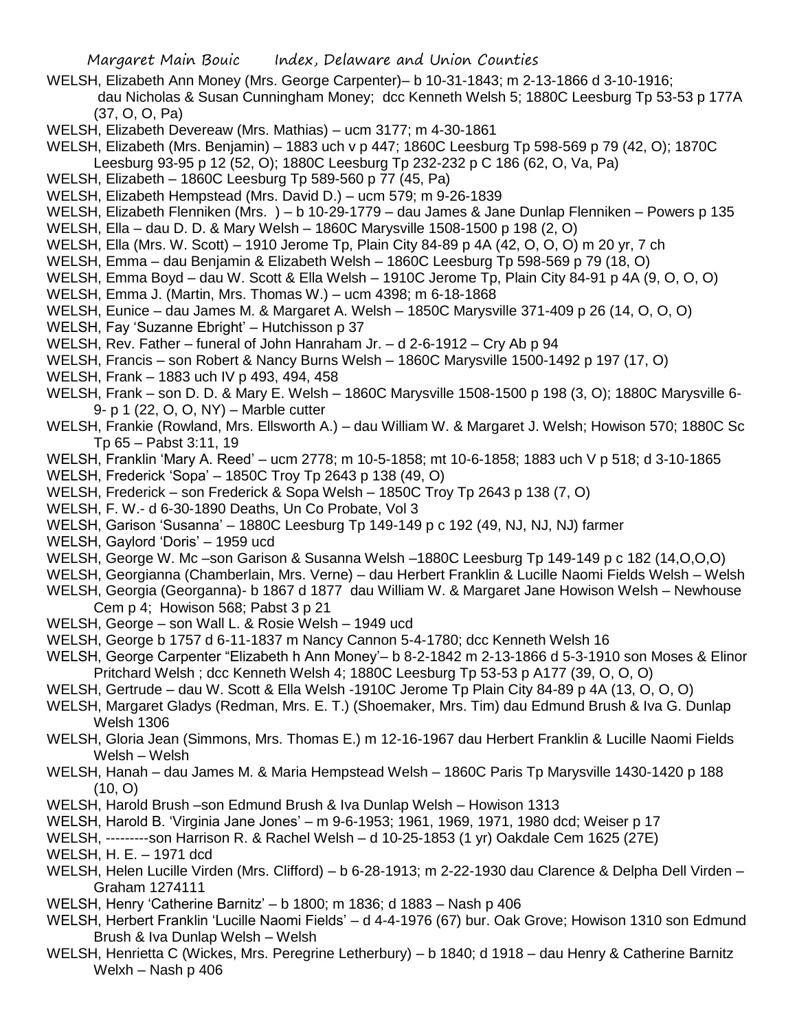WELSH, Elizabeth Ann Money (Mrs. George Carpenter)– b 10-31-1843; m 2-13-1866 d 3-10-1916; dau Nicholas & Susan Cunningham Money; dcc Kenneth Welsh 5; 1880C Leesburg Tp 53-53 p 177A (37, O, O, Pa)

WELSH, Elizabeth Devereaw (Mrs. Mathias) – ucm 3177; m 4-30-1861

WELSH, Elizabeth (Mrs. Benjamin) – 1883 uch v p 447; 1860C Leesburg Tp 598-569 p 79 (42, O); 1870C Leesburg 93-95 p 12 (52, O); 1880C Leesburg Tp 232-232 p C 186 (62, O, Va, Pa)

WELSH, Elizabeth – 1860C Leesburg Tp 589-560 p 77 (45, Pa)

WELSH, Elizabeth Hempstead (Mrs. David D.) – ucm 579; m 9-26-1839

WELSH, Elizabeth Flenniken (Mrs. ) – b 10-29-1779 – dau James & Jane Dunlap Flenniken – Powers p 135

WELSH, Ella – dau D. D. & Mary Welsh – 1860C Marysville 1508-1500 p 198 (2, O)

WELSH, Ella (Mrs. W. Scott) – 1910 Jerome Tp, Plain City 84-89 p 4A (42, O, O, O) m 20 yr, 7 ch

WELSH, Emma – dau Benjamin & Elizabeth Welsh – 1860C Leesburg Tp 598-569 p 79 (18, O)

WELSH, Emma Boyd – dau W. Scott & Ella Welsh – 1910C Jerome Tp, Plain City 84-91 p 4A (9, O, O, O)

WELSH, Emma J. (Martin, Mrs. Thomas W.) – ucm 4398; m 6-18-1868

WELSH, Eunice – dau James M. & Margaret A. Welsh – 1850C Marysville 371-409 p 26 (14, O, O, O)

WELSH, Fay 'Suzanne Ebright' – Hutchisson p 37

WELSH, Rev. Father – funeral of John Hanraham Jr. – d 2-6-1912 – Cry Ab p 94

WELSH, Francis – son Robert & Nancy Burns Welsh – 1860C Marysville 1500-1492 p 197 (17, O)

WELSH, Frank – 1883 uch IV p 493, 494, 458

WELSH, Frank – son D. D. & Mary E. Welsh – 1860C Marysville 1508-1500 p 198 (3, O); 1880C Marysville 6-9- p 1 (22, O, O, NY) – Marble cutter

WELSH, Frankie (Rowland, Mrs. Ellsworth A.) – dau William W. & Margaret J. Welsh; Howison 570; 1880C Sc Tp 65 – Pabst 3:11, 19

WELSH, Franklin 'Mary A. Reed' – ucm 2778; m 10-5-1858; mt 10-6-1858; 1883 uch V p 518; d 3-10-1865

WELSH, Frederick 'Sopa' – 1850C Troy Tp 2643 p 138 (49, O)

WELSH, Frederick – son Frederick & Sopa Welsh – 1850C Troy Tp 2643 p 138 (7, O)

WELSH, F. W.- d 6-30-1890 Deaths, Un Co Probate, Vol 3

WELSH, Garison 'Susanna' – 1880C Leesburg Tp 149-149 p c 192 (49, NJ, NJ, NJ) farmer

WELSH, Gaylord 'Doris' – 1959 ucd

WELSH, George W. Mc –son Garison & Susanna Welsh –1880C Leesburg Tp 149-149 p c 182 (14,O,O,O)

WELSH, Georgianna (Chamberlain, Mrs. Verne) – dau Herbert Franklin & Lucille Naomi Fields Welsh – Welsh

WELSH, Georgia (Georganna)- b 1867 d 1877 dau William W. & Margaret Jane Howison Welsh – Newhouse Cem p 4; Howison 568; Pabst 3 p 21

WELSH, George – son Wall L. & Rosie Welsh – 1949 ucd

WELSH, George b 1757 d 6-11-1837 m Nancy Cannon 5-4-1780; dcc Kenneth Welsh 16

WELSH, George Carpenter "Elizabeth h Ann Money'– b 8-2-1842 m 2-13-1866 d 5-3-1910 son Moses & Elinor Pritchard Welsh ; dcc Kenneth Welsh 4; 1880C Leesburg Tp 53-53 p A177 (39, O, O, O)

WELSH, Gertrude – dau W. Scott & Ella Welsh -1910C Jerome Tp Plain City 84-89 p 4A (13, O, O, O)

WELSH, Margaret Gladys (Redman, Mrs. E. T.) (Shoemaker, Mrs. Tim) dau Edmund Brush & Iva G. Dunlap Welsh 1306

WELSH, Gloria Jean (Simmons, Mrs. Thomas E.) m 12-16-1967 dau Herbert Franklin & Lucille Naomi Fields Welsh – Welsh

WELSH, Hanah – dau James M. & Maria Hempstead Welsh – 1860C Paris Tp Marysville 1430-1420 p 188 (10, O)

WELSH, Harold Brush –son Edmund Brush & Iva Dunlap Welsh – Howison 1313

WELSH, Harold B. 'Virginia Jane Jones' – m 9-6-1953; 1961, 1969, 1971, 1980 dcd; Weiser p 17

WELSH, ---------son Harrison R. & Rachel Welsh – d 10-25-1853 (1 yr) Oakdale Cem 1625 (27E)

WELSH, H. E. – 1971 dcd

WELSH, Helen Lucille Virden (Mrs. Clifford) – b 6-28-1913; m 2-22-1930 dau Clarence & Delpha Dell Virden – Graham 1274111

WELSH, Henry 'Catherine Barnitz' – b 1800; m 1836; d 1883 – Nash p 406

WELSH, Herbert Franklin 'Lucille Naomi Fields' – d 4-4-1976 (67) bur. Oak Grove; Howison 1310 son Edmund Brush & Iva Dunlap Welsh – Welsh

WELSH, Henrietta C (Wickes, Mrs. Peregrine Letherbury) – b 1840; d 1918 – dau Henry & Catherine Barnitz Welxh – Nash p 406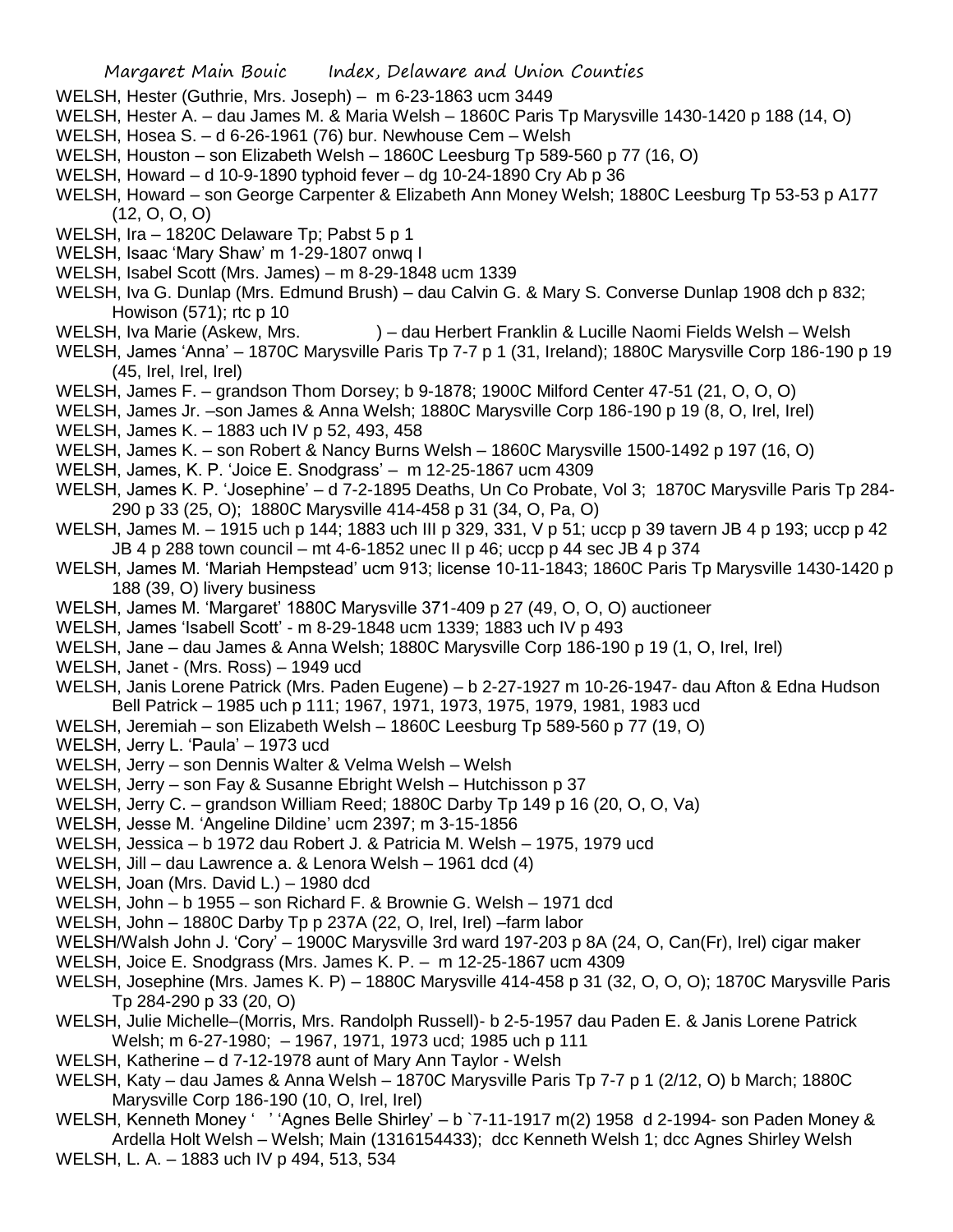WELSH, Hester (Guthrie, Mrs. Joseph) – m 6-23-1863 ucm 3449

WELSH, Hester A. – dau James M. & Maria Welsh – 1860C Paris Tp Marysville 1430-1420 p 188 (14, O)

WELSH, Hosea S. – d 6-26-1961 (76) bur. Newhouse Cem – Welsh

WELSH, Houston – son Elizabeth Welsh – 1860C Leesburg Tp 589-560 p 77 (16, O)

WELSH, Howard – d 10-9-1890 typhoid fever – dg 10-24-1890 Cry Ab p 36

WELSH, Howard – son George Carpenter & Elizabeth Ann Money Welsh; 1880C Leesburg Tp 53-53 p A177 (12, O, O, O)

WELSH, Ira – 1820C Delaware Tp; Pabst 5 p 1

WELSH, Isaac 'Mary Shaw' m 1-29-1807 onwq I

WELSH, Isabel Scott (Mrs. James) – m 8-29-1848 ucm 1339

WELSH, Iva G. Dunlap (Mrs. Edmund Brush) – dau Calvin G. & Mary S. Converse Dunlap 1908 dch p 832; Howison (571); rtc p 10

WELSH, Iva Marie (Askew, Mrs. ) – dau Herbert Franklin & Lucille Naomi Fields Welsh – Welsh

WELSH, James 'Anna' – 1870C Marysville Paris Tp 7-7 p 1 (31, Ireland); 1880C Marysville Corp 186-190 p 19 (45, Irel, Irel, Irel)

WELSH, James F. – grandson Thom Dorsey; b 9-1878; 1900C Milford Center 47-51 (21, O, O, O)

WELSH, James Jr. –son James & Anna Welsh; 1880C Marysville Corp 186-190 p 19 (8, O, Irel, Irel)

WELSH, James K. – 1883 uch IV p 52, 493, 458

WELSH, James K. – son Robert & Nancy Burns Welsh – 1860C Marysville 1500-1492 p 197 (16, O)

WELSH, James, K. P. 'Joice E. Snodgrass' – m 12-25-1867 ucm 4309

WELSH, James K. P. 'Josephine' – d 7-2-1895 Deaths, Un Co Probate, Vol 3; 1870C Marysville Paris Tp 284-290 p 33 (25, O); 1880C Marysville 414-458 p 31 (34, O, Pa, O)

WELSH, James M. – 1915 uch p 144; 1883 uch III p 329, 331, V p 51; uccp p 39 tavern JB 4 p 193; uccp p 42 JB 4 p 288 town council – mt 4-6-1852 unec II p 46; uccp p 44 sec JB 4 p 374

WELSH, James M. 'Mariah Hempstead' ucm 913; license 10-11-1843; 1860C Paris Tp Marysville 1430-1420 p 188 (39, O) livery business

WELSH, James M. 'Margaret' 1880C Marysville 371-409 p 27 (49, O, O, O) auctioneer

WELSH, James 'Isabell Scott' - m 8-29-1848 ucm 1339; 1883 uch IV p 493

WELSH, Jane – dau James & Anna Welsh; 1880C Marysville Corp 186-190 p 19 (1, O, Irel, Irel)

WELSH, Janet - (Mrs. Ross) – 1949 ucd

WELSH, Janis Lorene Patrick (Mrs. Paden Eugene) – b 2-27-1927 m 10-26-1947- dau Afton & Edna Hudson Bell Patrick – 1985 uch p 111; 1967, 1971, 1973, 1975, 1979, 1981, 1983 ucd

WELSH, Jeremiah – son Elizabeth Welsh – 1860C Leesburg Tp 589-560 p 77 (19, O)

WELSH, Jerry L. 'Paula' – 1973 ucd

WELSH, Jerry – son Dennis Walter & Velma Welsh – Welsh

WELSH, Jerry – son Fay & Susanne Ebright Welsh – Hutchisson p 37

WELSH, Jerry C. – grandson William Reed; 1880C Darby Tp 149 p 16 (20, O, O, Va)

WELSH, Jesse M. 'Angeline Dildine' ucm 2397; m 3-15-1856

WELSH, Jessica – b 1972 dau Robert J. & Patricia M. Welsh – 1975, 1979 ucd

WELSH, Jill – dau Lawrence a. & Lenora Welsh – 1961 dcd (4)

WELSH, Joan (Mrs. David L.) – 1980 dcd

WELSH, John – b 1955 – son Richard F. & Brownie G. Welsh – 1971 dcd

WELSH, John – 1880C Darby Tp p 237A (22, O, Irel, Irel) –farm labor

WELSH/Walsh John J. 'Cory' – 1900C Marysville 3rd ward 197-203 p 8A (24, O, Can(Fr), Irel) cigar maker

WELSH, Joice E. Snodgrass (Mrs. James K. P. – m 12-25-1867 ucm 4309

WELSH, Josephine (Mrs. James K. P) – 1880C Marysville 414-458 p 31 (32, O, O, O); 1870C Marysville Paris Tp 284-290 p 33 (20, O)

WELSH, Julie Michelle–(Morris, Mrs. Randolph Russell)- b 2-5-1957 dau Paden E. & Janis Lorene Patrick Welsh; m 6-27-1980; – 1967, 1971, 1973 ucd; 1985 uch p 111

WELSH, Katherine – d 7-12-1978 aunt of Mary Ann Taylor - Welsh

WELSH, Katy – dau James & Anna Welsh – 1870C Marysville Paris Tp 7-7 p 1 (2/12, O) b March; 1880C Marysville Corp 186-190 (10, O, Irel, Irel)

WELSH, Kenneth Money ' ' 'Agnes Belle Shirley' – b `7-11-1917 m(2) 1958 d 2-1994- son Paden Money & Ardella Holt Welsh – Welsh; Main (1316154433); dcc Kenneth Welsh 1; dcc Agnes Shirley Welsh

WELSH, L. A. – 1883 uch IV p 494, 513, 534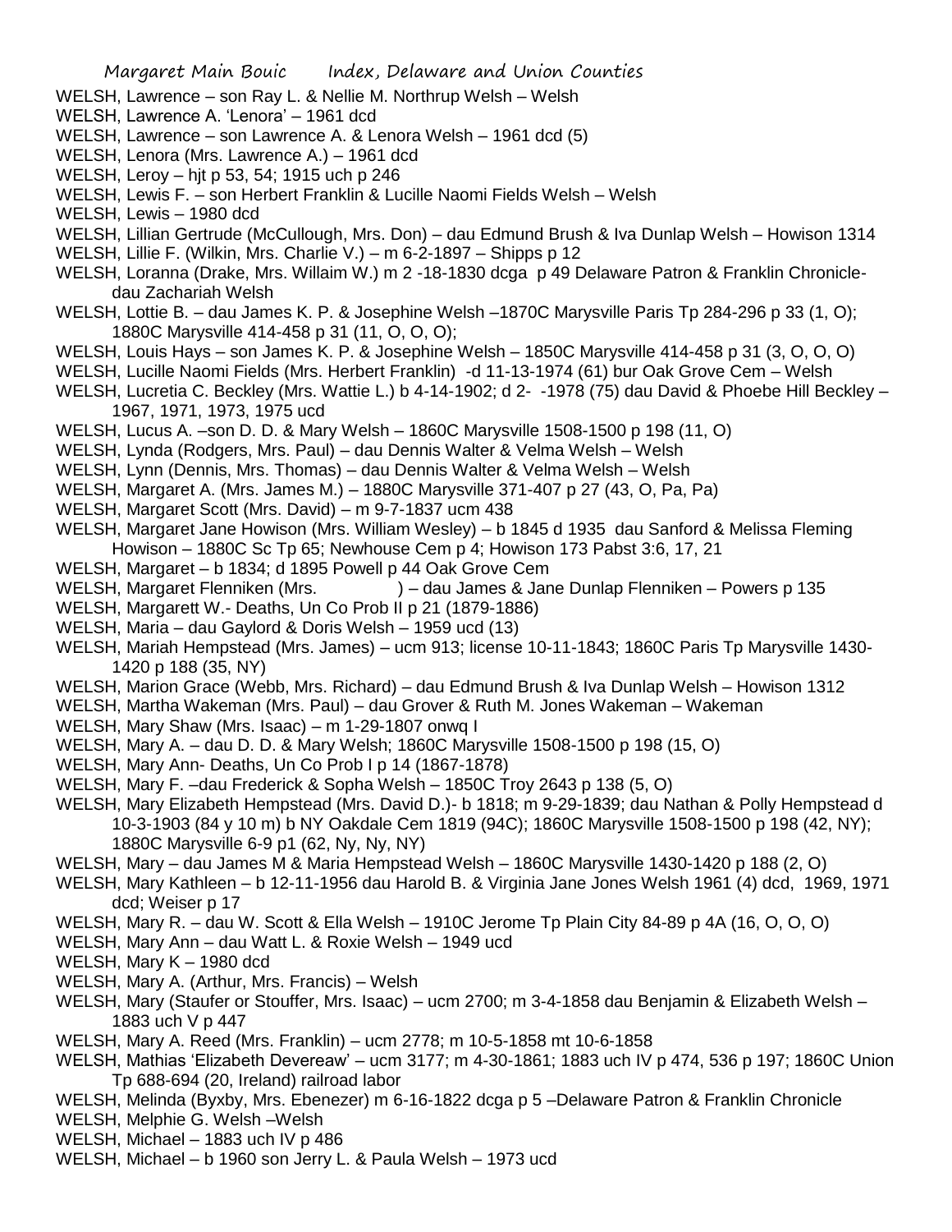WELSH, Lawrence – son Ray L. & Nellie M. Northrup Welsh – Welsh

WELSH, Lawrence A. 'Lenora' – 1961 dcd

WELSH, Lawrence – son Lawrence A. & Lenora Welsh – 1961 dcd (5)

WELSH, Lenora (Mrs. Lawrence A.) – 1961 dcd

WELSH, Leroy – hjt p 53, 54; 1915 uch p 246

WELSH, Lewis F. – son Herbert Franklin & Lucille Naomi Fields Welsh – Welsh

WELSH, Lewis – 1980 dcd

WELSH, Lillian Gertrude (McCullough, Mrs. Don) – dau Edmund Brush & Iva Dunlap Welsh – Howison 1314

WELSH, Lillie F. (Wilkin, Mrs. Charlie V.) – m 6-2-1897 – Shipps p 12

WELSH, Loranna (Drake, Mrs. Willaim W.) m 2 -18-1830 dcga p 49 Delaware Patron & Franklin Chronicle- dau Zachariah Welsh

WELSH, Lottie B. – dau James K. P. & Josephine Welsh –1870C Marysville Paris Tp 284-296 p 33 (1, O); 1880C Marysville 414-458 p 31 (11, O, O, O);

WELSH, Louis Hays – son James K. P. & Josephine Welsh – 1850C Marysville 414-458 p 31 (3, O, O, O)

WELSH, Lucille Naomi Fields (Mrs. Herbert Franklin) -d 11-13-1974 (61) bur Oak Grove Cem – Welsh

WELSH, Lucretia C. Beckley (Mrs. Wattie L.) b 4-14-1902; d 2- -1978 (75) dau David & Phoebe Hill Beckley – 1967, 1971, 1973, 1975 ucd

WELSH, Lucus A. –son D. D. & Mary Welsh – 1860C Marysville 1508-1500 p 198 (11, O)

WELSH, Lynda (Rodgers, Mrs. Paul) – dau Dennis Walter & Velma Welsh – Welsh

WELSH, Lynn (Dennis, Mrs. Thomas) – dau Dennis Walter & Velma Welsh – Welsh

WELSH, Margaret A. (Mrs. James M.) – 1880C Marysville 371-407 p 27 (43, O, Pa, Pa)

WELSH, Margaret Scott (Mrs. David) – m 9-7-1837 ucm 438

WELSH, Margaret Jane Howison (Mrs. William Wesley) – b 1845 d 1935 dau Sanford & Melissa Fleming Howison – 1880C Sc Tp 65; Newhouse Cem p 4; Howison 173 Pabst 3:6, 17, 21

WELSH, Margaret – b 1834; d 1895 Powell p 44 Oak Grove Cem

WELSH, Margaret Flenniken (Mrs. ) – dau James & Jane Dunlap Flenniken – Powers p 135

WELSH, Margarett W.- Deaths, Un Co Prob II p 21 (1879-1886)

WELSH, Maria – dau Gaylord & Doris Welsh – 1959 ucd (13)

WELSH, Mariah Hempstead (Mrs. James) – ucm 913; license 10-11-1843; 1860C Paris Tp Marysville 1430-1420 p 188 (35, NY)

WELSH, Marion Grace (Webb, Mrs. Richard) – dau Edmund Brush & Iva Dunlap Welsh – Howison 1312

WELSH, Martha Wakeman (Mrs. Paul) – dau Grover & Ruth M. Jones Wakeman – Wakeman

WELSH, Mary Shaw (Mrs. Isaac) – m 1-29-1807 onwq I

WELSH, Mary A. – dau D. D. & Mary Welsh; 1860C Marysville 1508-1500 p 198 (15, O)

WELSH, Mary Ann- Deaths, Un Co Prob I p 14 (1867-1878)

WELSH, Mary F. –dau Frederick & Sopha Welsh – 1850C Troy 2643 p 138 (5, O)

WELSH, Mary Elizabeth Hempstead (Mrs. David D.)- b 1818; m 9-29-1839; dau Nathan & Polly Hempstead d 10-3-1903 (84 y 10 m) b NY Oakdale Cem 1819 (94C); 1860C Marysville 1508-1500 p 198 (42, NY); 1880C Marysville 6-9 p1 (62, Ny, Ny, NY)

WELSH, Mary – dau James M & Maria Hempstead Welsh – 1860C Marysville 1430-1420 p 188 (2, O)

WELSH, Mary Kathleen – b 12-11-1956 dau Harold B. & Virginia Jane Jones Welsh 1961 (4) dcd, 1969, 1971 dcd; Weiser p 17

WELSH, Mary R. – dau W. Scott & Ella Welsh – 1910C Jerome Tp Plain City 84-89 p 4A (16, O, O, O)

WELSH, Mary Ann – dau Watt L. & Roxie Welsh – 1949 ucd

WELSH, Mary K – 1980 dcd

WELSH, Mary A. (Arthur, Mrs. Francis) – Welsh

WELSH, Mary (Staufer or Stouffer, Mrs. Isaac) – ucm 2700; m 3-4-1858 dau Benjamin & Elizabeth Welsh – 1883 uch V p 447

WELSH, Mary A. Reed (Mrs. Franklin) – ucm 2778; m 10-5-1858 mt 10-6-1858

WELSH, Mathias 'Elizabeth Devereaw' – ucm 3177; m 4-30-1861; 1883 uch IV p 474, 536 p 197; 1860C Union Tp 688-694 (20, Ireland) railroad labor

WELSH, Melinda (Byxby, Mrs. Ebenezer) m 6-16-1822 dcga p 5 –Delaware Patron & Franklin Chronicle

WELSH, Melphie G. Welsh –Welsh

WELSH, Michael – 1883 uch IV p 486

WELSH, Michael – b 1960 son Jerry L. & Paula Welsh – 1973 ucd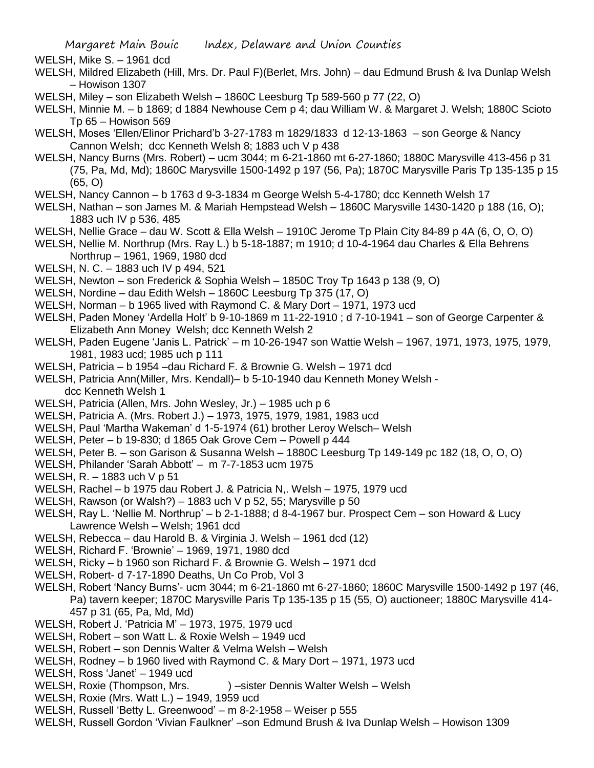WELSH, Mike S. – 1961 dcd

WELSH, Mildred Elizabeth (Hill, Mrs. Dr. Paul F)(Berlet, Mrs. John) – dau Edmund Brush & Iva Dunlap Welsh – Howison 1307

WELSH, Miley – son Elizabeth Welsh – 1860C Leesburg Tp 589-560 p 77 (22, O)

WELSH, Minnie M. – b 1869; d 1884 Newhouse Cem p 4; dau William W. & Margaret J. Welsh; 1880C Scioto Tp 65 – Howison 569

WELSH, Moses 'Ellen/Elinor Prichard'b 3-27-1783 m 1829/1833 d 12-13-1863 – son George & Nancy Cannon Welsh; dcc Kenneth Welsh 8; 1883 uch V p 438

WELSH, Nancy Burns (Mrs. Robert) – ucm 3044; m 6-21-1860 mt 6-27-1860; 1880C Marysville 413-456 p 31 (75, Pa, Md, Md); 1860C Marysville 1500-1492 p 197 (56, Pa); 1870C Marysville Paris Tp 135-135 p 15 (65, O)

WELSH, Nancy Cannon – b 1763 d 9-3-1834 m George Welsh 5-4-1780; dcc Kenneth Welsh 17

WELSH, Nathan – son James M. & Mariah Hempstead Welsh – 1860C Marysville 1430-1420 p 188 (16, O); 1883 uch IV p 536, 485

WELSH, Nellie Grace – dau W. Scott & Ella Welsh – 1910C Jerome Tp Plain City 84-89 p 4A (6, O, O, O)

WELSH, Nellie M. Northrup (Mrs. Ray L.) b 5-18-1887; m 1910; d 10-4-1964 dau Charles & Ella Behrens Northrup – 1961, 1969, 1980 dcd

WELSH, N. C. – 1883 uch IV p 494, 521

WELSH, Newton – son Frederick & Sophia Welsh – 1850C Troy Tp 1643 p 138 (9, O)

WELSH, Nordine – dau Edith Welsh – 1860C Leesburg Tp 375 (17, O)

WELSH, Norman – b 1965 lived with Raymond C. & Mary Dort – 1971, 1973 ucd

WELSH, Paden Money 'Ardella Holt' b 9-10-1869 m 11-22-1910 ; d 7-10-1941 – son of George Carpenter & Elizabeth Ann Money Welsh; dcc Kenneth Welsh 2

WELSH, Paden Eugene 'Janis L. Patrick' – m 10-26-1947 son Wattie Welsh – 1967, 1971, 1973, 1975, 1979, 1981, 1983 ucd; 1985 uch p 111

WELSH, Patricia – b 1954 –dau Richard F. & Brownie G. Welsh – 1971 dcd

WELSH, Patricia Ann(Miller, Mrs. Kendall)– b 5-10-1940 dau Kenneth Money Welsh - dcc Kenneth Welsh 1

WELSH, Patricia (Allen, Mrs. John Wesley, Jr.) – 1985 uch p 6

WELSH, Patricia A. (Mrs. Robert J.) – 1973, 1975, 1979, 1981, 1983 ucd

WELSH, Paul 'Martha Wakeman' d 1-5-1974 (61) brother Leroy Welsch– Welsh

WELSH, Peter – b 19-830; d 1865 Oak Grove Cem – Powell p 444

WELSH, Peter B. – son Garison & Susanna Welsh – 1880C Leesburg Tp 149-149 pc 182 (18, O, O, O)

WELSH, Philander 'Sarah Abbott' – m 7-7-1853 ucm 1975

WELSH, R. – 1883 uch V p 51

WELSH, Rachel – b 1975 dau Robert J. & Patricia N,. Welsh – 1975, 1979 ucd

WELSH, Rawson (or Walsh?) – 1883 uch V p 52, 55; Marysville p 50

WELSH, Ray L. 'Nellie M. Northrup' – b 2-1-1888; d 8-4-1967 bur. Prospect Cem – son Howard & Lucy Lawrence Welsh – Welsh; 1961 dcd

WELSH, Rebecca – dau Harold B. & Virginia J. Welsh – 1961 dcd (12)

WELSH, Richard F. 'Brownie' – 1969, 1971, 1980 dcd

WELSH, Ricky – b 1960 son Richard F. & Brownie G. Welsh – 1971 dcd

WELSH, Robert- d 7-17-1890 Deaths, Un Co Prob, Vol 3

WELSH, Robert 'Nancy Burns'- ucm 3044; m 6-21-1860 mt 6-27-1860; 1860C Marysville 1500-1492 p 197 (46, Pa) tavern keeper; 1870C Marysville Paris Tp 135-135 p 15 (55, O) auctioneer; 1880C Marysville 414-457 p 31 (65, Pa, Md, Md)

WELSH, Robert J. 'Patricia M' – 1973, 1975, 1979 ucd

WELSH, Robert – son Watt L. & Roxie Welsh – 1949 ucd

WELSH, Robert – son Dennis Walter & Velma Welsh – Welsh

WELSH, Rodney – b 1960 lived with Raymond C. & Mary Dort – 1971, 1973 ucd

WELSH, Ross 'Janet' – 1949 ucd

WELSH, Roxie (Thompson, Mrs. ) –sister Dennis Walter Welsh – Welsh

WELSH, Roxie (Mrs. Watt L.) – 1949, 1959 ucd

WELSH, Russell 'Betty L. Greenwood' – m 8-2-1958 – Weiser p 555

WELSH, Russell Gordon 'Vivian Faulkner' –son Edmund Brush & Iva Dunlap Welsh – Howison 1309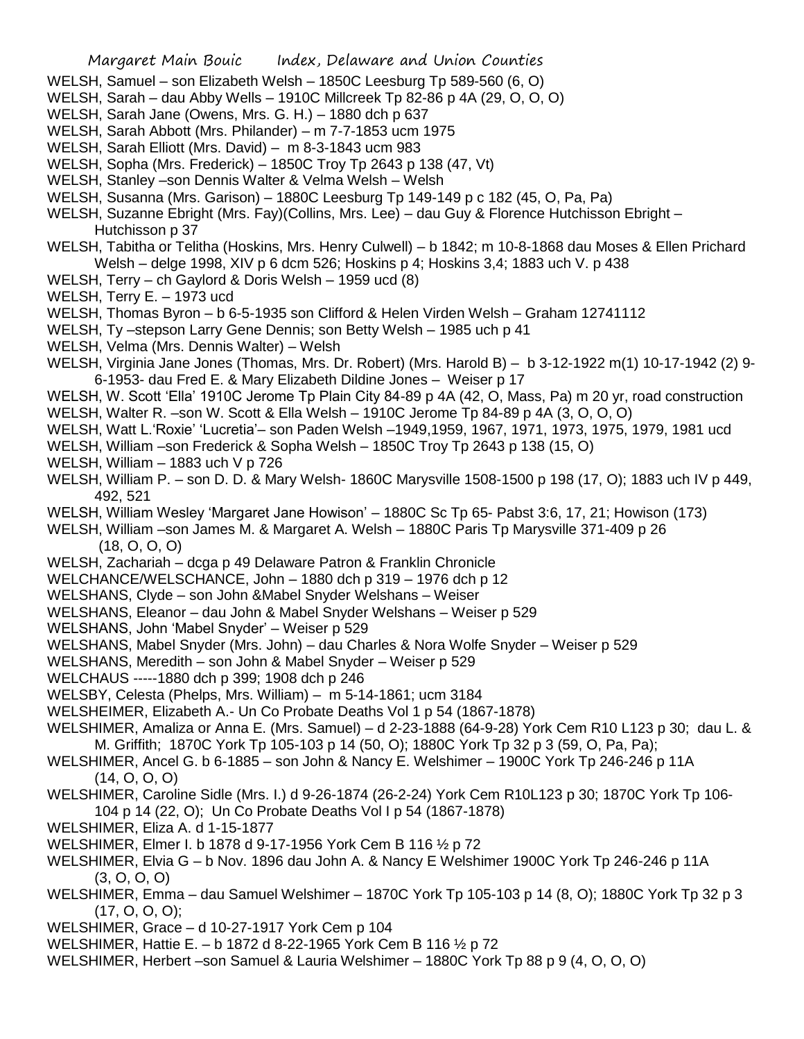WELSH, Samuel – son Elizabeth Welsh – 1850C Leesburg Tp 589-560 (6, O)
WELSH, Sarah – dau Abby Wells – 1910C Millcreek Tp 82-86 p 4A (29, O, O, O)
WELSH, Sarah Jane (Owens, Mrs. G. H.) – 1880 dch p 637
WELSH, Sarah Abbott (Mrs. Philander) – m 7-7-1853 ucm 1975
WELSH, Sarah Elliott (Mrs. David) – m 8-3-1843 ucm 983
WELSH, Sopha (Mrs. Frederick) – 1850C Troy Tp 2643 p 138 (47, Vt)
WELSH, Stanley –son Dennis Walter & Velma Welsh – Welsh
WELSH, Susanna (Mrs. Garison) – 1880C Leesburg Tp 149-149 p c 182 (45, O, Pa, Pa)
WELSH, Suzanne Ebright (Mrs. Fay)(Collins, Mrs. Lee) – dau Guy & Florence Hutchisson Ebright – Hutchisson p 37
WELSH, Tabitha or Telitha (Hoskins, Mrs. Henry Culwell) – b 1842; m 10-8-1868 dau Moses & Ellen Prichard Welsh – delge 1998, XIV p 6 dcm 526; Hoskins p 4; Hoskins 3,4; 1883 uch V. p 438
WELSH, Terry – ch Gaylord & Doris Welsh – 1959 ucd (8)
WELSH, Terry E. – 1973 ucd
WELSH, Thomas Byron – b 6-5-1935 son Clifford & Helen Virden Welsh – Graham 12741112
WELSH, Ty –stepson Larry Gene Dennis; son Betty Welsh – 1985 uch p 41
WELSH, Velma (Mrs. Dennis Walter) – Welsh
WELSH, Virginia Jane Jones (Thomas, Mrs. Dr. Robert) (Mrs. Harold B) – b 3-12-1922 m(1) 10-17-1942 (2) 9-6-1953- dau Fred E. & Mary Elizabeth Dildine Jones – Weiser p 17
WELSH, W. Scott 'Ella' 1910C Jerome Tp Plain City 84-89 p 4A (42, O, Mass, Pa) m 20 yr, road construction
WELSH, Walter R. –son W. Scott & Ella Welsh – 1910C Jerome Tp 84-89 p 4A (3, O, O, O)
WELSH, Watt L.'Roxie' 'Lucretia'– son Paden Welsh –1949,1959, 1967, 1971, 1973, 1975, 1979, 1981 ucd
WELSH, William –son Frederick & Sopha Welsh – 1850C Troy Tp 2643 p 138 (15, O)
WELSH, William – 1883 uch V p 726
WELSH, William P. – son D. D. & Mary Welsh- 1860C Marysville 1508-1500 p 198 (17, O); 1883 uch IV p 449, 492, 521
WELSH, William Wesley 'Margaret Jane Howison' – 1880C Sc Tp 65- Pabst 3:6, 17, 21; Howison (173)
WELSH, William –son James M. & Margaret A. Welsh – 1880C Paris Tp Marysville 371-409 p 26 (18, O, O, O)
WELSH, Zachariah – dcga p 49 Delaware Patron & Franklin Chronicle
WELCHANCE/WELSCHANCE, John – 1880 dch p 319 – 1976 dch p 12
WELSHANS, Clyde – son John &Mabel Snyder Welshans – Weiser
WELSHANS, Eleanor – dau John & Mabel Snyder Welshans – Weiser p 529
WELSHANS, John 'Mabel Snyder' – Weiser p 529
WELSHANS, Mabel Snyder (Mrs. John) – dau Charles & Nora Wolfe Snyder – Weiser p 529
WELSHANS, Meredith – son John & Mabel Snyder – Weiser p 529
WELCHAUS -----1880 dch p 399; 1908 dch p 246
WELSBY, Celesta (Phelps, Mrs. William) – m 5-14-1861; ucm 3184
WELSHEIMER, Elizabeth A.- Un Co Probate Deaths Vol 1 p 54 (1867-1878)
WELSHIMER, Amaliza or Anna E. (Mrs. Samuel) – d 2-23-1888 (64-9-28) York Cem R10 L123 p 30; dau L. & M. Griffith; 1870C York Tp 105-103 p 14 (50, O); 1880C York Tp 32 p 3 (59, O, Pa, Pa);
WELSHIMER, Ancel G. b 6-1885 – son John & Nancy E. Welshimer – 1900C York Tp 246-246 p 11A (14, O, O, O)
WELSHIMER, Caroline Sidle (Mrs. I.) d 9-26-1874 (26-2-24) York Cem R10L123 p 30; 1870C York Tp 106-104 p 14 (22, O); Un Co Probate Deaths Vol I p 54 (1867-1878)
WELSHIMER, Eliza A. d 1-15-1877
WELSHIMER, Elmer I. b 1878 d 9-17-1956 York Cem B 116 ½ p 72
WELSHIMER, Elvia G – b Nov. 1896 dau John A. & Nancy E Welshimer 1900C York Tp 246-246 p 11A (3, O, O, O)
WELSHIMER, Emma – dau Samuel Welshimer – 1870C York Tp 105-103 p 14 (8, O); 1880C York Tp 32 p 3 (17, O, O, O);
WELSHIMER, Grace – d 10-27-1917 York Cem p 104
WELSHIMER, Hattie E. – b 1872 d 8-22-1965 York Cem B 116 ½ p 72
WELSHIMER, Herbert –son Samuel & Lauria Welshimer – 1880C York Tp 88 p 9 (4, O, O, O)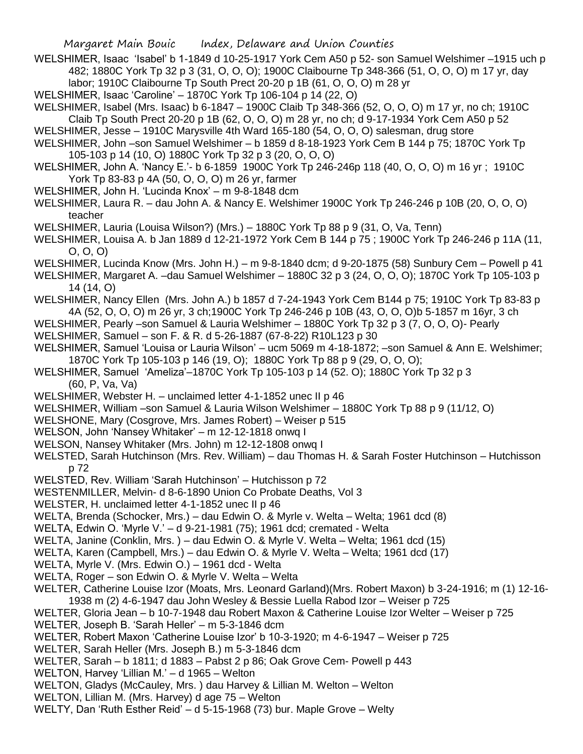WELSHIMER, Isaac 'Isabel' b 1-1849 d 10-25-1917 York Cem A50 p 52- son Samuel Welshimer –1915 uch p 482; 1880C York Tp 32 p 3 (31, O, O, O); 1900C Claibourne Tp 348-366 (51, O, O, O) m 17 yr, day labor; 1910C Claibourne Tp South Prect 20-20 p 1B (61, O, O, O) m 28 yr

WELSHIMER, Isaac 'Caroline' – 1870C York Tp 106-104 p 14 (22, O)

WELSHIMER, Isabel (Mrs. Isaac) b 6-1847 – 1900C Claib Tp 348-366 (52, O, O, O) m 17 yr, no ch; 1910C Claib Tp South Prect 20-20 p 1B (62, O, O, O) m 28 yr, no ch; d 9-17-1934 York Cem A50 p 52

WELSHIMER, Jesse – 1910C Marysville 4th Ward 165-180 (54, O, O, O) salesman, drug store

WELSHIMER, John –son Samuel Welshimer – b 1859 d 8-18-1923 York Cem B 144 p 75; 1870C York Tp 105-103 p 14 (10, O) 1880C York Tp 32 p 3 (20, O, O, O)

WELSHIMER, John A. 'Nancy E.'- b 6-1859 1900C York Tp 246-246p 118 (40, O, O, O) m 16 yr ; 1910C York Tp 83-83 p 4A (50, O, O, O) m 26 yr, farmer

WELSHIMER, John H. 'Lucinda Knox' – m 9-8-1848 dcm

WELSHIMER, Laura R. – dau John A. & Nancy E. Welshimer 1900C York Tp 246-246 p 10B (20, O, O, O) teacher

WELSHIMER, Lauria (Louisa Wilson?) (Mrs.) – 1880C York Tp 88 p 9 (31, O, Va, Tenn)

WELSHIMER, Louisa A. b Jan 1889 d 12-21-1972 York Cem B 144 p 75 ; 1900C York Tp 246-246 p 11A (11, O, O, O)

WELSHIMER, Lucinda Know (Mrs. John H.) – m 9-8-1840 dcm; d 9-20-1875 (58) Sunbury Cem – Powell p 41

WELSHIMER, Margaret A. –dau Samuel Welshimer – 1880C 32 p 3 (24, O, O, O); 1870C York Tp 105-103 p 14 (14, O)

WELSHIMER, Nancy Ellen (Mrs. John A.) b 1857 d 7-24-1943 York Cem B144 p 75; 1910C York Tp 83-83 p 4A (52, O, O, O) m 26 yr, 3 ch;1900C York Tp 246-246 p 10B (43, O, O, O)b 5-1857 m 16yr, 3 ch

WELSHIMER, Pearly –son Samuel & Lauria Welshimer – 1880C York Tp 32 p 3 (7, O, O, O)- Pearly

WELSHIMER, Samuel – son F. & R. d 5-26-1887 (67-8-22) R10L123 p 30

WELSHIMER, Samuel 'Louisa or Lauria Wilson' – ucm 5069 m 4-18-1872; –son Samuel & Ann E. Welshimer; 1870C York Tp 105-103 p 146 (19, O); 1880C York Tp 88 p 9 (29, O, O, O);

WELSHIMER, Samuel 'Ameliza'–1870C York Tp 105-103 p 14 (52. O); 1880C York Tp 32 p 3 (60, P, Va, Va)

WELSHIMER, Webster H. – unclaimed letter 4-1-1852 unec II p 46

WELSHIMER, William –son Samuel & Lauria Wilson Welshimer – 1880C York Tp 88 p 9 (11/12, O)

WELSHONE, Mary (Cosgrove, Mrs. James Robert) – Weiser p 515

WELSON, John 'Nansey Whitaker' – m 12-12-1818 onwq I

WELSON, Nansey Whitaker (Mrs. John) m 12-12-1808 onwq I

WELSTED, Sarah Hutchinson (Mrs. Rev. William) – dau Thomas H. & Sarah Foster Hutchinson – Hutchisson p 72

WELSTED, Rev. William 'Sarah Hutchinson' – Hutchisson p 72

WESTENMILLER, Melvin- d 8-6-1890 Union Co Probate Deaths, Vol 3

WELSTER, H. unclaimed letter 4-1-1852 unec II p 46

WELTA, Brenda (Schocker, Mrs.) – dau Edwin O. & Myrle v. Welta – Welta; 1961 dcd (8)

WELTA, Edwin O. 'Myrle V.' – d 9-21-1981 (75); 1961 dcd; cremated - Welta

WELTA, Janine (Conklin, Mrs. ) – dau Edwin O. & Myrle V. Welta – Welta; 1961 dcd (15)

WELTA, Karen (Campbell, Mrs.) – dau Edwin O. & Myrle V. Welta – Welta; 1961 dcd (17)

WELTA, Myrle V. (Mrs. Edwin O.) – 1961 dcd - Welta

WELTA, Roger – son Edwin O. & Myrle V. Welta – Welta

WELTER, Catherine Louise Izor (Moats, Mrs. Leonard Garland)(Mrs. Robert Maxon) b 3-24-1916; m (1) 12-16-1938 m (2) 4-6-1947 dau John Wesley & Bessie Luella Rabod Izor – Weiser p 725

WELTER, Gloria Jean – b 10-7-1948 dau Robert Maxon & Catherine Louise Izor Welter – Weiser p 725

WELTER, Joseph B. 'Sarah Heller' – m 5-3-1846 dcm

WELTER, Robert Maxon 'Catherine Louise Izor' b 10-3-1920; m 4-6-1947 – Weiser p 725

WELTER, Sarah Heller (Mrs. Joseph B.) m 5-3-1846 dcm

WELTER, Sarah – b 1811; d 1883 – Pabst 2 p 86; Oak Grove Cem- Powell p 443

WELTON, Harvey 'Lillian M.' – d 1965 – Welton

WELTON, Gladys (McCauley, Mrs. ) dau Harvey & Lillian M. Welton – Welton

WELTON, Lillian M. (Mrs. Harvey) d age 75 – Welton

WELTY, Dan 'Ruth Esther Reid' – d 5-15-1968 (73) bur. Maple Grove – Welty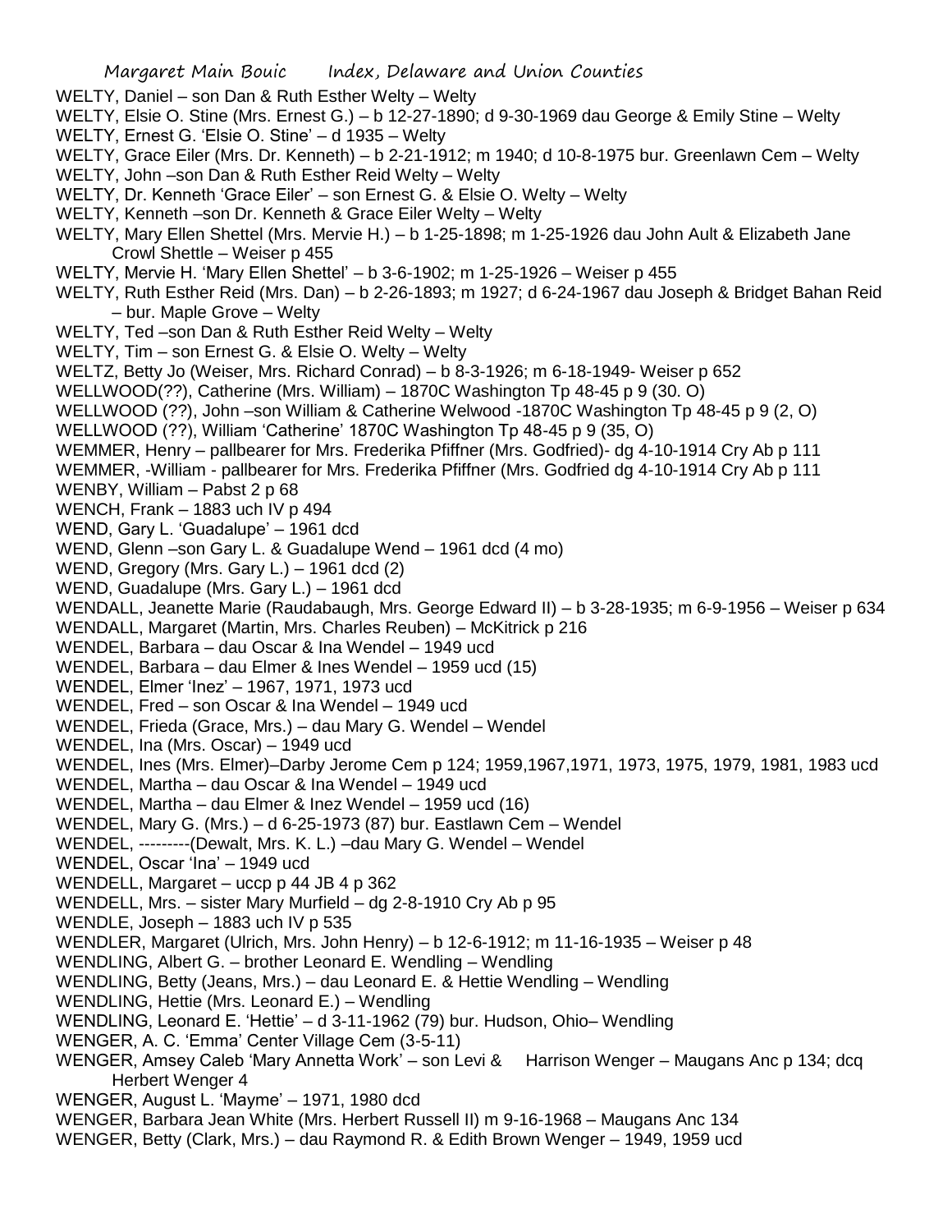WELTY, Daniel – son Dan & Ruth Esther Welty – Welty

WELTY, Elsie O. Stine (Mrs. Ernest G.) – b 12-27-1890; d 9-30-1969 dau George & Emily Stine – Welty

WELTY, Ernest G. 'Elsie O. Stine' – d 1935 – Welty

WELTY, Grace Eiler (Mrs. Dr. Kenneth) – b 2-21-1912; m 1940; d 10-8-1975 bur. Greenlawn Cem – Welty

WELTY, John –son Dan & Ruth Esther Reid Welty – Welty

WELTY, Dr. Kenneth 'Grace Eiler' – son Ernest G. & Elsie O. Welty – Welty

WELTY, Kenneth –son Dr. Kenneth & Grace Eiler Welty – Welty

WELTY, Mary Ellen Shettel (Mrs. Mervie H.) – b 1-25-1898; m 1-25-1926 dau John Ault & Elizabeth Jane Crowl Shettle – Weiser p 455

WELTY, Mervie H. 'Mary Ellen Shettel' – b 3-6-1902; m 1-25-1926 – Weiser p 455

WELTY, Ruth Esther Reid (Mrs. Dan) – b 2-26-1893; m 1927; d 6-24-1967 dau Joseph & Bridget Bahan Reid – bur. Maple Grove – Welty

WELTY, Ted –son Dan & Ruth Esther Reid Welty – Welty

WELTY, Tim – son Ernest G. & Elsie O. Welty – Welty

WELTZ, Betty Jo (Weiser, Mrs. Richard Conrad) – b 8-3-1926; m 6-18-1949- Weiser p 652

WELLWOOD(??), Catherine (Mrs. William) – 1870C Washington Tp 48-45 p 9 (30. O)

WELLWOOD (??), John –son William & Catherine Welwood -1870C Washington Tp 48-45 p 9 (2, O)

WELLWOOD (??), William 'Catherine' 1870C Washington Tp 48-45 p 9 (35, O)

WEMMER, Henry – pallbearer for Mrs. Frederika Pfiffner (Mrs. Godfried)- dg 4-10-1914 Cry Ab p 111

WEMMER, -William - pallbearer for Mrs. Frederika Pfiffner (Mrs. Godfried dg 4-10-1914 Cry Ab p 111

WENBY, William – Pabst 2 p 68

WENCH, Frank – 1883 uch IV p 494

WEND, Gary L. 'Guadalupe' – 1961 dcd

WEND, Glenn –son Gary L. & Guadalupe Wend – 1961 dcd (4 mo)

WEND, Gregory (Mrs. Gary L.) – 1961 dcd (2)

WEND, Guadalupe (Mrs. Gary L.) – 1961 dcd

WENDALL, Jeanette Marie (Raudabaugh, Mrs. George Edward II) – b 3-28-1935; m 6-9-1956 – Weiser p 634

WENDALL, Margaret (Martin, Mrs. Charles Reuben) – McKitrick p 216

WENDEL, Barbara – dau Oscar & Ina Wendel – 1949 ucd

WENDEL, Barbara – dau Elmer & Ines Wendel – 1959 ucd (15)

WENDEL, Elmer 'Inez' – 1967, 1971, 1973 ucd

WENDEL, Fred – son Oscar & Ina Wendel – 1949 ucd

WENDEL, Frieda (Grace, Mrs.) – dau Mary G. Wendel – Wendel

WENDEL, Ina (Mrs. Oscar) – 1949 ucd

WENDEL, Ines (Mrs. Elmer)–Darby Jerome Cem p 124; 1959,1967,1971, 1973, 1975, 1979, 1981, 1983 ucd

WENDEL, Martha – dau Oscar & Ina Wendel – 1949 ucd

WENDEL, Martha – dau Elmer & Inez Wendel – 1959 ucd (16)

WENDEL, Mary G. (Mrs.) – d 6-25-1973 (87) bur. Eastlawn Cem – Wendel

WENDEL, ---------(Dewalt, Mrs. K. L.) –dau Mary G. Wendel – Wendel

WENDEL, Oscar 'Ina' – 1949 ucd

WENDELL, Margaret – uccp p 44 JB 4 p 362

WENDELL, Mrs. – sister Mary Murfield – dg 2-8-1910 Cry Ab p 95

WENDLE, Joseph – 1883 uch IV p 535

WENDLER, Margaret (Ulrich, Mrs. John Henry) – b 12-6-1912; m 11-16-1935 – Weiser p 48

WENDLING, Albert G. – brother Leonard E. Wendling – Wendling

WENDLING, Betty (Jeans, Mrs.) – dau Leonard E. & Hettie Wendling – Wendling

WENDLING, Hettie (Mrs. Leonard E.) – Wendling

WENDLING, Leonard E. 'Hettie' – d 3-11-1962 (79) bur. Hudson, Ohio– Wendling

WENGER, A. C. 'Emma' Center Village Cem (3-5-11)

WENGER, Amsey Caleb 'Mary Annetta Work' – son Levi & Harrison Wenger – Maugans Anc p 134; dcq Herbert Wenger 4

WENGER, August L. 'Mayme' – 1971, 1980 dcd

WENGER, Barbara Jean White (Mrs. Herbert Russell II) m 9-16-1968 – Maugans Anc 134

WENGER, Betty (Clark, Mrs.) – dau Raymond R. & Edith Brown Wenger – 1949, 1959 ucd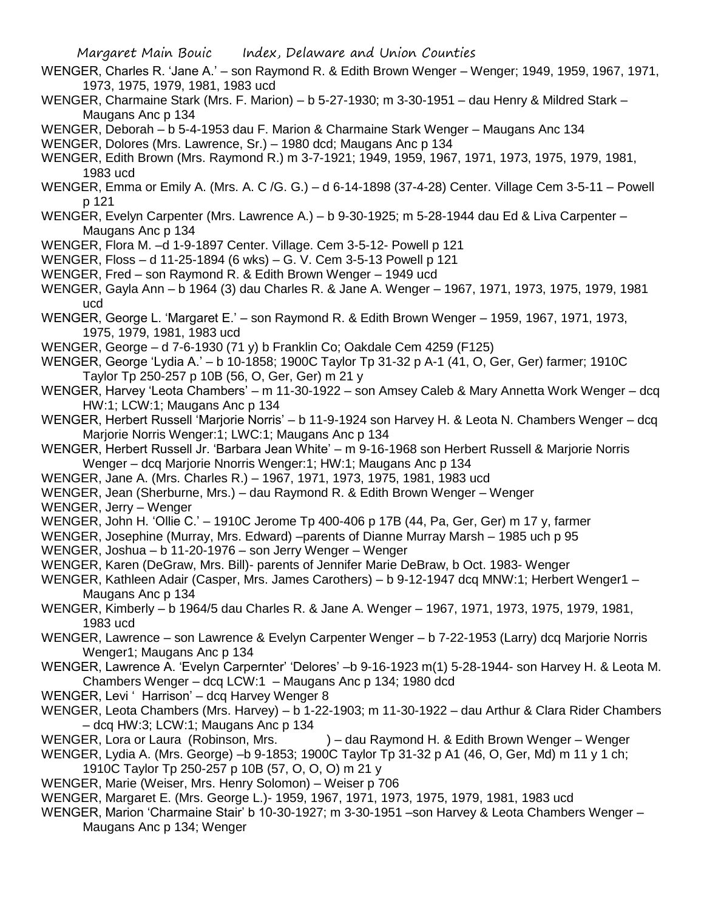WENGER, Charles R. 'Jane A.' – son Raymond R. & Edith Brown Wenger – Wenger; 1949, 1959, 1967, 1971, 1973, 1975, 1979, 1981, 1983 ucd

WENGER, Charmaine Stark (Mrs. F. Marion) – b 5-27-1930; m 3-30-1951 – dau Henry & Mildred Stark – Maugans Anc p 134

WENGER, Deborah – b 5-4-1953 dau F. Marion & Charmaine Stark Wenger – Maugans Anc 134

WENGER, Dolores (Mrs. Lawrence, Sr.) – 1980 dcd; Maugans Anc p 134

WENGER, Edith Brown (Mrs. Raymond R.) m 3-7-1921; 1949, 1959, 1967, 1971, 1973, 1975, 1979, 1981, 1983 ucd

WENGER, Emma or Emily A. (Mrs. A. C /G. G.) – d 6-14-1898 (37-4-28) Center. Village Cem 3-5-11 – Powell p 121

WENGER, Evelyn Carpenter (Mrs. Lawrence A.) – b 9-30-1925; m 5-28-1944 dau Ed & Liva Carpenter – Maugans Anc p 134

WENGER, Flora M. –d 1-9-1897 Center. Village. Cem 3-5-12- Powell p 121

WENGER, Floss – d 11-25-1894 (6 wks) – G. V. Cem 3-5-13 Powell p 121

WENGER, Fred – son Raymond R. & Edith Brown Wenger – 1949 ucd

WENGER, Gayla Ann – b 1964 (3) dau Charles R. & Jane A. Wenger – 1967, 1971, 1973, 1975, 1979, 1981 ucd

WENGER, George L. 'Margaret E.' – son Raymond R. & Edith Brown Wenger – 1959, 1967, 1971, 1973, 1975, 1979, 1981, 1983 ucd

WENGER, George – d 7-6-1930 (71 y) b Franklin Co; Oakdale Cem 4259 (F125)

WENGER, George 'Lydia A.' – b 10-1858; 1900C Taylor Tp 31-32 p A-1 (41, O, Ger, Ger) farmer; 1910C Taylor Tp 250-257 p 10B (56, O, Ger, Ger) m 21 y

WENGER, Harvey 'Leota Chambers' – m 11-30-1922 – son Amsey Caleb & Mary Annetta Work Wenger – dcq HW:1; LCW:1; Maugans Anc p 134

WENGER, Herbert Russell 'Marjorie Norris' – b 11-9-1924 son Harvey H. & Leota N. Chambers Wenger – dcq Marjorie Norris Wenger:1; LWC:1; Maugans Anc p 134

WENGER, Herbert Russell Jr. 'Barbara Jean White' – m 9-16-1968 son Herbert Russell & Marjorie Norris Wenger – dcq Marjorie Nnorris Wenger:1; HW:1; Maugans Anc p 134

WENGER, Jane A. (Mrs. Charles R.) – 1967, 1971, 1973, 1975, 1981, 1983 ucd

WENGER, Jean (Sherburne, Mrs.) – dau Raymond R. & Edith Brown Wenger – Wenger

WENGER, Jerry – Wenger

WENGER, John H. 'Ollie C.' – 1910C Jerome Tp 400-406 p 17B (44, Pa, Ger, Ger) m 17 y, farmer

WENGER, Josephine (Murray, Mrs. Edward) –parents of Dianne Murray Marsh – 1985 uch p 95

WENGER, Joshua – b 11-20-1976 – son Jerry Wenger – Wenger

WENGER, Karen (DeGraw, Mrs. Bill)- parents of Jennifer Marie DeBraw, b Oct. 1983- Wenger

WENGER, Kathleen Adair (Casper, Mrs. James Carothers) – b 9-12-1947 dcq MNW:1; Herbert Wenger1 – Maugans Anc p 134

WENGER, Kimberly – b 1964/5 dau Charles R. & Jane A. Wenger – 1967, 1971, 1973, 1975, 1979, 1981, 1983 ucd

WENGER, Lawrence – son Lawrence & Evelyn Carpenter Wenger – b 7-22-1953 (Larry) dcq Marjorie Norris Wenger1; Maugans Anc p 134

WENGER, Lawrence A. 'Evelyn Carpernter' 'Delores' –b 9-16-1923 m(1) 5-28-1944- son Harvey H. & Leota M. Chambers Wenger – dcq LCW:1 – Maugans Anc p 134; 1980 dcd

WENGER, Levi ' Harrison' – dcq Harvey Wenger 8

WENGER, Leota Chambers (Mrs. Harvey) – b 1-22-1903; m 11-30-1922 – dau Arthur & Clara Rider Chambers – dcq HW:3; LCW:1; Maugans Anc p 134

WENGER, Lora or Laura (Robinson, Mrs. ) – dau Raymond H. & Edith Brown Wenger – Wenger

WENGER, Lydia A. (Mrs. George) –b 9-1853; 1900C Taylor Tp 31-32 p A1 (46, O, Ger, Md) m 11 y 1 ch; 1910C Taylor Tp 250-257 p 10B (57, O, O, O) m 21 y

WENGER, Marie (Weiser, Mrs. Henry Solomon) – Weiser p 706

WENGER, Margaret E. (Mrs. George L.)- 1959, 1967, 1971, 1973, 1975, 1979, 1981, 1983 ucd

WENGER, Marion 'Charmaine Stair' b 10-30-1927; m 3-30-1951 –son Harvey & Leota Chambers Wenger – Maugans Anc p 134; Wenger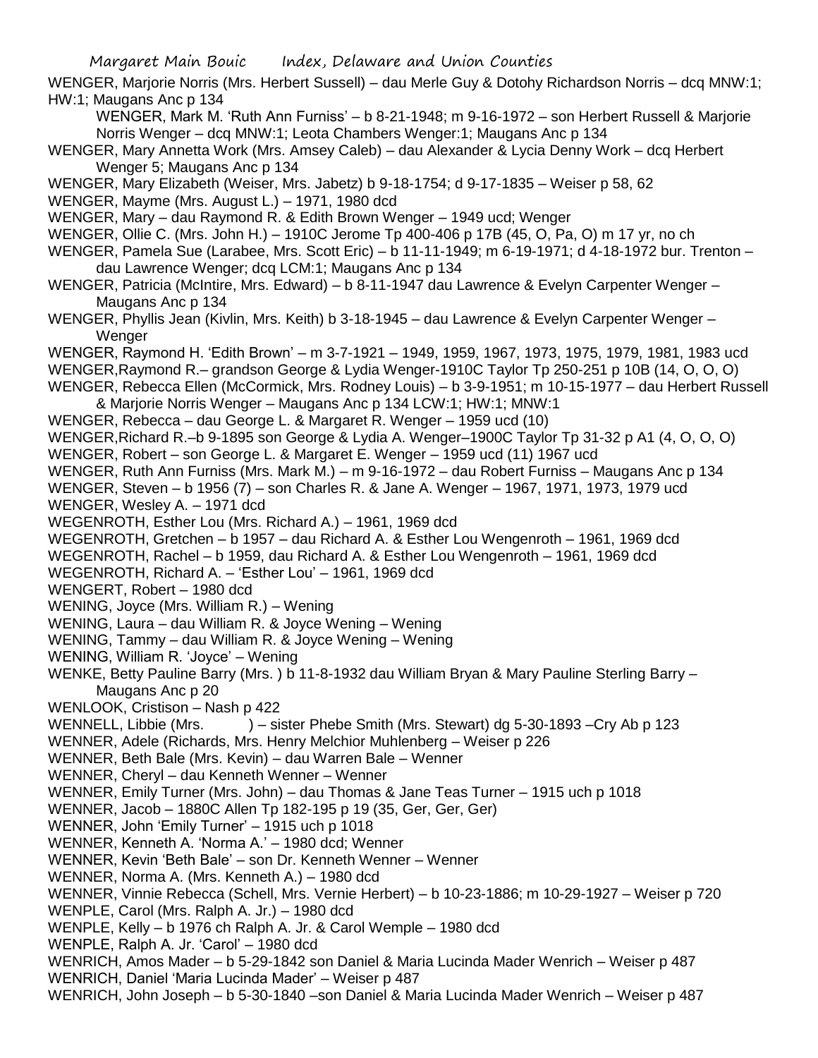WENGER, Marjorie Norris (Mrs. Herbert Sussell) – dau Merle Guy & Dotohy Richardson Norris – dcq MNW:1; HW:1; Maugans Anc p 134

WENGER, Mark M. 'Ruth Ann Furniss' – b 8-21-1948; m 9-16-1972 – son Herbert Russell & Marjorie Norris Wenger – dcq MNW:1; Leota Chambers Wenger:1; Maugans Anc p 134

WENGER, Mary Annetta Work (Mrs. Amsey Caleb) – dau Alexander & Lycia Denny Work – dcq Herbert Wenger 5; Maugans Anc p 134

WENGER, Mary Elizabeth (Weiser, Mrs. Jabetz) b 9-18-1754; d 9-17-1835 – Weiser p 58, 62

WENGER, Mayme (Mrs. August L.) – 1971, 1980 dcd

WENGER, Mary – dau Raymond R. & Edith Brown Wenger – 1949 ucd; Wenger

WENGER, Ollie C. (Mrs. John H.) – 1910C Jerome Tp 400-406 p 17B (45, O, Pa, O) m 17 yr, no ch

WENGER, Pamela Sue (Larabee, Mrs. Scott Eric) – b 11-11-1949; m 6-19-1971; d 4-18-1972 bur. Trenton – dau Lawrence Wenger; dcq LCM:1; Maugans Anc p 134

WENGER, Patricia (McIntire, Mrs. Edward) – b 8-11-1947 dau Lawrence & Evelyn Carpenter Wenger – Maugans Anc p 134

WENGER, Phyllis Jean (Kivlin, Mrs. Keith) b 3-18-1945 – dau Lawrence & Evelyn Carpenter Wenger – Wenger

WENGER, Raymond H. 'Edith Brown' – m 3-7-1921 – 1949, 1959, 1967, 1973, 1975, 1979, 1981, 1983 ucd

WENGER,Raymond R.– grandson George & Lydia Wenger-1910C Taylor Tp 250-251 p 10B (14, O, O, O)

WENGER, Rebecca Ellen (McCormick, Mrs. Rodney Louis) – b 3-9-1951; m 10-15-1977 – dau Herbert Russell & Marjorie Norris Wenger – Maugans Anc p 134 LCW:1; HW:1; MNW:1

WENGER, Rebecca – dau George L. & Margaret R. Wenger – 1959 ucd (10)

WENGER,Richard R.–b 9-1895 son George & Lydia A. Wenger–1900C Taylor Tp 31-32 p A1 (4, O, O, O)

WENGER, Robert – son George L. & Margaret E. Wenger – 1959 ucd (11) 1967 ucd

WENGER, Ruth Ann Furniss (Mrs. Mark M.) – m 9-16-1972 – dau Robert Furniss – Maugans Anc p 134

WENGER, Steven – b 1956 (7) – son Charles R. & Jane A. Wenger – 1967, 1971, 1973, 1979 ucd

WENGER, Wesley A. – 1971 dcd

WEGENROTH, Esther Lou (Mrs. Richard A.) – 1961, 1969 dcd

WEGENROTH, Gretchen – b 1957 – dau Richard A. & Esther Lou Wengenroth – 1961, 1969 dcd

WEGENROTH, Rachel – b 1959, dau Richard A. & Esther Lou Wengenroth – 1961, 1969 dcd

WEGENROTH, Richard A. – 'Esther Lou' – 1961, 1969 dcd

WENGERT, Robert – 1980 dcd

WENING, Joyce (Mrs. William R.) – Wening

WENING, Laura – dau William R. & Joyce Wening – Wening

WENING, Tammy – dau William R. & Joyce Wening – Wening

WENING, William R. 'Joyce' – Wening

WENKE, Betty Pauline Barry (Mrs. ) b 11-8-1932 dau William Bryan & Mary Pauline Sterling Barry – Maugans Anc p 20

WENLOOK, Cristison – Nash p 422

WENNELL, Libbie (Mrs. ) – sister Phebe Smith (Mrs. Stewart) dg 5-30-1893 –Cry Ab p 123

WENNER, Adele (Richards, Mrs. Henry Melchior Muhlenberg – Weiser p 226

WENNER, Beth Bale (Mrs. Kevin) – dau Warren Bale – Wenner

WENNER, Cheryl – dau Kenneth Wenner – Wenner

WENNER, Emily Turner (Mrs. John) – dau Thomas & Jane Teas Turner – 1915 uch p 1018

WENNER, Jacob – 1880C Allen Tp 182-195 p 19 (35, Ger, Ger, Ger)

WENNER, John 'Emily Turner' – 1915 uch p 1018

WENNER, Kenneth A. 'Norma A.' – 1980 dcd; Wenner

WENNER, Kevin 'Beth Bale' – son Dr. Kenneth Wenner – Wenner

WENNER, Norma A. (Mrs. Kenneth A.) – 1980 dcd

WENNER, Vinnie Rebecca (Schell, Mrs. Vernie Herbert) – b 10-23-1886; m 10-29-1927 – Weiser p 720

WENPLE, Carol (Mrs. Ralph A. Jr.) – 1980 dcd

WENPLE, Kelly – b 1976 ch Ralph A. Jr. & Carol Wemple – 1980 dcd

WENPLE, Ralph A. Jr. 'Carol' – 1980 dcd

WENRICH, Amos Mader – b 5-29-1842 son Daniel & Maria Lucinda Mader Wenrich – Weiser p 487

WENRICH, Daniel 'Maria Lucinda Mader' – Weiser p 487

WENRICH, John Joseph – b 5-30-1840 –son Daniel & Maria Lucinda Mader Wenrich – Weiser p 487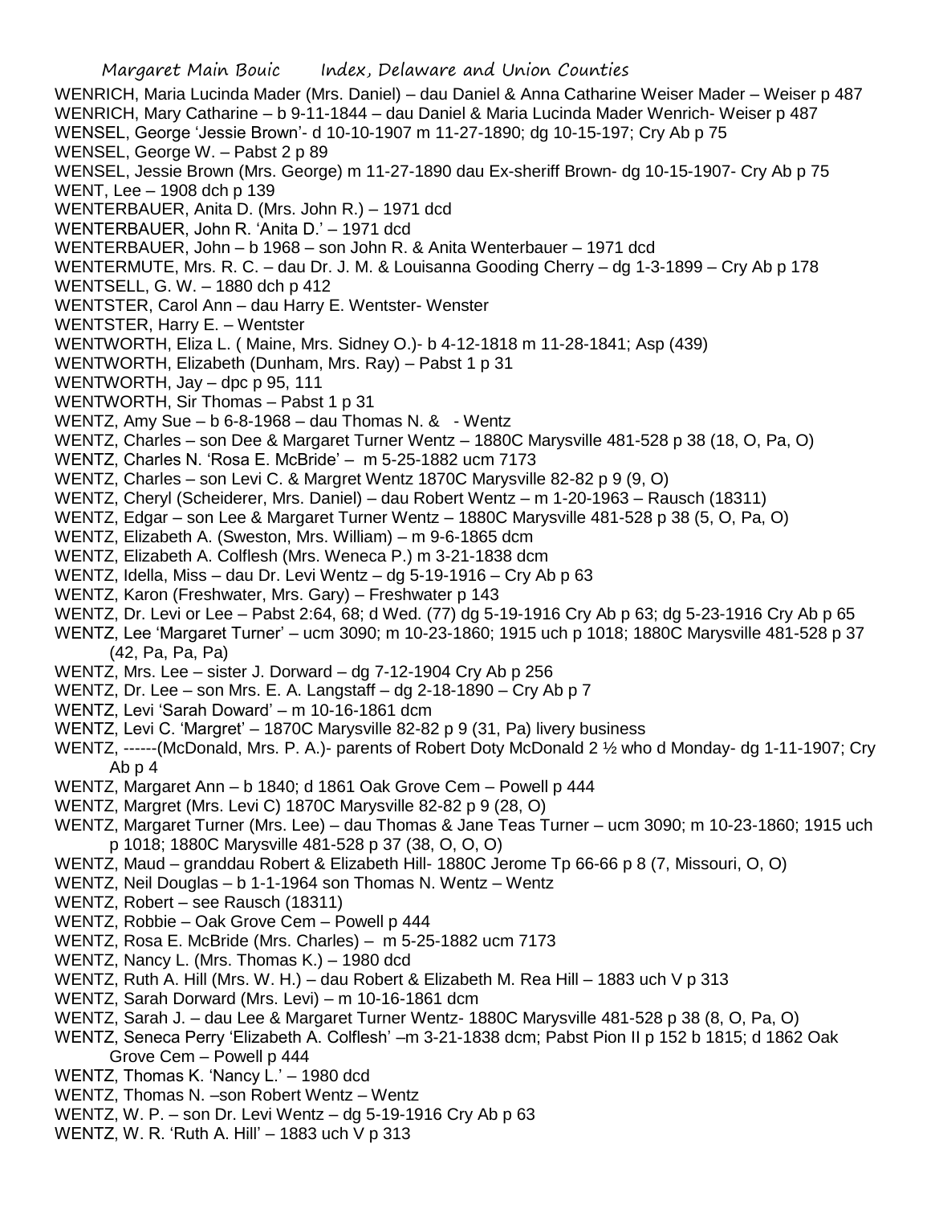WENRICH, Maria Lucinda Mader (Mrs. Daniel) – dau Daniel & Anna Catharine Weiser Mader – Weiser p 487
WENRICH, Mary Catharine – b 9-11-1844 – dau Daniel & Maria Lucinda Mader Wenrich- Weiser p 487
WENSEL, George 'Jessie Brown'- d 10-10-1907 m 11-27-1890; dg 10-15-197; Cry Ab p 75
WENSEL, George W. – Pabst 2 p 89
WENSEL, Jessie Brown (Mrs. George) m 11-27-1890 dau Ex-sheriff Brown- dg 10-15-1907- Cry Ab p 75
WENT, Lee – 1908 dch p 139
WENTERBAUER, Anita D. (Mrs. John R.) – 1971 dcd
WENTERBAUER, John R. 'Anita D.' – 1971 dcd
WENTERBAUER, John – b 1968 – son John R. & Anita Wenterbauer – 1971 dcd
WENTERMUTE, Mrs. R. C. – dau Dr. J. M. & Louisanna Gooding Cherry – dg 1-3-1899 – Cry Ab p 178
WENTSELL, G. W. – 1880 dch p 412
WENTSTER, Carol Ann – dau Harry E. Wentster- Wenster
WENTSTER, Harry E. – Wentster
WENTWORTH, Eliza L. ( Maine, Mrs. Sidney O.)- b 4-12-1818 m 11-28-1841; Asp (439)
WENTWORTH, Elizabeth (Dunham, Mrs. Ray) – Pabst 1 p 31
WENTWORTH, Jay – dpc p 95, 111
WENTWORTH, Sir Thomas – Pabst 1 p 31
WENTZ, Amy Sue – b 6-8-1968 – dau Thomas N. & - Wentz
WENTZ, Charles – son Dee & Margaret Turner Wentz – 1880C Marysville 481-528 p 38 (18, O, Pa, O)
WENTZ, Charles N. 'Rosa E. McBride' – m 5-25-1882 ucm 7173
WENTZ, Charles – son Levi C. & Margret Wentz 1870C Marysville 82-82 p 9 (9, O)
WENTZ, Cheryl (Scheiderer, Mrs. Daniel) – dau Robert Wentz – m 1-20-1963 – Rausch (18311)
WENTZ, Edgar – son Lee & Margaret Turner Wentz – 1880C Marysville 481-528 p 38 (5, O, Pa, O)
WENTZ, Elizabeth A. (Sweston, Mrs. William) – m 9-6-1865 dcm
WENTZ, Elizabeth A. Colflesh (Mrs. Weneca P.) m 3-21-1838 dcm
WENTZ, Idella, Miss – dau Dr. Levi Wentz – dg 5-19-1916 – Cry Ab p 63
WENTZ, Karon (Freshwater, Mrs. Gary) – Freshwater p 143
WENTZ, Dr. Levi or Lee – Pabst 2:64, 68; d Wed. (77) dg 5-19-1916 Cry Ab p 63; dg 5-23-1916 Cry Ab p 65
WENTZ, Lee 'Margaret Turner' – ucm 3090; m 10-23-1860; 1915 uch p 1018; 1880C Marysville 481-528 p 37 (42, Pa, Pa, Pa)
WENTZ, Mrs. Lee – sister J. Dorward – dg 7-12-1904 Cry Ab p 256
WENTZ, Dr. Lee – son Mrs. E. A. Langstaff – dg 2-18-1890 – Cry Ab p 7
WENTZ, Levi 'Sarah Doward' – m 10-16-1861 dcm
WENTZ, Levi C. 'Margret' – 1870C Marysville 82-82 p 9 (31, Pa) livery business
WENTZ, ------(McDonald, Mrs. P. A.)- parents of Robert Doty McDonald 2 ½ who d Monday- dg 1-11-1907; Cry Ab p 4
WENTZ, Margaret Ann – b 1840; d 1861 Oak Grove Cem – Powell p 444
WENTZ, Margret (Mrs. Levi C) 1870C Marysville 82-82 p 9 (28, O)
WENTZ, Margaret Turner (Mrs. Lee) – dau Thomas & Jane Teas Turner – ucm 3090; m 10-23-1860; 1915 uch p 1018; 1880C Marysville 481-528 p 37 (38, O, O, O)
WENTZ, Maud – granddau Robert & Elizabeth Hill- 1880C Jerome Tp 66-66 p 8 (7, Missouri, O, O)
WENTZ, Neil Douglas – b 1-1-1964 son Thomas N. Wentz – Wentz
WENTZ, Robert – see Rausch (18311)
WENTZ, Robbie – Oak Grove Cem – Powell p 444
WENTZ, Rosa E. McBride (Mrs. Charles) – m 5-25-1882 ucm 7173
WENTZ, Nancy L. (Mrs. Thomas K.) – 1980 dcd
WENTZ, Ruth A. Hill (Mrs. W. H.) – dau Robert & Elizabeth M. Rea Hill – 1883 uch V p 313
WENTZ, Sarah Dorward (Mrs. Levi) – m 10-16-1861 dcm
WENTZ, Sarah J. – dau Lee & Margaret Turner Wentz- 1880C Marysville 481-528 p 38 (8, O, Pa, O)
WENTZ, Seneca Perry 'Elizabeth A. Colflesh' –m 3-21-1838 dcm; Pabst Pion II p 152 b 1815; d 1862 Oak Grove Cem – Powell p 444
WENTZ, Thomas K. 'Nancy L.' – 1980 dcd
WENTZ, Thomas N. –son Robert Wentz – Wentz
WENTZ, W. P. – son Dr. Levi Wentz – dg 5-19-1916 Cry Ab p 63
WENTZ, W. R. 'Ruth A. Hill' – 1883 uch V p 313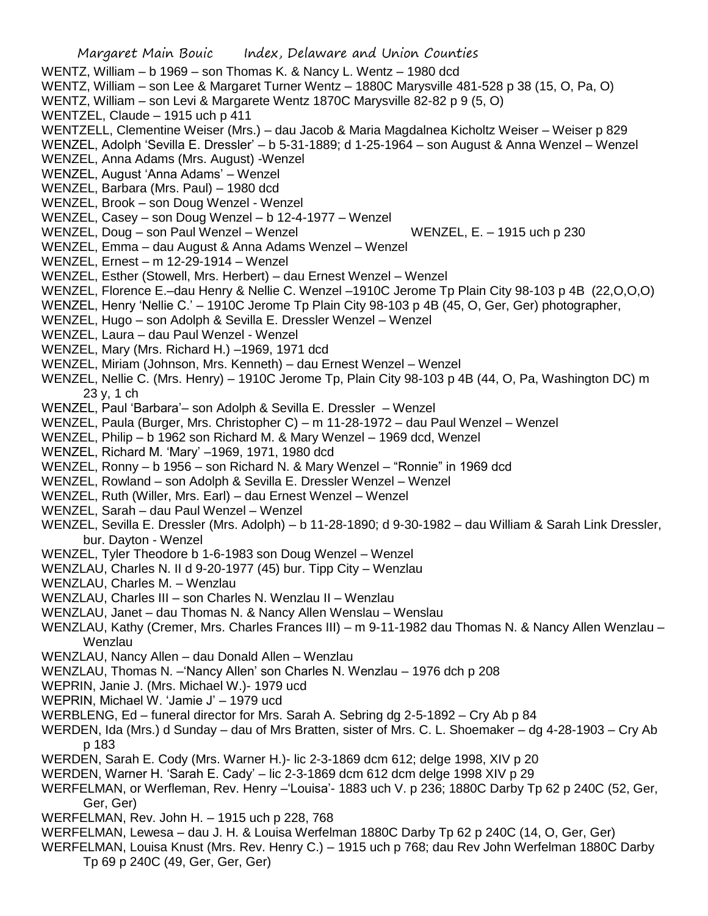WENTZ, William – b 1969 – son Thomas K. & Nancy L. Wentz – 1980 dcd

WENTZ, William – son Lee & Margaret Turner Wentz – 1880C Marysville 481-528 p 38 (15, O, Pa, O)

WENTZ, William – son Levi & Margarete Wentz 1870C Marysville 82-82 p 9 (5, O)

WENTZEL, Claude – 1915 uch p 411

WENTZELL, Clementine Weiser (Mrs.) – dau Jacob & Maria Magdalnea Kicholtz Weiser – Weiser p 829

WENZEL, Adolph 'Sevilla E. Dressler' – b 5-31-1889; d 1-25-1964 – son August & Anna Wenzel – Wenzel

WENZEL, Anna Adams (Mrs. August) -Wenzel

WENZEL, August 'Anna Adams' – Wenzel

WENZEL, Barbara (Mrs. Paul) – 1980 dcd

WENZEL, Brook – son Doug Wenzel - Wenzel

WENZEL, Casey – son Doug Wenzel – b 12-4-1977 – Wenzel

WENZEL, Doug – son Paul Wenzel – Wenzel

WENZEL, E. – 1915 uch p 230

WENZEL, Emma – dau August & Anna Adams Wenzel – Wenzel

WENZEL, Ernest – m 12-29-1914 – Wenzel

WENZEL, Esther (Stowell, Mrs. Herbert) – dau Ernest Wenzel – Wenzel

WENZEL, Florence E.–dau Henry & Nellie C. Wenzel –1910C Jerome Tp Plain City 98-103 p 4B (22,O,O,O)

WENZEL, Henry 'Nellie C.' – 1910C Jerome Tp Plain City 98-103 p 4B (45, O, Ger, Ger) photographer,

WENZEL, Hugo – son Adolph & Sevilla E. Dressler Wenzel – Wenzel

WENZEL, Laura – dau Paul Wenzel - Wenzel

WENZEL, Mary (Mrs. Richard H.) –1969, 1971 dcd

WENZEL, Miriam (Johnson, Mrs. Kenneth) – dau Ernest Wenzel – Wenzel

WENZEL, Nellie C. (Mrs. Henry) – 1910C Jerome Tp, Plain City 98-103 p 4B (44, O, Pa, Washington DC) m 23 y, 1 ch

WENZEL, Paul 'Barbara'– son Adolph & Sevilla E. Dressler – Wenzel

WENZEL, Paula (Burger, Mrs. Christopher C) – m 11-28-1972 – dau Paul Wenzel – Wenzel

WENZEL, Philip – b 1962 son Richard M. & Mary Wenzel – 1969 dcd, Wenzel

WENZEL, Richard M. 'Mary' –1969, 1971, 1980 dcd

WENZEL, Ronny – b 1956 – son Richard N. & Mary Wenzel – "Ronnie" in 1969 dcd

WENZEL, Rowland – son Adolph & Sevilla E. Dressler Wenzel – Wenzel

WENZEL, Ruth (Willer, Mrs. Earl) – dau Ernest Wenzel – Wenzel

WENZEL, Sarah – dau Paul Wenzel – Wenzel

WENZEL, Sevilla E. Dressler (Mrs. Adolph) – b 11-28-1890; d 9-30-1982 – dau William & Sarah Link Dressler, bur. Dayton - Wenzel

WENZEL, Tyler Theodore b 1-6-1983 son Doug Wenzel – Wenzel

WENZLAU, Charles N. II d 9-20-1977 (45) bur. Tipp City – Wenzlau

WENZLAU, Charles M. – Wenzlau

WENZLAU, Charles III – son Charles N. Wenzlau II – Wenzlau

WENZLAU, Janet – dau Thomas N. & Nancy Allen Wenslau – Wenslau

WENZLAU, Kathy (Cremer, Mrs. Charles Frances III) – m 9-11-1982 dau Thomas N. & Nancy Allen Wenzlau – Wenzlau

WENZLAU, Nancy Allen – dau Donald Allen – Wenzlau

WENZLAU, Thomas N. –'Nancy Allen' son Charles N. Wenzlau – 1976 dch p 208

WEPRIN, Janie J. (Mrs. Michael W.)- 1979 ucd

WEPRIN, Michael W. 'Jamie J' – 1979 ucd

WERBLENG, Ed – funeral director for Mrs. Sarah A. Sebring dg 2-5-1892 – Cry Ab p 84

WERDEN, Ida (Mrs.) d Sunday – dau of Mrs Bratten, sister of Mrs. C. L. Shoemaker – dg 4-28-1903 – Cry Ab p 183

WERDEN, Sarah E. Cody (Mrs. Warner H.)- lic 2-3-1869 dcm 612; delge 1998, XIV p 20

WERDEN, Warner H. 'Sarah E. Cady' – lic 2-3-1869 dcm 612 dcm delge 1998 XIV p 29

WERFELMAN, or Werfleman, Rev. Henry –'Louisa'- 1883 uch V. p 236; 1880C Darby Tp 62 p 240C (52, Ger, Ger, Ger)

WERFELMAN, Rev. John H. – 1915 uch p 228, 768

WERFELMAN, Lewesa – dau J. H. & Louisa Werfelman 1880C Darby Tp 62 p 240C (14, O, Ger, Ger)

WERFELMAN, Louisa Knust (Mrs. Rev. Henry C.) – 1915 uch p 768; dau Rev John Werfelman 1880C Darby Tp 69 p 240C (49, Ger, Ger, Ger)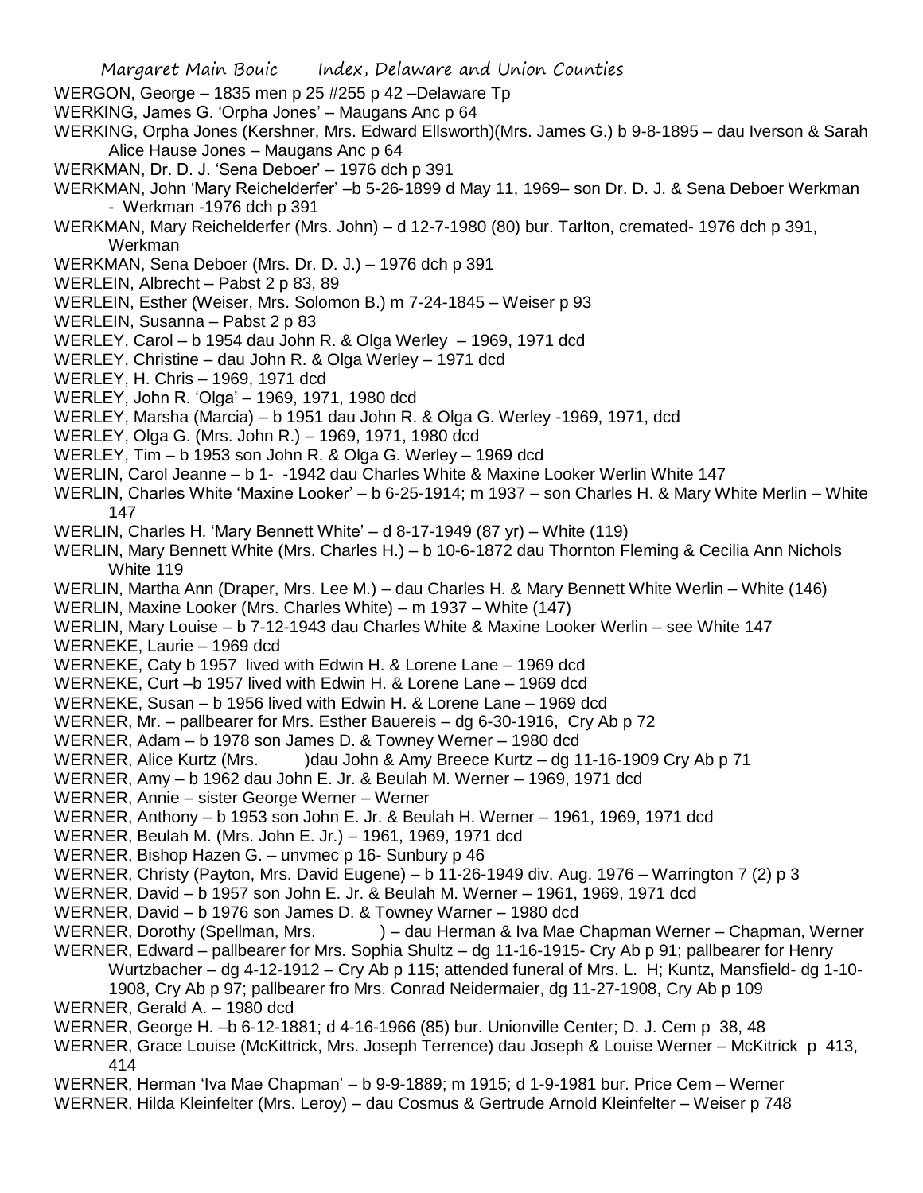WERGON, George – 1835 men p 25 #255 p 42 –Delaware Tp

WERKING, James G. 'Orpha Jones' – Maugans Anc p 64

WERKING, Orpha Jones (Kershner, Mrs. Edward Ellsworth)(Mrs. James G.) b 9-8-1895 – dau Iverson & Sarah Alice Hause Jones – Maugans Anc p 64

WERKMAN, Dr. D. J. 'Sena Deboer' – 1976 dch p 391

WERKMAN, John 'Mary Reichelderfer' –b 5-26-1899 d May 11, 1969– son Dr. D. J. & Sena Deboer Werkman - Werkman -1976 dch p 391

WERKMAN, Mary Reichelderfer (Mrs. John) – d 12-7-1980 (80) bur. Tarlton, cremated- 1976 dch p 391, Werkman

WERKMAN, Sena Deboer (Mrs. Dr. D. J.) – 1976 dch p 391

WERLEIN, Albrecht – Pabst 2 p 83, 89

WERLEIN, Esther (Weiser, Mrs. Solomon B.) m 7-24-1845 – Weiser p 93

WERLEIN, Susanna – Pabst 2 p 83

WERLEY, Carol – b 1954 dau John R. & Olga Werley – 1969, 1971 dcd

WERLEY, Christine – dau John R. & Olga Werley – 1971 dcd

WERLEY, H. Chris – 1969, 1971 dcd

WERLEY, John R. 'Olga' – 1969, 1971, 1980 dcd

WERLEY, Marsha (Marcia) – b 1951 dau John R. & Olga G. Werley -1969, 1971, dcd

WERLEY, Olga G. (Mrs. John R.) – 1969, 1971, 1980 dcd

WERLEY, Tim – b 1953 son John R. & Olga G. Werley – 1969 dcd

WERLIN, Carol Jeanne – b 1- -1942 dau Charles White & Maxine Looker Werlin White 147

WERLIN, Charles White 'Maxine Looker' – b 6-25-1914; m 1937 – son Charles H. & Mary White Merlin – White 147

WERLIN, Charles H. 'Mary Bennett White' – d 8-17-1949 (87 yr) – White (119)

WERLIN, Mary Bennett White (Mrs. Charles H.) – b 10-6-1872 dau Thornton Fleming & Cecilia Ann Nichols White 119

WERLIN, Martha Ann (Draper, Mrs. Lee M.) – dau Charles H. & Mary Bennett White Werlin – White (146)

WERLIN, Maxine Looker (Mrs. Charles White) – m 1937 – White (147)

WERLIN, Mary Louise – b 7-12-1943 dau Charles White & Maxine Looker Werlin – see White 147

WERNEKE, Laurie – 1969 dcd

WERNEKE, Caty b 1957 lived with Edwin H. & Lorene Lane – 1969 dcd

WERNEKE, Curt –b 1957 lived with Edwin H. & Lorene Lane – 1969 dcd

WERNEKE, Susan – b 1956 lived with Edwin H. & Lorene Lane – 1969 dcd

WERNER, Mr. – pallbearer for Mrs. Esther Bauereis – dg 6-30-1916, Cry Ab p 72

WERNER, Adam – b 1978 son James D. & Towney Werner – 1980 dcd

WERNER, Alice Kurtz (Mrs. )dau John & Amy Breece Kurtz – dg 11-16-1909 Cry Ab p 71

WERNER, Amy – b 1962 dau John E. Jr. & Beulah M. Werner – 1969, 1971 dcd

WERNER, Annie – sister George Werner – Werner

WERNER, Anthony – b 1953 son John E. Jr. & Beulah H. Werner – 1961, 1969, 1971 dcd

WERNER, Beulah M. (Mrs. John E. Jr.) – 1961, 1969, 1971 dcd

WERNER, Bishop Hazen G. – unvmec p 16- Sunbury p 46

WERNER, Christy (Payton, Mrs. David Eugene) – b 11-26-1949 div. Aug. 1976 – Warrington 7 (2) p 3

WERNER, David – b 1957 son John E. Jr. & Beulah M. Werner – 1961, 1969, 1971 dcd

WERNER, David – b 1976 son James D. & Towney Warner – 1980 dcd

WERNER, Dorothy (Spellman, Mrs. ) – dau Herman & Iva Mae Chapman Werner – Chapman, Werner

WERNER, Edward – pallbearer for Mrs. Sophia Shultz – dg 11-16-1915- Cry Ab p 91; pallbearer for Henry Wurtzbacher – dg 4-12-1912 – Cry Ab p 115; attended funeral of Mrs. L. H; Kuntz, Mansfield- dg 1-10-1908, Cry Ab p 97; pallbearer fro Mrs. Conrad Neidermaier, dg 11-27-1908, Cry Ab p 109

WERNER, Gerald A. – 1980 dcd

WERNER, George H. –b 6-12-1881; d 4-16-1966 (85) bur. Unionville Center; D. J. Cem p 38, 48

WERNER, Grace Louise (McKittrick, Mrs. Joseph Terrence) dau Joseph & Louise Werner – McKitrick p 413, 414

WERNER, Herman 'Iva Mae Chapman' – b 9-9-1889; m 1915; d 1-9-1981 bur. Price Cem – Werner

WERNER, Hilda Kleinfelter (Mrs. Leroy) – dau Cosmus & Gertrude Arnold Kleinfelter – Weiser p 748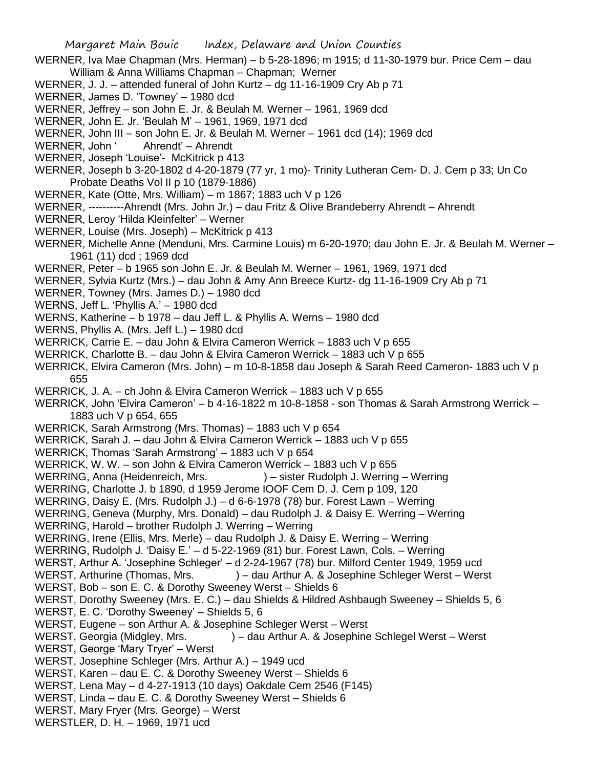WERNER, Iva Mae Chapman (Mrs. Herman) – b 5-28-1896; m 1915; d 11-30-1979 bur. Price Cem – dau William & Anna Williams Chapman – Chapman; Werner

WERNER, J. J. – attended funeral of John Kurtz – dg 11-16-1909 Cry Ab p 71

WERNER, James D. 'Towney' – 1980 dcd

WERNER, Jeffrey – son John E. Jr. & Beulah M. Werner – 1961, 1969 dcd

WERNER, John E. Jr. 'Beulah M' – 1961, 1969, 1971 dcd

WERNER, John III – son John E. Jr. & Beulah M. Werner – 1961 dcd (14); 1969 dcd

WERNER, John ' Ahrendt' – Ahrendt

WERNER, Joseph 'Louise'- McKitrick p 413

WERNER, Joseph b 3-20-1802 d 4-20-1879 (77 yr, 1 mo)- Trinity Lutheran Cem- D. J. Cem p 33; Un Co Probate Deaths Vol II p 10 (1879-1886)

WERNER, Kate (Otte, Mrs. William) – m 1867; 1883 uch V p 126

WERNER, ----------Ahrendt (Mrs. John Jr.) – dau Fritz & Olive Brandeberry Ahrendt – Ahrendt

WERNER, Leroy 'Hilda Kleinfelter' – Werner

WERNER, Louise (Mrs. Joseph) – McKitrick p 413

WERNER, Michelle Anne (Menduni, Mrs. Carmine Louis) m 6-20-1970; dau John E. Jr. & Beulah M. Werner – 1961 (11) dcd ; 1969 dcd

WERNER, Peter – b 1965 son John E. Jr. & Beulah M. Werner – 1961, 1969, 1971 dcd

WERNER, Sylvia Kurtz (Mrs.) – dau John & Amy Ann Breece Kurtz- dg 11-16-1909 Cry Ab p 71

WERNER, Towney (Mrs. James D.) – 1980 dcd

WERNS, Jeff L. 'Phyllis A.' – 1980 dcd

WERNS, Katherine – b 1978 – dau Jeff L. & Phyllis A. Werns – 1980 dcd

WERNS, Phyllis A. (Mrs. Jeff L.) – 1980 dcd

WERRICK, Carrie E. – dau John & Elvira Cameron Werrick – 1883 uch V p 655

WERRICK, Charlotte B. – dau John & Elvira Cameron Werrick – 1883 uch V p 655

WERRICK, Elvira Cameron (Mrs. John) – m 10-8-1858 dau Joseph & Sarah Reed Cameron- 1883 uch V p 655

WERRICK, J. A. – ch John & Elvira Cameron Werrick – 1883 uch V p 655

WERRICK, John 'Elvira Cameron' – b 4-16-1822 m 10-8-1858 - son Thomas & Sarah Armstrong Werrick – 1883 uch V p 654, 655

WERRICK, Sarah Armstrong (Mrs. Thomas) – 1883 uch V p 654

WERRICK, Sarah J. – dau John & Elvira Cameron Werrick – 1883 uch V p 655

WERRICK, Thomas 'Sarah Armstrong' – 1883 uch V p 654

WERRICK, W. W. – son John & Elvira Cameron Werrick – 1883 uch V p 655

WERRING, Anna (Heidenreich, Mrs. ) – sister Rudolph J. Werring – Werring

WERRING, Charlotte J. b 1890, d 1959 Jerome IOOF Cem D. J. Cem p 109, 120

WERRING, Daisy E. (Mrs. Rudolph J.) – d 6-6-1978 (78) bur. Forest Lawn – Werring

WERRING, Geneva (Murphy, Mrs. Donald) – dau Rudolph J. & Daisy E. Werring – Werring

WERRING, Harold – brother Rudolph J. Werring – Werring

WERRING, Irene (Ellis, Mrs. Merle) – dau Rudolph J. & Daisy E. Werring – Werring

WERRING, Rudolph J. 'Daisy E.' – d 5-22-1969 (81) bur. Forest Lawn, Cols. – Werring

WERST, Arthur A. 'Josephine Schleger' – d 2-24-1967 (78) bur. Milford Center 1949, 1959 ucd

WERST, Arthurine (Thomas, Mrs. ) – dau Arthur A. & Josephine Schleger Werst – Werst

WERST, Bob – son E. C. & Dorothy Sweeney Werst – Shields 6

WERST, Dorothy Sweeney (Mrs. E. C.) – dau Shields & Hildred Ashbaugh Sweeney – Shields 5, 6

WERST, E. C. 'Dorothy Sweeney' – Shields 5, 6

WERST, Eugene – son Arthur A. & Josephine Schleger Werst – Werst

WERST, Georgia (Midgley, Mrs. ) – dau Arthur A. & Josephine Schlegel Werst – Werst

WERST, George 'Mary Tryer' – Werst

WERST, Josephine Schleger (Mrs. Arthur A.) – 1949 ucd

WERST, Karen – dau E. C. & Dorothy Sweeney Werst – Shields 6

WERST, Lena May – d 4-27-1913 (10 days) Oakdale Cem 2546 (F145)

WERST, Linda – dau E. C. & Dorothy Sweeney Werst – Shields 6

WERST, Mary Fryer (Mrs. George) – Werst

WERSTLER, D. H. – 1969, 1971 ucd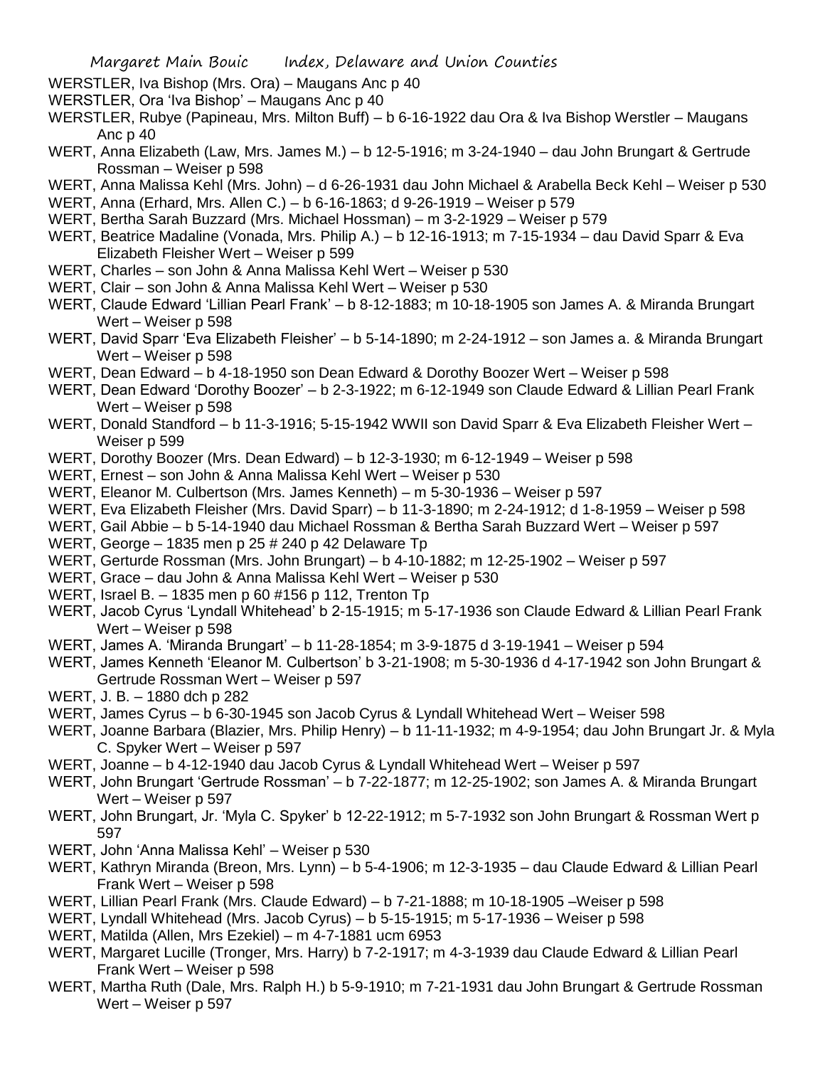WERSTLER, Iva Bishop (Mrs. Ora) – Maugans Anc p 40

WERSTLER, Ora 'Iva Bishop' – Maugans Anc p 40

WERSTLER, Rubye (Papineau, Mrs. Milton Buff) – b 6-16-1922 dau Ora & Iva Bishop Werstler – Maugans Anc p 40

WERT, Anna Elizabeth (Law, Mrs. James M.) – b 12-5-1916; m 3-24-1940 – dau John Brungart & Gertrude Rossman – Weiser p 598

WERT, Anna Malissa Kehl (Mrs. John) – d 6-26-1931 dau John Michael & Arabella Beck Kehl – Weiser p 530

WERT, Anna (Erhard, Mrs. Allen C.) – b 6-16-1863; d 9-26-1919 – Weiser p 579

WERT, Bertha Sarah Buzzard (Mrs. Michael Hossman) – m 3-2-1929 – Weiser p 579

WERT, Beatrice Madaline (Vonada, Mrs. Philip A.) – b 12-16-1913; m 7-15-1934 – dau David Sparr & Eva Elizabeth Fleisher Wert – Weiser p 599

WERT, Charles – son John & Anna Malissa Kehl Wert – Weiser p 530

WERT, Clair – son John & Anna Malissa Kehl Wert – Weiser p 530

WERT, Claude Edward 'Lillian Pearl Frank' – b 8-12-1883; m 10-18-1905 son James A. & Miranda Brungart Wert – Weiser p 598

WERT, David Sparr 'Eva Elizabeth Fleisher' – b 5-14-1890; m 2-24-1912 – son James a. & Miranda Brungart Wert – Weiser p 598

WERT, Dean Edward – b 4-18-1950 son Dean Edward & Dorothy Boozer Wert – Weiser p 598

WERT, Dean Edward 'Dorothy Boozer' – b 2-3-1922; m 6-12-1949 son Claude Edward & Lillian Pearl Frank Wert – Weiser p 598

WERT, Donald Standford – b 11-3-1916; 5-15-1942 WWII son David Sparr & Eva Elizabeth Fleisher Wert – Weiser p 599

WERT, Dorothy Boozer (Mrs. Dean Edward) – b 12-3-1930; m 6-12-1949 – Weiser p 598

WERT, Ernest – son John & Anna Malissa Kehl Wert – Weiser p 530

WERT, Eleanor M. Culbertson (Mrs. James Kenneth) – m 5-30-1936 – Weiser p 597

WERT, Eva Elizabeth Fleisher (Mrs. David Sparr) – b 11-3-1890; m 2-24-1912; d 1-8-1959 – Weiser p 598

WERT, Gail Abbie – b 5-14-1940 dau Michael Rossman & Bertha Sarah Buzzard Wert – Weiser p 597

WERT, George – 1835 men p 25 # 240 p 42 Delaware Tp

WERT, Gerturde Rossman (Mrs. John Brungart) – b 4-10-1882; m 12-25-1902 – Weiser p 597

WERT, Grace – dau John & Anna Malissa Kehl Wert – Weiser p 530

WERT, Israel B. – 1835 men p 60 #156 p 112, Trenton Tp

WERT, Jacob Cyrus 'Lyndall Whitehead' b 2-15-1915; m 5-17-1936 son Claude Edward & Lillian Pearl Frank Wert – Weiser p 598

WERT, James A. 'Miranda Brungart' – b 11-28-1854; m 3-9-1875 d 3-19-1941 – Weiser p 594

WERT, James Kenneth 'Eleanor M. Culbertson' b 3-21-1908; m 5-30-1936 d 4-17-1942 son John Brungart & Gertrude Rossman Wert – Weiser p 597

WERT, J. B. – 1880 dch p 282

WERT, James Cyrus – b 6-30-1945 son Jacob Cyrus & Lyndall Whitehead Wert – Weiser 598

WERT, Joanne Barbara (Blazier, Mrs. Philip Henry) – b 11-11-1932; m 4-9-1954; dau John Brungart Jr. & Myla C. Spyker Wert – Weiser p 597

WERT, Joanne – b 4-12-1940 dau Jacob Cyrus & Lyndall Whitehead Wert – Weiser p 597

WERT, John Brungart 'Gertrude Rossman' – b 7-22-1877; m 12-25-1902; son James A. & Miranda Brungart Wert – Weiser p 597

WERT, John Brungart, Jr. 'Myla C. Spyker' b 12-22-1912; m 5-7-1932 son John Brungart & Rossman Wert p 597

WERT, John 'Anna Malissa Kehl' – Weiser p 530

WERT, Kathryn Miranda (Breon, Mrs. Lynn) – b 5-4-1906; m 12-3-1935 – dau Claude Edward & Lillian Pearl Frank Wert – Weiser p 598

WERT, Lillian Pearl Frank (Mrs. Claude Edward) – b 7-21-1888; m 10-18-1905 –Weiser p 598

WERT, Lyndall Whitehead (Mrs. Jacob Cyrus) – b 5-15-1915; m 5-17-1936 – Weiser p 598

WERT, Matilda (Allen, Mrs Ezekiel) – m 4-7-1881 ucm 6953

WERT, Margaret Lucille (Tronger, Mrs. Harry) b 7-2-1917; m 4-3-1939 dau Claude Edward & Lillian Pearl Frank Wert – Weiser p 598

WERT, Martha Ruth (Dale, Mrs. Ralph H.) b 5-9-1910; m 7-21-1931 dau John Brungart & Gertrude Rossman Wert – Weiser p 597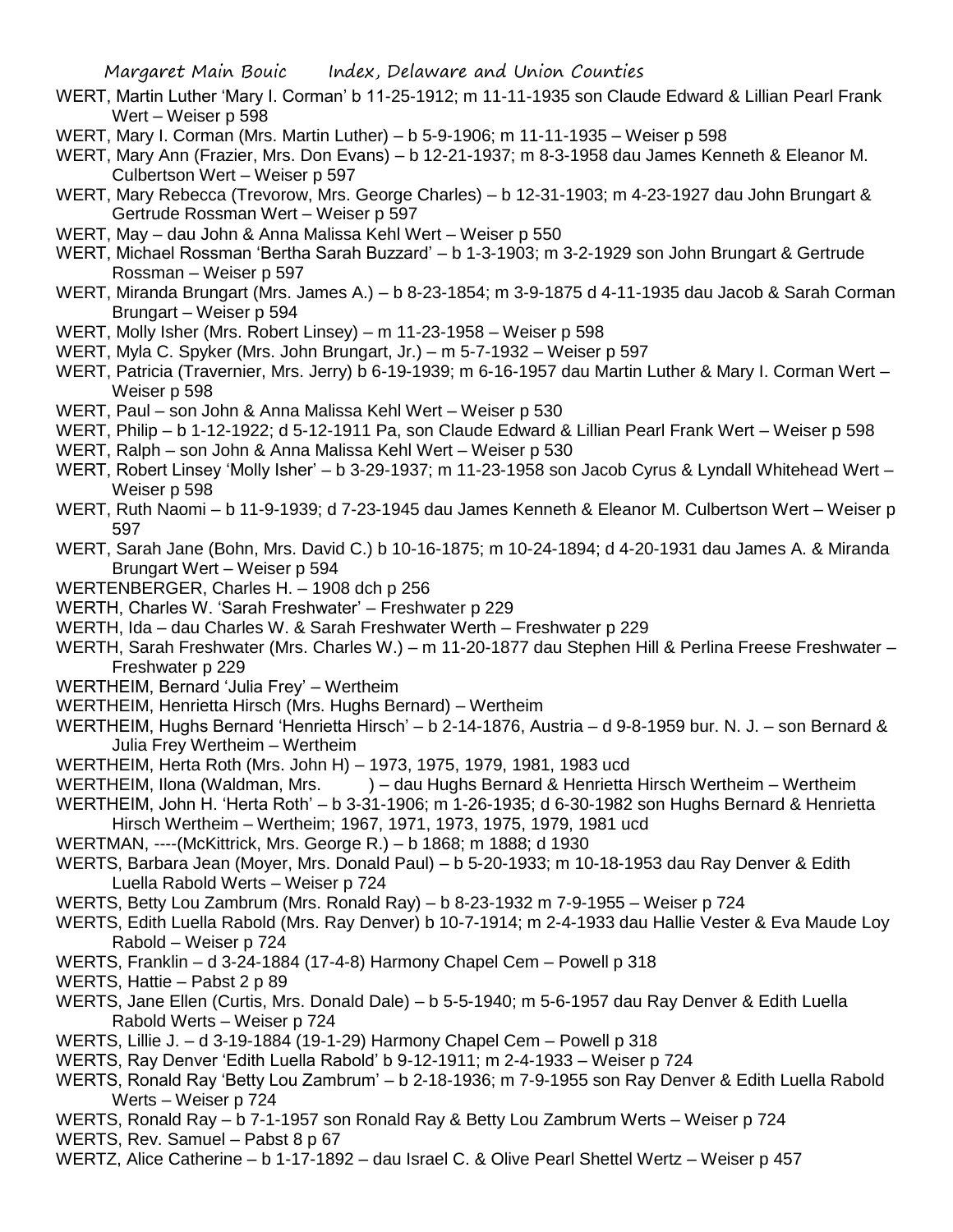WERT, Martin Luther 'Mary I. Corman' b 11-25-1912; m 11-11-1935 son Claude Edward & Lillian Pearl Frank Wert – Weiser p 598

WERT, Mary I. Corman (Mrs. Martin Luther) – b 5-9-1906; m 11-11-1935 – Weiser p 598

WERT, Mary Ann (Frazier, Mrs. Don Evans) – b 12-21-1937; m 8-3-1958 dau James Kenneth & Eleanor M. Culbertson Wert – Weiser p 597

WERT, Mary Rebecca (Trevorow, Mrs. George Charles) – b 12-31-1903; m 4-23-1927 dau John Brungart & Gertrude Rossman Wert – Weiser p 597

WERT, May – dau John & Anna Malissa Kehl Wert – Weiser p 550

WERT, Michael Rossman 'Bertha Sarah Buzzard' – b 1-3-1903; m 3-2-1929 son John Brungart & Gertrude Rossman – Weiser p 597

WERT, Miranda Brungart (Mrs. James A.) – b 8-23-1854; m 3-9-1875 d 4-11-1935 dau Jacob & Sarah Corman Brungart – Weiser p 594

WERT, Molly Isher (Mrs. Robert Linsey) – m 11-23-1958 – Weiser p 598

WERT, Myla C. Spyker (Mrs. John Brungart, Jr.) – m 5-7-1932 – Weiser p 597

WERT, Patricia (Travernier, Mrs. Jerry) b 6-19-1939; m 6-16-1957 dau Martin Luther & Mary I. Corman Wert – Weiser p 598

WERT, Paul – son John & Anna Malissa Kehl Wert – Weiser p 530

WERT, Philip – b 1-12-1922; d 5-12-1911 Pa, son Claude Edward & Lillian Pearl Frank Wert – Weiser p 598

WERT, Ralph – son John & Anna Malissa Kehl Wert – Weiser p 530

WERT, Robert Linsey 'Molly Isher' – b 3-29-1937; m 11-23-1958 son Jacob Cyrus & Lyndall Whitehead Wert – Weiser p 598

WERT, Ruth Naomi – b 11-9-1939; d 7-23-1945 dau James Kenneth & Eleanor M. Culbertson Wert – Weiser p 597

WERT, Sarah Jane (Bohn, Mrs. David C.) b 10-16-1875; m 10-24-1894; d 4-20-1931 dau James A. & Miranda Brungart Wert – Weiser p 594

WERTENBERGER, Charles H. – 1908 dch p 256

WERTH, Charles W. 'Sarah Freshwater' – Freshwater p 229

WERTH, Ida – dau Charles W. & Sarah Freshwater Werth – Freshwater p 229

WERTH, Sarah Freshwater (Mrs. Charles W.) – m 11-20-1877 dau Stephen Hill & Perlina Freese Freshwater – Freshwater p 229

WERTHEIM, Bernard 'Julia Frey' – Wertheim

WERTHEIM, Henrietta Hirsch (Mrs. Hughs Bernard) – Wertheim

WERTHEIM, Hughs Bernard 'Henrietta Hirsch' – b 2-14-1876, Austria – d 9-8-1959 bur. N. J. – son Bernard & Julia Frey Wertheim – Wertheim

WERTHEIM, Herta Roth (Mrs. John H) – 1973, 1975, 1979, 1981, 1983 ucd

WERTHEIM, Ilona (Waldman, Mrs. ) – dau Hughs Bernard & Henrietta Hirsch Wertheim – Wertheim

WERTHEIM, John H. 'Herta Roth' – b 3-31-1906; m 1-26-1935; d 6-30-1982 son Hughs Bernard & Henrietta Hirsch Wertheim – Wertheim; 1967, 1971, 1973, 1975, 1979, 1981 ucd

WERTMAN, ----(McKittrick, Mrs. George R.) – b 1868; m 1888; d 1930

WERTS, Barbara Jean (Moyer, Mrs. Donald Paul) – b 5-20-1933; m 10-18-1953 dau Ray Denver & Edith Luella Rabold Werts – Weiser p 724

WERTS, Betty Lou Zambrum (Mrs. Ronald Ray) – b 8-23-1932 m 7-9-1955 – Weiser p 724

WERTS, Edith Luella Rabold (Mrs. Ray Denver) b 10-7-1914; m 2-4-1933 dau Hallie Vester & Eva Maude Loy Rabold – Weiser p 724

WERTS, Franklin – d 3-24-1884 (17-4-8) Harmony Chapel Cem – Powell p 318

WERTS, Hattie – Pabst 2 p 89

WERTS, Jane Ellen (Curtis, Mrs. Donald Dale) – b 5-5-1940; m 5-6-1957 dau Ray Denver & Edith Luella Rabold Werts – Weiser p 724

WERTS, Lillie J. – d 3-19-1884 (19-1-29) Harmony Chapel Cem – Powell p 318

WERTS, Ray Denver 'Edith Luella Rabold' b 9-12-1911; m 2-4-1933 – Weiser p 724

WERTS, Ronald Ray 'Betty Lou Zambrum' – b 2-18-1936; m 7-9-1955 son Ray Denver & Edith Luella Rabold Werts – Weiser p 724

WERTS, Ronald Ray – b 7-1-1957 son Ronald Ray & Betty Lou Zambrum Werts – Weiser p 724

WERTS, Rev. Samuel – Pabst 8 p 67

WERTZ, Alice Catherine – b 1-17-1892 – dau Israel C. & Olive Pearl Shettel Wertz – Weiser p 457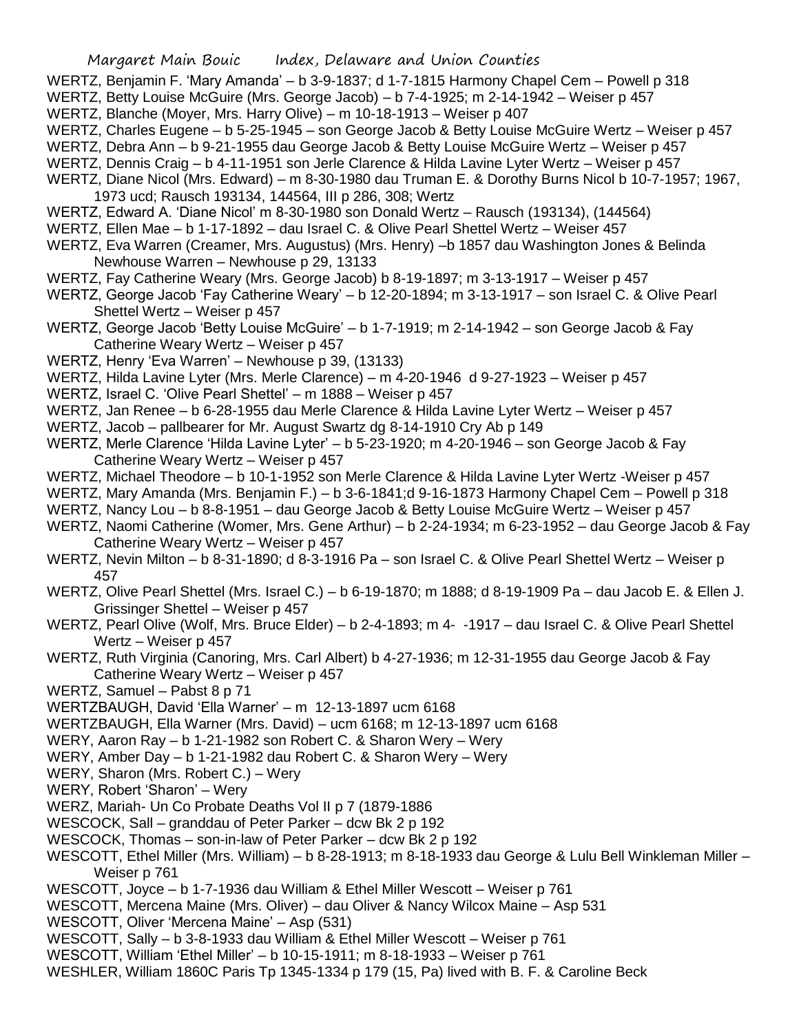WERTZ, Benjamin F. 'Mary Amanda' – b 3-9-1837; d 1-7-1815 Harmony Chapel Cem – Powell p 318

WERTZ, Betty Louise McGuire (Mrs. George Jacob) – b 7-4-1925; m 2-14-1942 – Weiser p 457

WERTZ, Blanche (Moyer, Mrs. Harry Olive) – m 10-18-1913 – Weiser p 407

WERTZ, Charles Eugene – b 5-25-1945 – son George Jacob & Betty Louise McGuire Wertz – Weiser p 457

WERTZ, Debra Ann – b 9-21-1955 dau George Jacob & Betty Louise McGuire Wertz – Weiser p 457

WERTZ, Dennis Craig – b 4-11-1951 son Jerle Clarence & Hilda Lavine Lyter Wertz – Weiser p 457

WERTZ, Diane Nicol (Mrs. Edward) – m 8-30-1980 dau Truman E. & Dorothy Burns Nicol b 10-7-1957; 1967, 1973 ucd; Rausch 193134, 144564, III p 286, 308; Wertz

WERTZ, Edward A. 'Diane Nicol' m 8-30-1980 son Donald Wertz – Rausch (193134), (144564)

WERTZ, Ellen Mae – b 1-17-1892 – dau Israel C. & Olive Pearl Shettel Wertz – Weiser 457

WERTZ, Eva Warren (Creamer, Mrs. Augustus) (Mrs. Henry) –b 1857 dau Washington Jones & Belinda Newhouse Warren – Newhouse p 29, 13133

WERTZ, Fay Catherine Weary (Mrs. George Jacob) b 8-19-1897; m 3-13-1917 – Weiser p 457

WERTZ, George Jacob 'Fay Catherine Weary' – b 12-20-1894; m 3-13-1917 – son Israel C. & Olive Pearl Shettel Wertz – Weiser p 457

WERTZ, George Jacob 'Betty Louise McGuire' – b 1-7-1919; m 2-14-1942 – son George Jacob & Fay Catherine Weary Wertz – Weiser p 457

WERTZ, Henry 'Eva Warren' – Newhouse p 39, (13133)

WERTZ, Hilda Lavine Lyter (Mrs. Merle Clarence) – m 4-20-1946 d 9-27-1923 – Weiser p 457

WERTZ, Israel C. 'Olive Pearl Shettel' – m 1888 – Weiser p 457

WERTZ, Jan Renee – b 6-28-1955 dau Merle Clarence & Hilda Lavine Lyter Wertz – Weiser p 457

WERTZ, Jacob – pallbearer for Mr. August Swartz dg 8-14-1910 Cry Ab p 149

WERTZ, Merle Clarence 'Hilda Lavine Lyter' – b 5-23-1920; m 4-20-1946 – son George Jacob & Fay Catherine Weary Wertz – Weiser p 457

WERTZ, Michael Theodore – b 10-1-1952 son Merle Clarence & Hilda Lavine Lyter Wertz -Weiser p 457

WERTZ, Mary Amanda (Mrs. Benjamin F.) – b 3-6-1841;d 9-16-1873 Harmony Chapel Cem – Powell p 318

WERTZ, Nancy Lou – b 8-8-1951 – dau George Jacob & Betty Louise McGuire Wertz – Weiser p 457

WERTZ, Naomi Catherine (Womer, Mrs. Gene Arthur) – b 2-24-1934; m 6-23-1952 – dau George Jacob & Fay Catherine Weary Wertz – Weiser p 457

WERTZ, Nevin Milton – b 8-31-1890; d 8-3-1916 Pa – son Israel C. & Olive Pearl Shettel Wertz – Weiser p 457

WERTZ, Olive Pearl Shettel (Mrs. Israel C.) – b 6-19-1870; m 1888; d 8-19-1909 Pa – dau Jacob E. & Ellen J. Grissinger Shettel – Weiser p 457

WERTZ, Pearl Olive (Wolf, Mrs. Bruce Elder) – b 2-4-1893; m 4- -1917 – dau Israel C. & Olive Pearl Shettel Wertz – Weiser p 457

WERTZ, Ruth Virginia (Canoring, Mrs. Carl Albert) b 4-27-1936; m 12-31-1955 dau George Jacob & Fay Catherine Weary Wertz – Weiser p 457

WERTZ, Samuel – Pabst 8 p 71

WERTZBAUGH, David 'Ella Warner' – m 12-13-1897 ucm 6168

WERTZBAUGH, Ella Warner (Mrs. David) – ucm 6168; m 12-13-1897 ucm 6168

WERY, Aaron Ray – b 1-21-1982 son Robert C. & Sharon Wery – Wery

WERY, Amber Day – b 1-21-1982 dau Robert C. & Sharon Wery – Wery

WERY, Sharon (Mrs. Robert C.) – Wery

WERY, Robert 'Sharon' – Wery

WERZ, Mariah- Un Co Probate Deaths Vol II p 7 (1879-1886

WESCOCK, Sall – granddau of Peter Parker – dcw Bk 2 p 192

WESCOCK, Thomas – son-in-law of Peter Parker – dcw Bk 2 p 192

WESCOTT, Ethel Miller (Mrs. William) – b 8-28-1913; m 8-18-1933 dau George & Lulu Bell Winkleman Miller – Weiser p 761

WESCOTT, Joyce – b 1-7-1936 dau William & Ethel Miller Wescott – Weiser p 761

WESCOTT, Mercena Maine (Mrs. Oliver) – dau Oliver & Nancy Wilcox Maine – Asp 531

WESCOTT, Oliver 'Mercena Maine' – Asp (531)

WESCOTT, Sally – b 3-8-1933 dau William & Ethel Miller Wescott – Weiser p 761

WESCOTT, William 'Ethel Miller' – b 10-15-1911; m 8-18-1933 – Weiser p 761

WESHLER, William 1860C Paris Tp 1345-1334 p 179 (15, Pa) lived with B. F. & Caroline Beck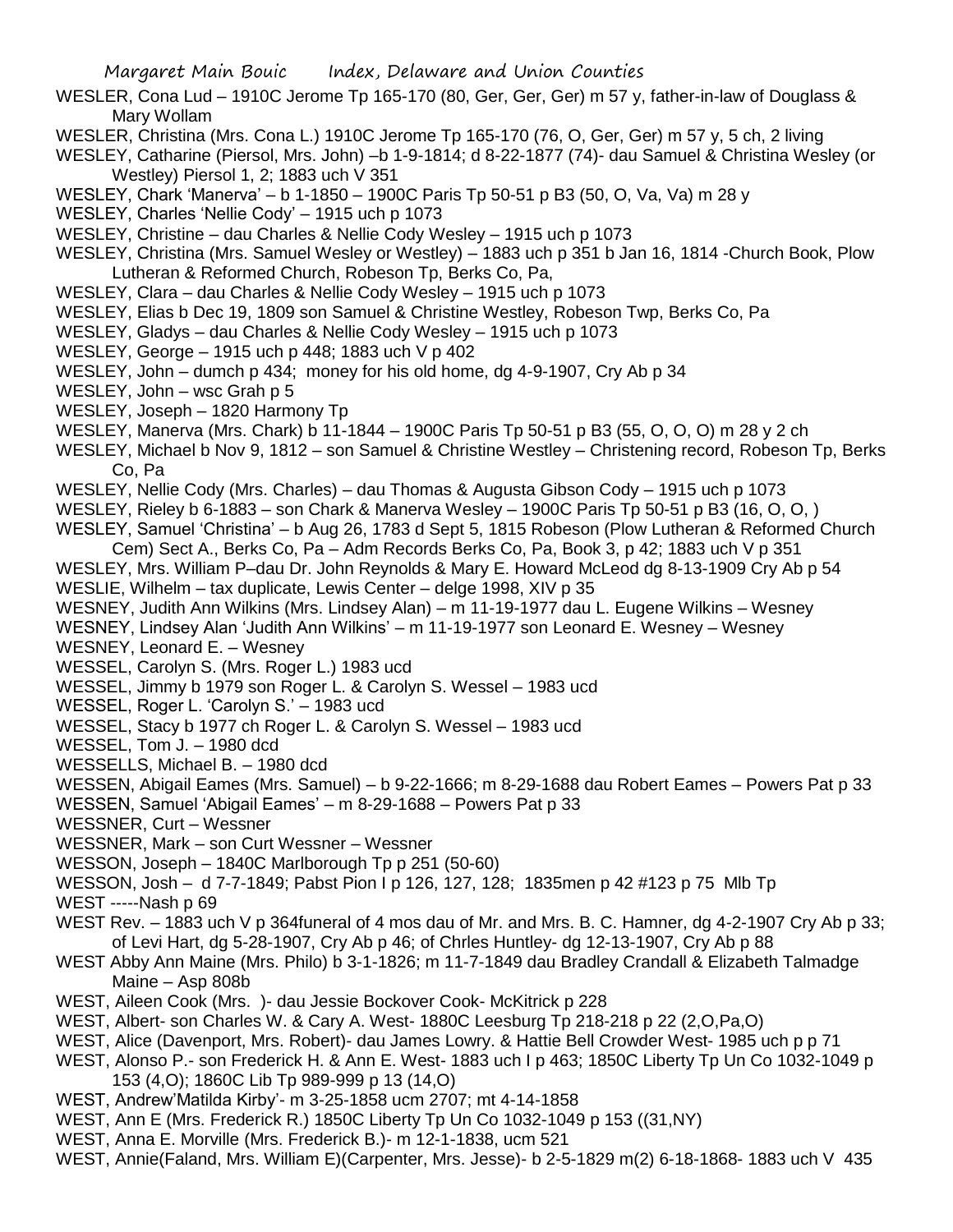WESLER, Cona Lud – 1910C Jerome Tp 165-170 (80, Ger, Ger, Ger) m 57 y, father-in-law of Douglass & Mary Wollam

WESLER, Christina (Mrs. Cona L.) 1910C Jerome Tp 165-170 (76, O, Ger, Ger) m 57 y, 5 ch, 2 living

WESLEY, Catharine (Piersol, Mrs. John) –b 1-9-1814; d 8-22-1877 (74)- dau Samuel & Christina Wesley (or Westley) Piersol 1, 2; 1883 uch V 351

WESLEY, Chark 'Manerva' – b 1-1850 – 1900C Paris Tp 50-51 p B3 (50, O, Va, Va) m 28 y

WESLEY, Charles 'Nellie Cody' – 1915 uch p 1073

WESLEY, Christine – dau Charles & Nellie Cody Wesley – 1915 uch p 1073

WESLEY, Christina (Mrs. Samuel Wesley or Westley) – 1883 uch p 351 b Jan 16, 1814 -Church Book, Plow Lutheran & Reformed Church, Robeson Tp, Berks Co, Pa,

WESLEY, Clara – dau Charles & Nellie Cody Wesley – 1915 uch p 1073

WESLEY, Elias b Dec 19, 1809 son Samuel & Christine Westley, Robeson Twp, Berks Co, Pa

WESLEY, Gladys – dau Charles & Nellie Cody Wesley – 1915 uch p 1073

WESLEY, George – 1915 uch p 448; 1883 uch V p 402

WESLEY, John – dumch p 434; money for his old home, dg 4-9-1907, Cry Ab p 34

WESLEY, John – wsc Grah p 5

WESLEY, Joseph – 1820 Harmony Tp

WESLEY, Manerva (Mrs. Chark) b 11-1844 – 1900C Paris Tp 50-51 p B3 (55, O, O, O) m 28 y 2 ch

WESLEY, Michael b Nov 9, 1812 – son Samuel & Christine Westley – Christening record, Robeson Tp, Berks Co, Pa

WESLEY, Nellie Cody (Mrs. Charles) – dau Thomas & Augusta Gibson Cody – 1915 uch p 1073

WESLEY, Rieley b 6-1883 – son Chark & Manerva Wesley – 1900C Paris Tp 50-51 p B3 (16, O, O, )

WESLEY, Samuel 'Christina' – b Aug 26, 1783 d Sept 5, 1815 Robeson (Plow Lutheran & Reformed Church Cem) Sect A., Berks Co, Pa – Adm Records Berks Co, Pa, Book 3, p 42; 1883 uch V p 351

WESLEY, Mrs. William P–dau Dr. John Reynolds & Mary E. Howard McLeod dg 8-13-1909 Cry Ab p 54

WESLIE, Wilhelm – tax duplicate, Lewis Center – delge 1998, XIV p 35

WESNEY, Judith Ann Wilkins (Mrs. Lindsey Alan) – m 11-19-1977 dau L. Eugene Wilkins – Wesney

WESNEY, Lindsey Alan 'Judith Ann Wilkins' – m 11-19-1977 son Leonard E. Wesney – Wesney

WESNEY, Leonard E. – Wesney

WESSEL, Carolyn S. (Mrs. Roger L.) 1983 ucd

WESSEL, Jimmy b 1979 son Roger L. & Carolyn S. Wessel – 1983 ucd

WESSEL, Roger L. 'Carolyn S.' – 1983 ucd

WESSEL, Stacy b 1977 ch Roger L. & Carolyn S. Wessel – 1983 ucd

WESSEL, Tom J. – 1980 dcd

WESSELLS, Michael B. – 1980 dcd

WESSEN, Abigail Eames (Mrs. Samuel) – b 9-22-1666; m 8-29-1688 dau Robert Eames – Powers Pat p 33

WESSEN, Samuel 'Abigail Eames' – m 8-29-1688 – Powers Pat p 33

WESSNER, Curt – Wessner

WESSNER, Mark – son Curt Wessner – Wessner

WESSON, Joseph – 1840C Marlborough Tp p 251 (50-60)

WESSON, Josh – d 7-7-1849; Pabst Pion I p 126, 127, 128; 1835men p 42 #123 p 75 Mlb Tp

WEST -----Nash p 69

WEST Rev. – 1883 uch V p 364funeral of 4 mos dau of Mr. and Mrs. B. C. Hamner, dg 4-2-1907 Cry Ab p 33; of Levi Hart, dg 5-28-1907, Cry Ab p 46; of Chrles Huntley- dg 12-13-1907, Cry Ab p 88

WEST Abby Ann Maine (Mrs. Philo) b 3-1-1826; m 11-7-1849 dau Bradley Crandall & Elizabeth Talmadge Maine – Asp 808b

WEST, Aileen Cook (Mrs. )- dau Jessie Bockover Cook- McKitrick p 228

WEST, Albert- son Charles W. & Cary A. West- 1880C Leesburg Tp 218-218 p 22 (2,O,Pa,O)

WEST, Alice (Davenport, Mrs. Robert)- dau James Lowry. & Hattie Bell Crowder West- 1985 uch p p 71

WEST, Alonso P.- son Frederick H. & Ann E. West- 1883 uch I p 463; 1850C Liberty Tp Un Co 1032-1049 p 153 (4,O); 1860C Lib Tp 989-999 p 13 (14,O)

WEST, Andrew'Matilda Kirby'- m 3-25-1858 ucm 2707; mt 4-14-1858

WEST, Ann E (Mrs. Frederick R.) 1850C Liberty Tp Un Co 1032-1049 p 153 ((31,NY)

WEST, Anna E. Morville (Mrs. Frederick B.)- m 12-1-1838, ucm 521

WEST, Annie(Faland, Mrs. William E)(Carpenter, Mrs. Jesse)- b 2-5-1829 m(2) 6-18-1868- 1883 uch V 435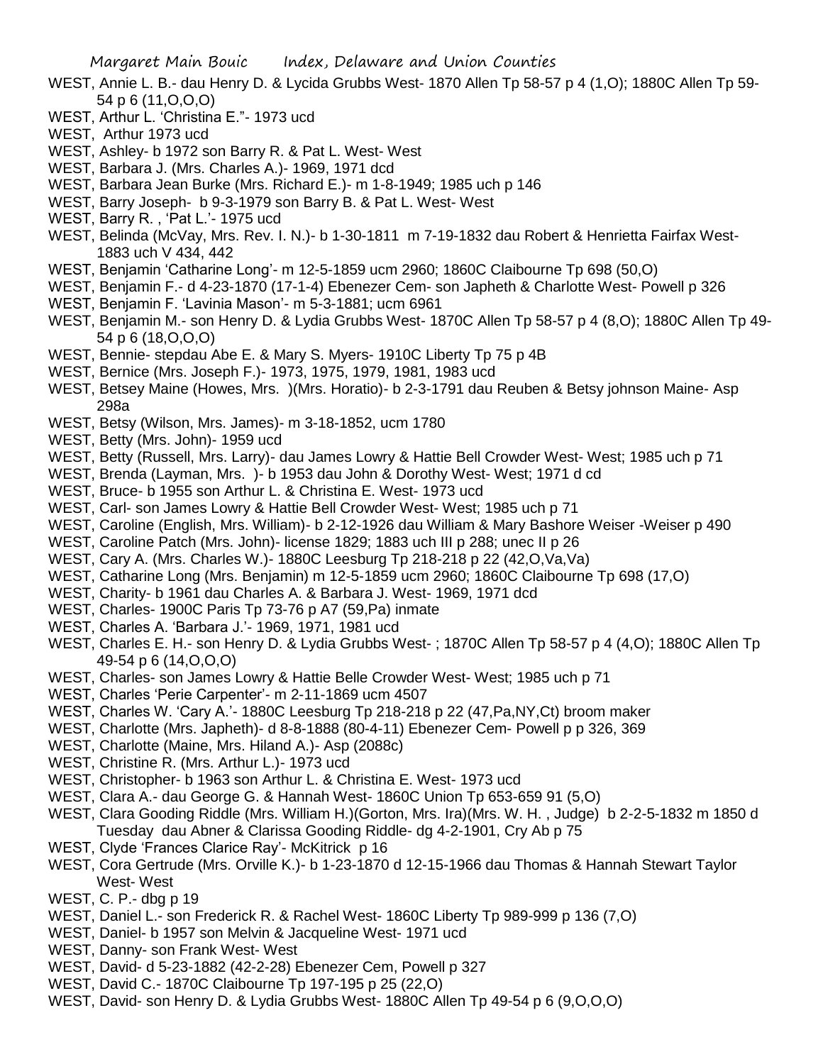WEST, Annie L. B.- dau Henry D. & Lycida Grubbs West- 1870 Allen Tp 58-57 p 4 (1,O); 1880C Allen Tp 59-54 p 6 (11,O,O,O)

WEST, Arthur L. 'Christina E."- 1973 ucd

WEST, Arthur 1973 ucd

WEST, Ashley- b 1972 son Barry R. & Pat L. West- West

WEST, Barbara J. (Mrs. Charles A.)- 1969, 1971 dcd

WEST, Barbara Jean Burke (Mrs. Richard E.)- m 1-8-1949; 1985 uch p 146

WEST, Barry Joseph- b 9-3-1979 son Barry B. & Pat L. West- West

WEST, Barry R. , 'Pat L.'- 1975 ucd

WEST, Belinda (McVay, Mrs. Rev. I. N.)- b 1-30-1811 m 7-19-1832 dau Robert & Henrietta Fairfax West- 1883 uch V 434, 442

WEST, Benjamin 'Catharine Long'- m 12-5-1859 ucm 2960; 1860C Claibourne Tp 698 (50,O)

WEST, Benjamin F.- d 4-23-1870 (17-1-4) Ebenezer Cem- son Japheth & Charlotte West- Powell p 326

WEST, Benjamin F. 'Lavinia Mason'- m 5-3-1881; ucm 6961

WEST, Benjamin M.- son Henry D. & Lydia Grubbs West- 1870C Allen Tp 58-57 p 4 (8,O); 1880C Allen Tp 49-54 p 6 (18,O,O,O)

WEST, Bennie- stepdau Abe E. & Mary S. Myers- 1910C Liberty Tp 75 p 4B

WEST, Bernice (Mrs. Joseph F.)- 1973, 1975, 1979, 1981, 1983 ucd

WEST, Betsey Maine (Howes, Mrs. )(Mrs. Horatio)- b 2-3-1791 dau Reuben & Betsy johnson Maine- Asp 298a

WEST, Betsy (Wilson, Mrs. James)- m 3-18-1852, ucm 1780

WEST, Betty (Mrs. John)- 1959 ucd

WEST, Betty (Russell, Mrs. Larry)- dau James Lowry & Hattie Bell Crowder West- West; 1985 uch p 71

WEST, Brenda (Layman, Mrs. )- b 1953 dau John & Dorothy West- West; 1971 d cd

WEST, Bruce- b 1955 son Arthur L. & Christina E. West- 1973 ucd

WEST, Carl- son James Lowry & Hattie Bell Crowder West- West; 1985 uch p 71

WEST, Caroline (English, Mrs. William)- b 2-12-1926 dau William & Mary Bashore Weiser -Weiser p 490

WEST, Caroline Patch (Mrs. John)- license 1829; 1883 uch III p 288; unec II p 26

WEST, Cary A. (Mrs. Charles W.)- 1880C Leesburg Tp 218-218 p 22 (42,O,Va,Va)

WEST, Catharine Long (Mrs. Benjamin) m 12-5-1859 ucm 2960; 1860C Claibourne Tp 698 (17,O)

WEST, Charity- b 1961 dau Charles A. & Barbara J. West- 1969, 1971 dcd

WEST, Charles- 1900C Paris Tp 73-76 p A7 (59,Pa) inmate

WEST, Charles A. 'Barbara J.'- 1969, 1971, 1981 ucd

WEST, Charles E. H.- son Henry D. & Lydia Grubbs West- ; 1870C Allen Tp 58-57 p 4 (4,O); 1880C Allen Tp 49-54 p 6 (14,O,O,O)

WEST, Charles- son James Lowry & Hattie Belle Crowder West- West; 1985 uch p 71

WEST, Charles 'Perie Carpenter'- m 2-11-1869 ucm 4507

WEST, Charles W. 'Cary A.'- 1880C Leesburg Tp 218-218 p 22 (47,Pa,NY,Ct) broom maker

WEST, Charlotte (Mrs. Japheth)- d 8-8-1888 (80-4-11) Ebenezer Cem- Powell p p 326, 369

WEST, Charlotte (Maine, Mrs. Hiland A.)- Asp (2088c)

WEST, Christine R. (Mrs. Arthur L.)- 1973 ucd

WEST, Christopher- b 1963 son Arthur L. & Christina E. West- 1973 ucd

WEST, Clara A.- dau George G. & Hannah West- 1860C Union Tp 653-659 91 (5,O)

WEST, Clara Gooding Riddle (Mrs. William H.)(Gorton, Mrs. Ira)(Mrs. W. H. , Judge) b 2-2-5-1832 m 1850 d Tuesday dau Abner & Clarissa Gooding Riddle- dg 4-2-1901, Cry Ab p 75

WEST, Clyde 'Frances Clarice Ray'- McKitrick p 16

WEST, Cora Gertrude (Mrs. Orville K.)- b 1-23-1870 d 12-15-1966 dau Thomas & Hannah Stewart Taylor West- West

WEST, C. P.- dbg p 19

WEST, Daniel L.- son Frederick R. & Rachel West- 1860C Liberty Tp 989-999 p 136 (7,O)

WEST, Daniel- b 1957 son Melvin & Jacqueline West- 1971 ucd

WEST, Danny- son Frank West- West

WEST, David- d 5-23-1882 (42-2-28) Ebenezer Cem, Powell p 327

WEST, David C.- 1870C Claibourne Tp 197-195 p 25 (22,O)

WEST, David- son Henry D. & Lydia Grubbs West- 1880C Allen Tp 49-54 p 6 (9,O,O,O)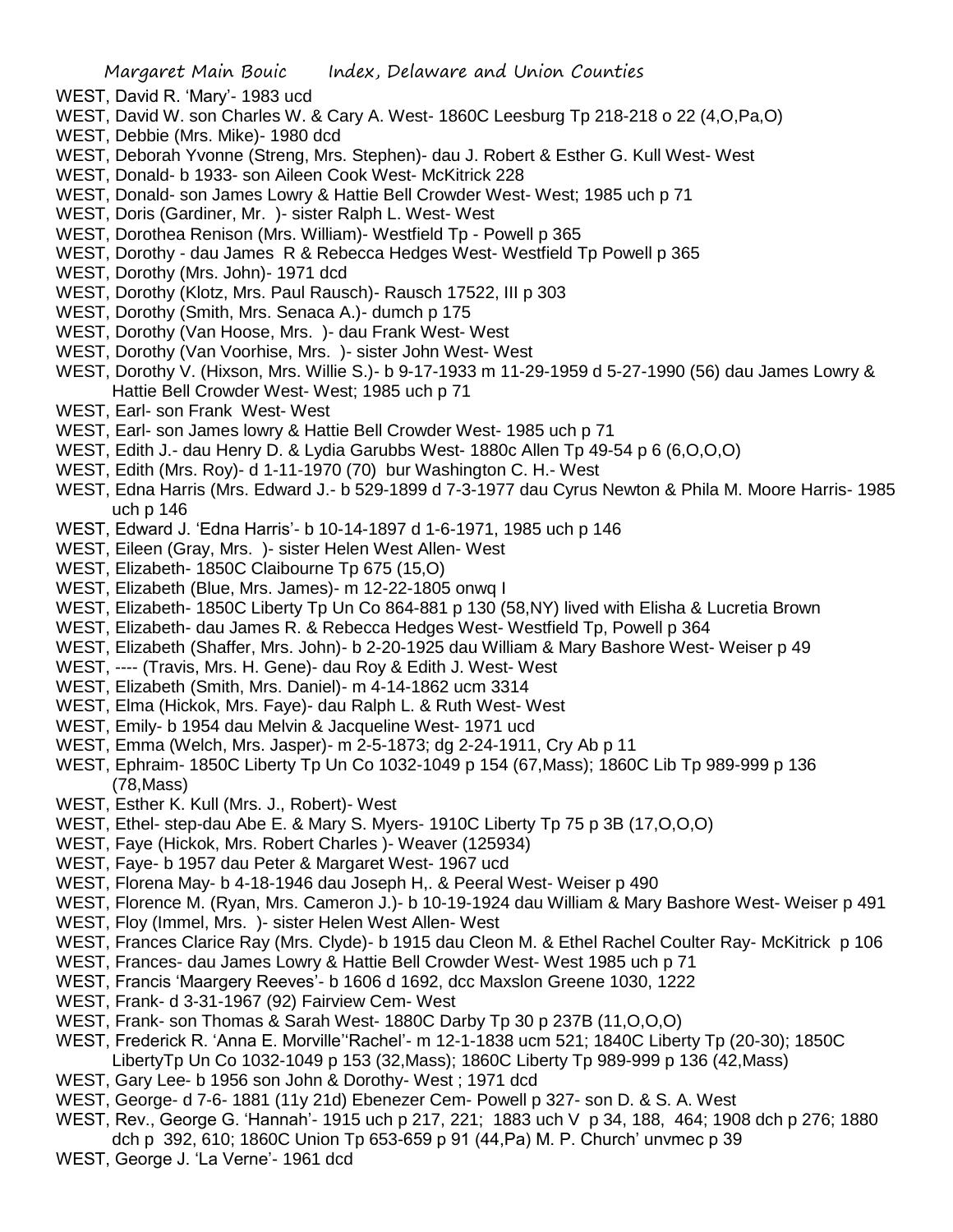WEST, David R. 'Mary'- 1983 ucd
WEST, David W. son Charles W. & Cary A. West- 1860C Leesburg Tp 218-218 o 22 (4,O,Pa,O)
WEST, Debbie (Mrs. Mike)- 1980 dcd
WEST, Deborah Yvonne (Streng, Mrs. Stephen)- dau J. Robert & Esther G. Kull West- West
WEST, Donald- b 1933- son Aileen Cook West- McKitrick 228
WEST, Donald- son James Lowry & Hattie Bell Crowder West- West; 1985 uch p 71
WEST, Doris (Gardiner, Mr. )- sister Ralph L. West- West
WEST, Dorothea Renison (Mrs. William)- Westfield Tp - Powell p 365
WEST, Dorothy - dau James R & Rebecca Hedges West- Westfield Tp Powell p 365
WEST, Dorothy (Mrs. John)- 1971 dcd
WEST, Dorothy (Klotz, Mrs. Paul Rausch)- Rausch 17522, III p 303
WEST, Dorothy (Smith, Mrs. Senaca A.)- dumch p 175
WEST, Dorothy (Van Hoose, Mrs. )- dau Frank West- West
WEST, Dorothy (Van Voorhise, Mrs. )- sister John West- West
WEST, Dorothy V. (Hixson, Mrs. Willie S.)- b 9-17-1933 m 11-29-1959 d 5-27-1990 (56) dau James Lowry & Hattie Bell Crowder West- West; 1985 uch p 71
WEST, Earl- son Frank West- West
WEST, Earl- son James lowry & Hattie Bell Crowder West- 1985 uch p 71
WEST, Edith J.- dau Henry D. & Lydia Garubbs West- 1880c Allen Tp 49-54 p 6 (6,O,O,O)
WEST, Edith (Mrs. Roy)- d 1-11-1970 (70) bur Washington C. H.- West
WEST, Edna Harris (Mrs. Edward J.- b 529-1899 d 7-3-1977 dau Cyrus Newton & Phila M. Moore Harris- 1985 uch p 146
WEST, Edward J. 'Edna Harris'- b 10-14-1897 d 1-6-1971, 1985 uch p 146
WEST, Eileen (Gray, Mrs. )- sister Helen West Allen- West
WEST, Elizabeth- 1850C Claibourne Tp 675 (15,O)
WEST, Elizabeth (Blue, Mrs. James)- m 12-22-1805 onwq I
WEST, Elizabeth- 1850C Liberty Tp Un Co 864-881 p 130 (58,NY) lived with Elisha & Lucretia Brown
WEST, Elizabeth- dau James R. & Rebecca Hedges West- Westfield Tp, Powell p 364
WEST, Elizabeth (Shaffer, Mrs. John)- b 2-20-1925 dau William & Mary Bashore West- Weiser p 49
WEST, ---- (Travis, Mrs. H. Gene)- dau Roy & Edith J. West- West
WEST, Elizabeth (Smith, Mrs. Daniel)- m 4-14-1862 ucm 3314
WEST, Elma (Hickok, Mrs. Faye)- dau Ralph L. & Ruth West- West
WEST, Emily- b 1954 dau Melvin & Jacqueline West- 1971 ucd
WEST, Emma (Welch, Mrs. Jasper)- m 2-5-1873; dg 2-24-1911, Cry Ab p 11
WEST, Ephraim- 1850C Liberty Tp Un Co 1032-1049 p 154 (67,Mass); 1860C Lib Tp 989-999 p 136 (78,Mass)
WEST, Esther K. Kull (Mrs. J., Robert)- West
WEST, Ethel- step-dau Abe E. & Mary S. Myers- 1910C Liberty Tp 75 p 3B (17,O,O,O)
WEST, Faye (Hickok, Mrs. Robert Charles )- Weaver (125934)
WEST, Faye- b 1957 dau Peter & Margaret West- 1967 ucd
WEST, Florena May- b 4-18-1946 dau Joseph H,. & Peeral West- Weiser p 490
WEST, Florence M. (Ryan, Mrs. Cameron J.)- b 10-19-1924 dau William & Mary Bashore West- Weiser p 491
WEST, Floy (Immel, Mrs. )- sister Helen West Allen- West
WEST, Frances Clarice Ray (Mrs. Clyde)- b 1915 dau Cleon M. & Ethel Rachel Coulter Ray- McKitrick p 106
WEST, Frances- dau James Lowry & Hattie Bell Crowder West- West 1985 uch p 71
WEST, Francis 'Maargery Reeves'- b 1606 d 1692, dcc Maxslon Greene 1030, 1222
WEST, Frank- d 3-31-1967 (92) Fairview Cem- West
WEST, Frank- son Thomas & Sarah West- 1880C Darby Tp 30 p 237B (11,O,O,O)
WEST, Frederick R. 'Anna E. Morville''Rachel'- m 12-1-1838 ucm 521; 1840C Liberty Tp (20-30); 1850C LibertyTp Un Co 1032-1049 p 153 (32,Mass); 1860C Liberty Tp 989-999 p 136 (42,Mass)
WEST, Gary Lee- b 1956 son John & Dorothy- West ; 1971 dcd
WEST, George- d 7-6- 1881 (11y 21d) Ebenezer Cem- Powell p 327- son D. & S. A. West
WEST, Rev., George G. 'Hannah'- 1915 uch p 217, 221; 1883 uch V p 34, 188, 464; 1908 dch p 276; 1880 dch p 392, 610; 1860C Union Tp 653-659 p 91 (44,Pa) M. P. Church' unvmec p 39
WEST, George J. 'La Verne'- 1961 dcd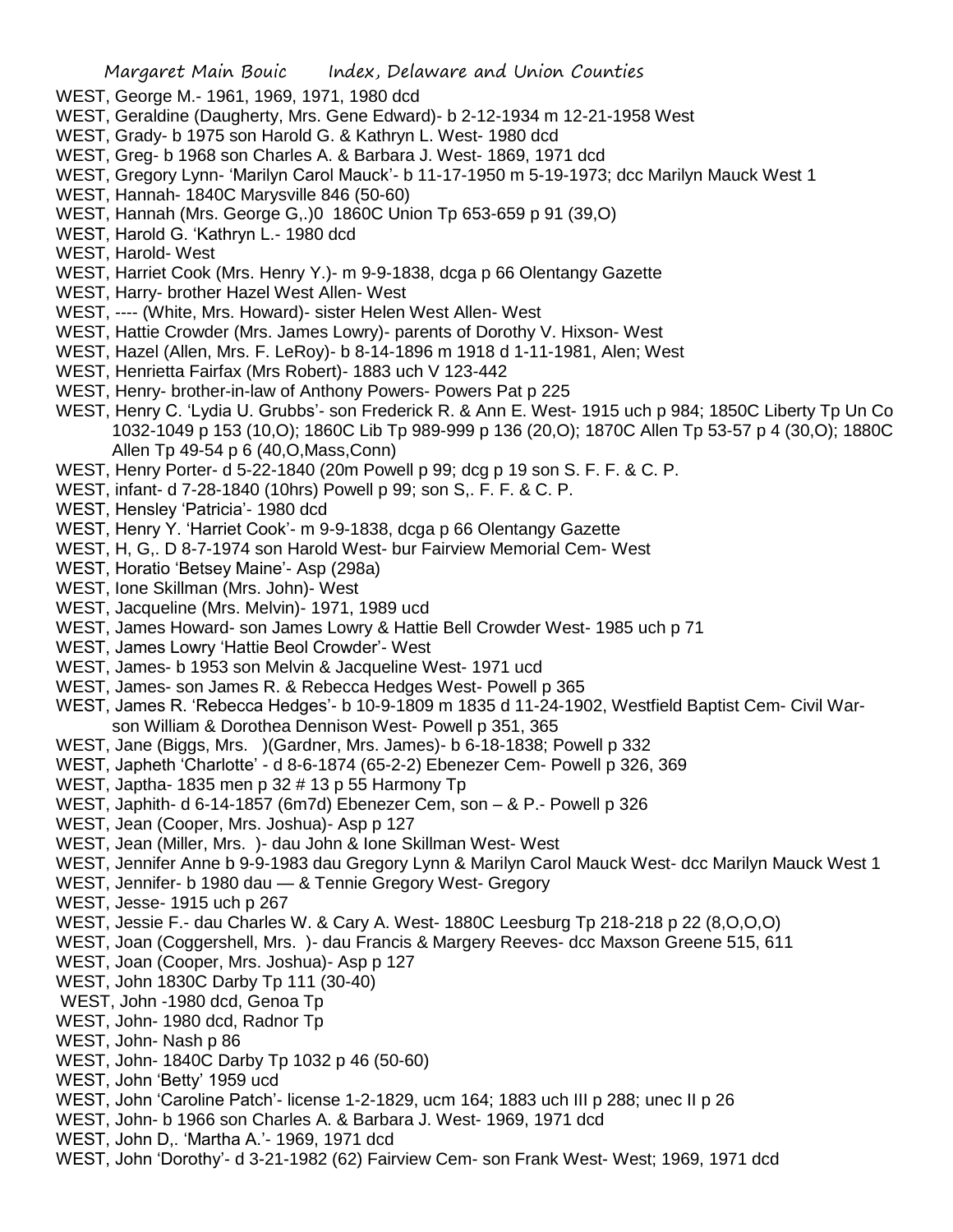WEST, George M.- 1961, 1969, 1971, 1980 dcd

WEST, Geraldine (Daugherty, Mrs. Gene Edward)- b 2-12-1934 m 12-21-1958 West

WEST, Grady- b 1975 son Harold G. & Kathryn L. West- 1980 dcd

WEST, Greg- b 1968 son Charles A. & Barbara J. West- 1869, 1971 dcd

WEST, Gregory Lynn- 'Marilyn Carol Mauck'- b 11-17-1950 m 5-19-1973; dcc Marilyn Mauck West 1

WEST, Hannah- 1840C Marysville 846 (50-60)

WEST, Hannah (Mrs. George G,.)0 1860C Union Tp 653-659 p 91 (39,O)

WEST, Harold G. 'Kathryn L.- 1980 dcd

WEST, Harold- West

WEST, Harriet Cook (Mrs. Henry Y.)- m 9-9-1838, dcga p 66 Olentangy Gazette

WEST, Harry- brother Hazel West Allen- West

WEST, ---- (White, Mrs. Howard)- sister Helen West Allen- West

WEST, Hattie Crowder (Mrs. James Lowry)- parents of Dorothy V. Hixson- West

WEST, Hazel (Allen, Mrs. F. LeRoy)- b 8-14-1896 m 1918 d 1-11-1981, Alen; West

WEST, Henrietta Fairfax (Mrs Robert)- 1883 uch V 123-442

WEST, Henry- brother-in-law of Anthony Powers- Powers Pat p 225

WEST, Henry C. 'Lydia U. Grubbs'- son Frederick R. & Ann E. West- 1915 uch p 984; 1850C Liberty Tp Un Co 1032-1049 p 153 (10,O); 1860C Lib Tp 989-999 p 136 (20,O); 1870C Allen Tp 53-57 p 4 (30,O); 1880C Allen Tp 49-54 p 6 (40,O,Mass,Conn)

WEST, Henry Porter- d 5-22-1840 (20m Powell p 99; dcg p 19 son S. F. F. & C. P.

WEST, infant- d 7-28-1840 (10hrs) Powell p 99; son S,. F. F. & C. P.

WEST, Hensley 'Patricia'- 1980 dcd

WEST, Henry Y. 'Harriet Cook'- m 9-9-1838, dcga p 66 Olentangy Gazette

WEST, H, G,. D 8-7-1974 son Harold West- bur Fairview Memorial Cem- West

WEST, Horatio 'Betsey Maine'- Asp (298a)

WEST, Ione Skillman (Mrs. John)- West

WEST, Jacqueline (Mrs. Melvin)- 1971, 1989 ucd

WEST, James Howard- son James Lowry & Hattie Bell Crowder West- 1985 uch p 71

WEST, James Lowry 'Hattie Beol Crowder'- West

WEST, James- b 1953 son Melvin & Jacqueline West- 1971 ucd

WEST, James- son James R. & Rebecca Hedges West- Powell p 365

WEST, James R. 'Rebecca Hedges'- b 10-9-1809 m 1835 d 11-24-1902, Westfield Baptist Cem- Civil War- son William & Dorothea Dennison West- Powell p 351, 365

WEST, Jane (Biggs, Mrs. )(Gardner, Mrs. James)- b 6-18-1838; Powell p 332

WEST, Japheth 'Charlotte' - d 8-6-1874 (65-2-2) Ebenezer Cem- Powell p 326, 369

WEST, Japtha- 1835 men p 32 # 13 p 55 Harmony Tp

WEST, Japhith- d 6-14-1857 (6m7d) Ebenezer Cem, son – & P.- Powell p 326

WEST, Jean (Cooper, Mrs. Joshua)- Asp p 127

WEST, Jean (Miller, Mrs. )- dau John & Ione Skillman West- West

WEST, Jennifer Anne b 9-9-1983 dau Gregory Lynn & Marilyn Carol Mauck West- dcc Marilyn Mauck West 1

WEST, Jennifer- b 1980 dau — & Tennie Gregory West- Gregory

WEST, Jesse- 1915 uch p 267

WEST, Jessie F.- dau Charles W. & Cary A. West- 1880C Leesburg Tp 218-218 p 22 (8,O,O,O)

WEST, Joan (Coggershell, Mrs. )- dau Francis & Margery Reeves- dcc Maxson Greene 515, 611

WEST, Joan (Cooper, Mrs. Joshua)- Asp p 127

WEST, John 1830C Darby Tp 111 (30-40)

WEST, John -1980 dcd, Genoa Tp

WEST, John- 1980 dcd, Radnor Tp

WEST, John- Nash p 86

WEST, John- 1840C Darby Tp 1032 p 46 (50-60)

WEST, John 'Betty' 1959 ucd

WEST, John 'Caroline Patch'- license 1-2-1829, ucm 164; 1883 uch III p 288; unec II p 26

WEST, John- b 1966 son Charles A. & Barbara J. West- 1969, 1971 dcd

WEST, John D,. 'Martha A.'- 1969, 1971 dcd

WEST, John 'Dorothy'- d 3-21-1982 (62) Fairview Cem- son Frank West- West; 1969, 1971 dcd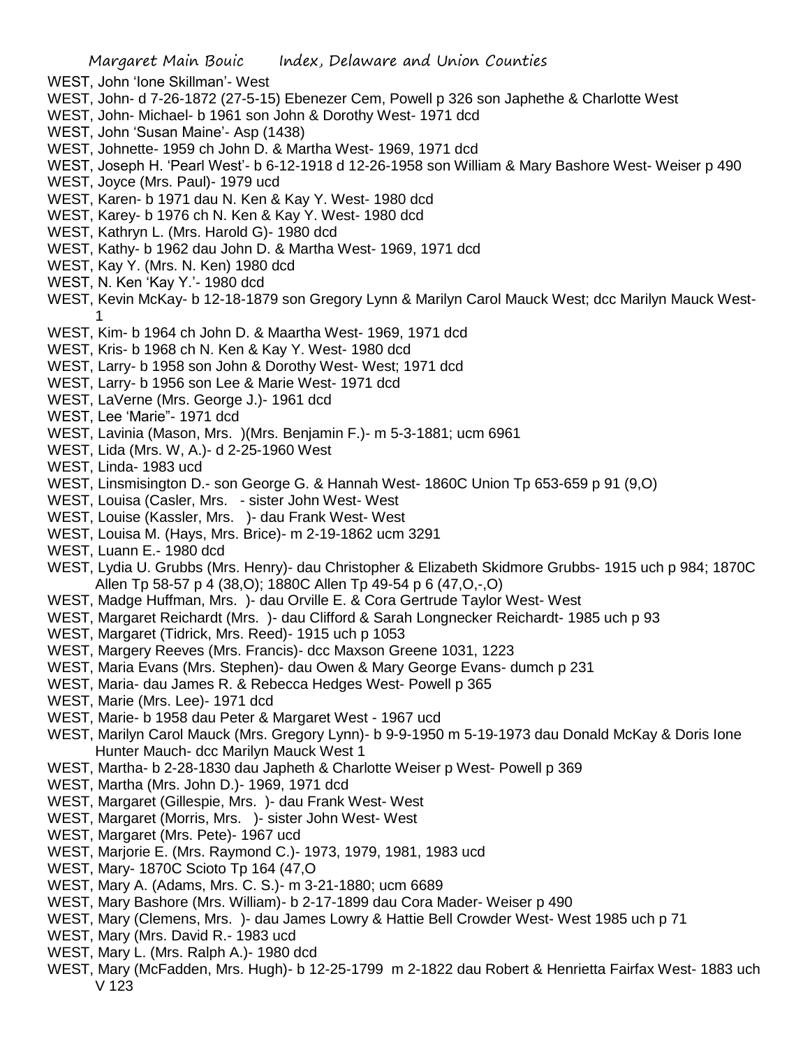WEST, John 'Ione Skillman'- West

WEST, John- d 7-26-1872 (27-5-15) Ebenezer Cem, Powell p 326 son Japhethe & Charlotte West

WEST, John- Michael- b 1961 son John & Dorothy West- 1971 dcd

WEST, John 'Susan Maine'- Asp (1438)

WEST, Johnette- 1959 ch John D. & Martha West- 1969, 1971 dcd

WEST, Joseph H. 'Pearl West'- b 6-12-1918 d 12-26-1958 son William & Mary Bashore West- Weiser p 490

WEST, Joyce (Mrs. Paul)- 1979 ucd

WEST, Karen- b 1971 dau N. Ken & Kay Y. West- 1980 dcd

WEST, Karey- b 1976 ch N. Ken & Kay Y. West- 1980 dcd

WEST, Kathryn L. (Mrs. Harold G)- 1980 dcd

WEST, Kathy- b 1962 dau John D. & Martha West- 1969, 1971 dcd

WEST, Kay Y. (Mrs. N. Ken) 1980 dcd

WEST, N. Ken 'Kay Y.'- 1980 dcd

WEST, Kevin McKay- b 12-18-1879 son Gregory Lynn & Marilyn Carol Mauck West; dcc Marilyn Mauck West- 1

WEST, Kim- b 1964 ch John D. & Maartha West- 1969, 1971 dcd

WEST, Kris- b 1968 ch N. Ken & Kay Y. West- 1980 dcd

WEST, Larry- b 1958 son John & Dorothy West- West; 1971 dcd

WEST, Larry- b 1956 son Lee & Marie West- 1971 dcd

WEST, LaVerne (Mrs. George J.)- 1961 dcd

WEST, Lee 'Marie"- 1971 dcd

WEST, Lavinia (Mason, Mrs. )(Mrs. Benjamin F.)- m 5-3-1881; ucm 6961

WEST, Lida (Mrs. W, A.)- d 2-25-1960 West

WEST, Linda- 1983 ucd

WEST, Linsmisington D.- son George G. & Hannah West- 1860C Union Tp 653-659 p 91 (9,O)

WEST, Louisa (Casler, Mrs. - sister John West- West

WEST, Louise (Kassler, Mrs. )- dau Frank West- West

WEST, Louisa M. (Hays, Mrs. Brice)- m 2-19-1862 ucm 3291

WEST, Luann E.- 1980 dcd

WEST, Lydia U. Grubbs (Mrs. Henry)- dau Christopher & Elizabeth Skidmore Grubbs- 1915 uch p 984; 1870C Allen Tp 58-57 p 4 (38,O); 1880C Allen Tp 49-54 p 6 (47,O,-,O)

WEST, Madge Huffman, Mrs. )- dau Orville E. & Cora Gertrude Taylor West- West

WEST, Margaret Reichardt (Mrs. )- dau Clifford & Sarah Longnecker Reichardt- 1985 uch p 93

WEST, Margaret (Tidrick, Mrs. Reed)- 1915 uch p 1053

WEST, Margery Reeves (Mrs. Francis)- dcc Maxson Greene 1031, 1223

WEST, Maria Evans (Mrs. Stephen)- dau Owen & Mary George Evans- dumch p 231

WEST, Maria- dau James R. & Rebecca Hedges West- Powell p 365

WEST, Marie (Mrs. Lee)- 1971 dcd

WEST, Marie- b 1958 dau Peter & Margaret West - 1967 ucd

WEST, Marilyn Carol Mauck (Mrs. Gregory Lynn)- b 9-9-1950 m 5-19-1973 dau Donald McKay & Doris Ione Hunter Mauch- dcc Marilyn Mauck West 1

WEST, Martha- b 2-28-1830 dau Japheth & Charlotte Weiser p West- Powell p 369

WEST, Martha (Mrs. John D.)- 1969, 1971 dcd

WEST, Margaret (Gillespie, Mrs. )- dau Frank West- West

WEST, Margaret (Morris, Mrs. )- sister John West- West

WEST, Margaret (Mrs. Pete)- 1967 ucd

WEST, Marjorie E. (Mrs. Raymond C.)- 1973, 1979, 1981, 1983 ucd

WEST, Mary- 1870C Scioto Tp 164 (47,O

WEST, Mary A. (Adams, Mrs. C. S.)- m 3-21-1880; ucm 6689

WEST, Mary Bashore (Mrs. William)- b 2-17-1899 dau Cora Mader- Weiser p 490

WEST, Mary (Clemens, Mrs. )- dau James Lowry & Hattie Bell Crowder West- West 1985 uch p 71

WEST, Mary (Mrs. David R.- 1983 ucd

WEST, Mary L. (Mrs. Ralph A.)- 1980 dcd

WEST, Mary (McFadden, Mrs. Hugh)- b 12-25-1799 m 2-1822 dau Robert & Henrietta Fairfax West- 1883 uch V 123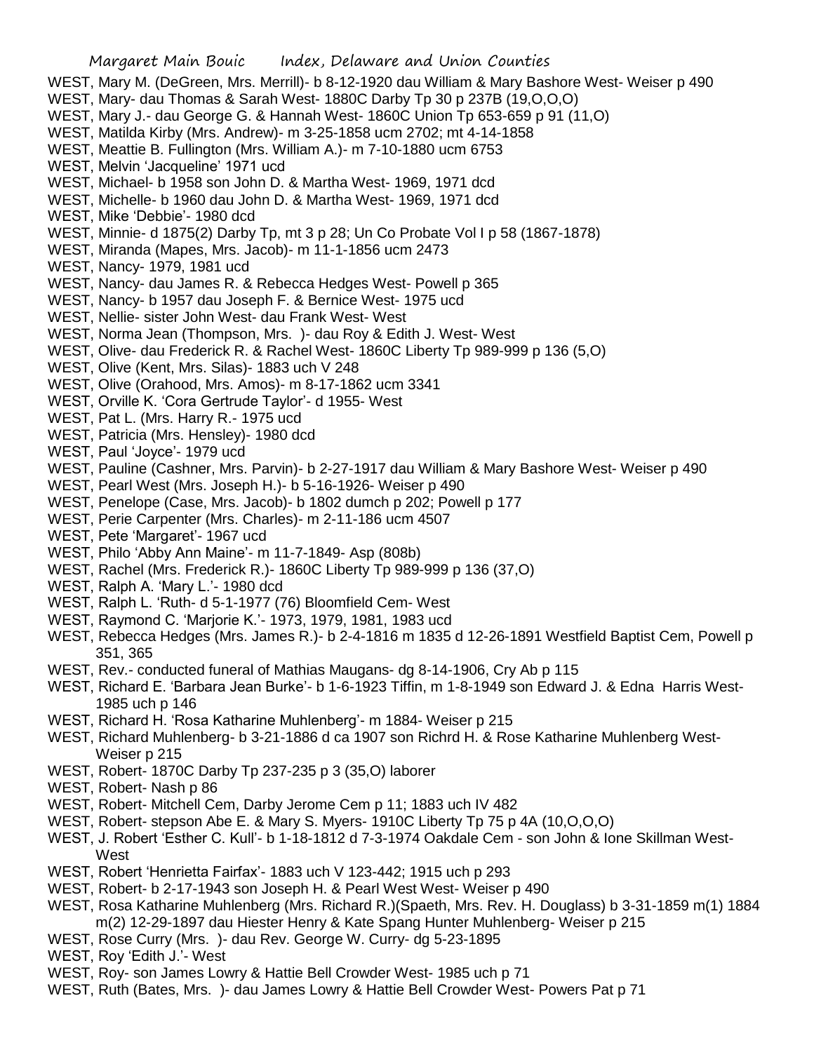WEST, Mary M. (DeGreen, Mrs. Merrill)- b 8-12-1920 dau William & Mary Bashore West- Weiser p 490
WEST, Mary- dau Thomas & Sarah West- 1880C Darby Tp 30 p 237B (19,O,O,O)
WEST, Mary J.- dau George G. & Hannah West- 1860C Union Tp 653-659 p 91 (11,O)
WEST, Matilda Kirby (Mrs. Andrew)- m 3-25-1858 ucm 2702; mt 4-14-1858
WEST, Meattie B. Fullington (Mrs. William A.)- m 7-10-1880 ucm 6753
WEST, Melvin 'Jacqueline' 1971 ucd
WEST, Michael- b 1958 son John D. & Martha West- 1969, 1971 dcd
WEST, Michelle- b 1960 dau John D. & Martha West- 1969, 1971 dcd
WEST, Mike 'Debbie'- 1980 dcd
WEST, Minnie- d 1875(2) Darby Tp, mt 3 p 28; Un Co Probate Vol I p 58 (1867-1878)
WEST, Miranda (Mapes, Mrs. Jacob)- m 11-1-1856 ucm 2473
WEST, Nancy- 1979, 1981 ucd
WEST, Nancy- dau James R. & Rebecca Hedges West- Powell p 365
WEST, Nancy- b 1957 dau Joseph F. & Bernice West- 1975 ucd
WEST, Nellie- sister John West- dau Frank West- West
WEST, Norma Jean (Thompson, Mrs. )- dau Roy & Edith J. West- West
WEST, Olive- dau Frederick R. & Rachel West- 1860C Liberty Tp 989-999 p 136 (5,O)
WEST, Olive (Kent, Mrs. Silas)- 1883 uch V 248
WEST, Olive (Orahood, Mrs. Amos)- m 8-17-1862 ucm 3341
WEST, Orville K. 'Cora Gertrude Taylor'- d 1955- West
WEST, Pat L. (Mrs. Harry R.- 1975 ucd
WEST, Patricia (Mrs. Hensley)- 1980 dcd
WEST, Paul 'Joyce'- 1979 ucd
WEST, Pauline (Cashner, Mrs. Parvin)- b 2-27-1917 dau William & Mary Bashore West- Weiser p 490
WEST, Pearl West (Mrs. Joseph H.)- b 5-16-1926- Weiser p 490
WEST, Penelope (Case, Mrs. Jacob)- b 1802 dumch p 202; Powell p 177
WEST, Perie Carpenter (Mrs. Charles)- m 2-11-186 ucm 4507
WEST, Pete 'Margaret'- 1967 ucd
WEST, Philo 'Abby Ann Maine'- m 11-7-1849- Asp (808b)
WEST, Rachel (Mrs. Frederick R.)- 1860C Liberty Tp 989-999 p 136 (37,O)
WEST, Ralph A. 'Mary L.'- 1980 dcd
WEST, Ralph L. 'Ruth- d 5-1-1977 (76) Bloomfield Cem- West
WEST, Raymond C. 'Marjorie K.'- 1973, 1979, 1981, 1983 ucd
WEST, Rebecca Hedges (Mrs. James R.)- b 2-4-1816 m 1835 d 12-26-1891 Westfield Baptist Cem, Powell p 351, 365
WEST, Rev.- conducted funeral of Mathias Maugans- dg 8-14-1906, Cry Ab p 115
WEST, Richard E. 'Barbara Jean Burke'- b 1-6-1923 Tiffin, m 1-8-1949 son Edward J. & Edna Harris West- 1985 uch p 146
WEST, Richard H. 'Rosa Katharine Muhlenberg'- m 1884- Weiser p 215
WEST, Richard Muhlenberg- b 3-21-1886 d ca 1907 son Richrd H. & Rose Katharine Muhlenberg West- Weiser p 215
WEST, Robert- 1870C Darby Tp 237-235 p 3 (35,O) laborer
WEST, Robert- Nash p 86
WEST, Robert- Mitchell Cem, Darby Jerome Cem p 11; 1883 uch IV 482
WEST, Robert- stepson Abe E. & Mary S. Myers- 1910C Liberty Tp 75 p 4A (10,O,O,O)
WEST, J. Robert 'Esther C. Kull'- b 1-18-1812 d 7-3-1974 Oakdale Cem - son John & Ione Skillman West- West
WEST, Robert 'Henrietta Fairfax'- 1883 uch V 123-442; 1915 uch p 293
WEST, Robert- b 2-17-1943 son Joseph H. & Pearl West West- Weiser p 490
WEST, Rosa Katharine Muhlenberg (Mrs. Richard R.)(Spaeth, Mrs. Rev. H. Douglass) b 3-31-1859 m(1) 1884 m(2) 12-29-1897 dau Hiester Henry & Kate Spang Hunter Muhlenberg- Weiser p 215
WEST, Rose Curry (Mrs. )- dau Rev. George W. Curry- dg 5-23-1895
WEST, Roy 'Edith J.'- West
WEST, Roy- son James Lowry & Hattie Bell Crowder West- 1985 uch p 71
WEST, Ruth (Bates, Mrs. )- dau James Lowry & Hattie Bell Crowder West- Powers Pat p 71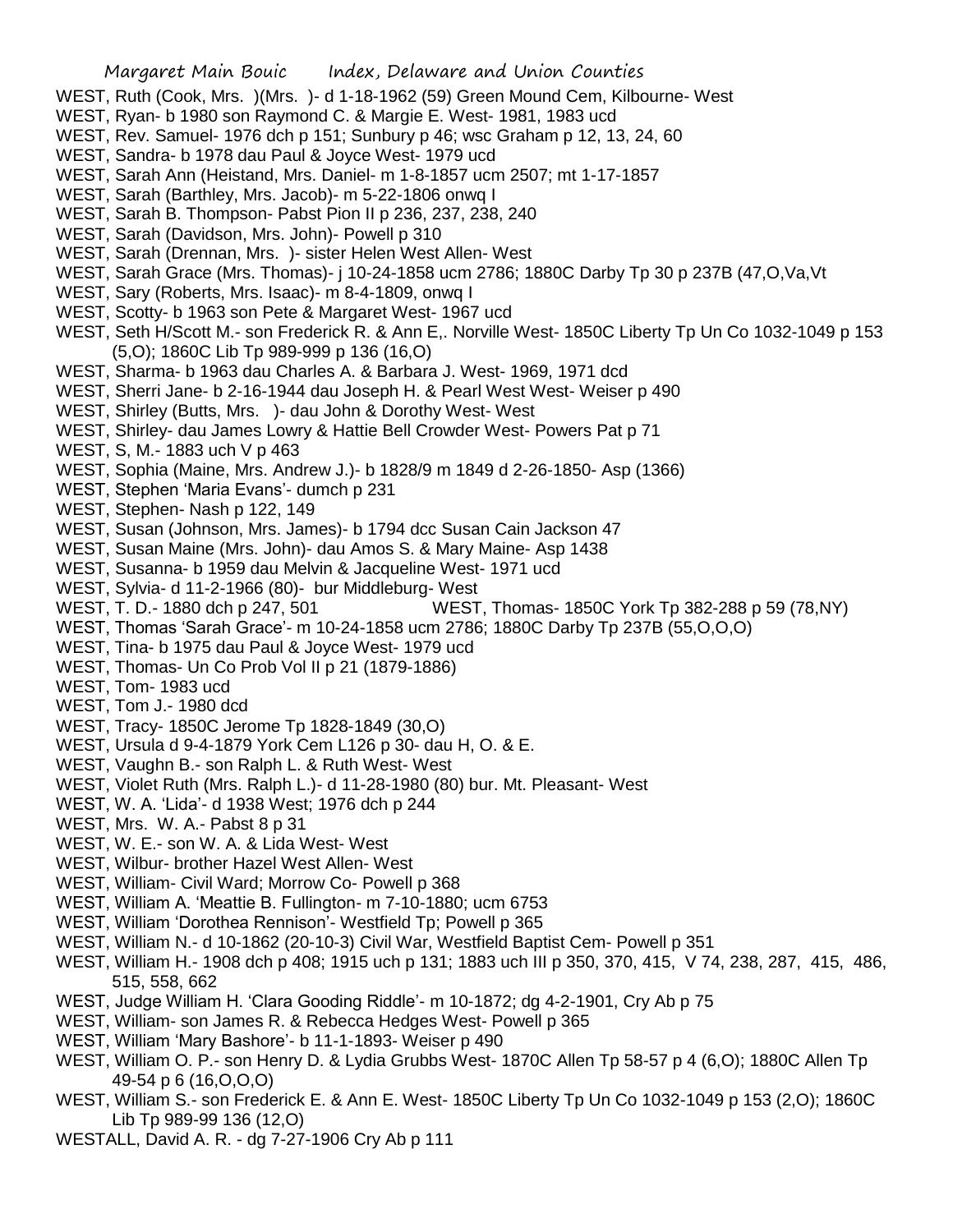WEST, Ruth (Cook, Mrs. )(Mrs. )- d 1-18-1962 (59) Green Mound Cem, Kilbourne- West

WEST, Ryan- b 1980 son Raymond C. & Margie E. West- 1981, 1983 ucd

WEST, Rev. Samuel- 1976 dch p 151; Sunbury p 46; wsc Graham p 12, 13, 24, 60

WEST, Sandra- b 1978 dau Paul & Joyce West- 1979 ucd

WEST, Sarah Ann (Heistand, Mrs. Daniel- m 1-8-1857 ucm 2507; mt 1-17-1857

WEST, Sarah (Barthley, Mrs. Jacob)- m 5-22-1806 onwq I

WEST, Sarah B. Thompson- Pabst Pion II p 236, 237, 238, 240

WEST, Sarah (Davidson, Mrs. John)- Powell p 310

WEST, Sarah (Drennan, Mrs. )- sister Helen West Allen- West

WEST, Sarah Grace (Mrs. Thomas)- j 10-24-1858 ucm 2786; 1880C Darby Tp 30 p 237B (47,O,Va,Vt

WEST, Sary (Roberts, Mrs. Isaac)- m 8-4-1809, onwq I

WEST, Scotty- b 1963 son Pete & Margaret West- 1967 ucd

WEST, Seth H/Scott M.- son Frederick R. & Ann E,. Norville West- 1850C Liberty Tp Un Co 1032-1049 p 153 (5,O); 1860C Lib Tp 989-999 p 136 (16,O)

WEST, Sharma- b 1963 dau Charles A. & Barbara J. West- 1969, 1971 dcd

WEST, Sherri Jane- b 2-16-1944 dau Joseph H. & Pearl West West- Weiser p 490

WEST, Shirley (Butts, Mrs. )- dau John & Dorothy West- West

WEST, Shirley- dau James Lowry & Hattie Bell Crowder West- Powers Pat p 71

WEST, S, M.- 1883 uch V p 463

WEST, Sophia (Maine, Mrs. Andrew J.)- b 1828/9 m 1849 d 2-26-1850- Asp (1366)

WEST, Stephen 'Maria Evans'- dumch p 231

WEST, Stephen- Nash p 122, 149

WEST, Susan (Johnson, Mrs. James)- b 1794 dcc Susan Cain Jackson 47

WEST, Susan Maine (Mrs. John)- dau Amos S. & Mary Maine- Asp 1438

WEST, Susanna- b 1959 dau Melvin & Jacqueline West- 1971 ucd

WEST, Sylvia- d 11-2-1966 (80)- bur Middleburg- West

WEST, T. D.- 1880 dch p 247, 501

WEST, Thomas- 1850C York Tp 382-288 p 59 (78,NY)

WEST, Thomas 'Sarah Grace'- m 10-24-1858 ucm 2786; 1880C Darby Tp 237B (55,O,O,O)

WEST, Tina- b 1975 dau Paul & Joyce West- 1979 ucd

WEST, Thomas- Un Co Prob Vol II p 21 (1879-1886)

WEST, Tom- 1983 ucd

WEST, Tom J.- 1980 dcd

WEST, Tracy- 1850C Jerome Tp 1828-1849 (30,O)

WEST, Ursula d 9-4-1879 York Cem L126 p 30- dau H, O. & E.

WEST, Vaughn B.- son Ralph L. & Ruth West- West

WEST, Violet Ruth (Mrs. Ralph L.)- d 11-28-1980 (80) bur. Mt. Pleasant- West

WEST, W. A. 'Lida'- d 1938 West; 1976 dch p 244

WEST, Mrs. W. A.- Pabst 8 p 31

WEST, W. E.- son W. A. & Lida West- West

WEST, Wilbur- brother Hazel West Allen- West

WEST, William- Civil Ward; Morrow Co- Powell p 368

WEST, William A. 'Meattie B. Fullington- m 7-10-1880; ucm 6753

WEST, William 'Dorothea Rennison'- Westfield Tp; Powell p 365

WEST, William N.- d 10-1862 (20-10-3) Civil War, Westfield Baptist Cem- Powell p 351

WEST, William H.- 1908 dch p 408; 1915 uch p 131; 1883 uch III p 350, 370, 415, V 74, 238, 287, 415, 486, 515, 558, 662

WEST, Judge William H. 'Clara Gooding Riddle'- m 10-1872; dg 4-2-1901, Cry Ab p 75

WEST, William- son James R. & Rebecca Hedges West- Powell p 365

WEST, William 'Mary Bashore'- b 11-1-1893- Weiser p 490

WEST, William O. P.- son Henry D. & Lydia Grubbs West- 1870C Allen Tp 58-57 p 4 (6,O); 1880C Allen Tp 49-54 p 6 (16,O,O,O)

WEST, William S.- son Frederick E. & Ann E. West- 1850C Liberty Tp Un Co 1032-1049 p 153 (2,O); 1860C Lib Tp 989-99 136 (12,O)

WESTALL, David A. R. - dg 7-27-1906 Cry Ab p 111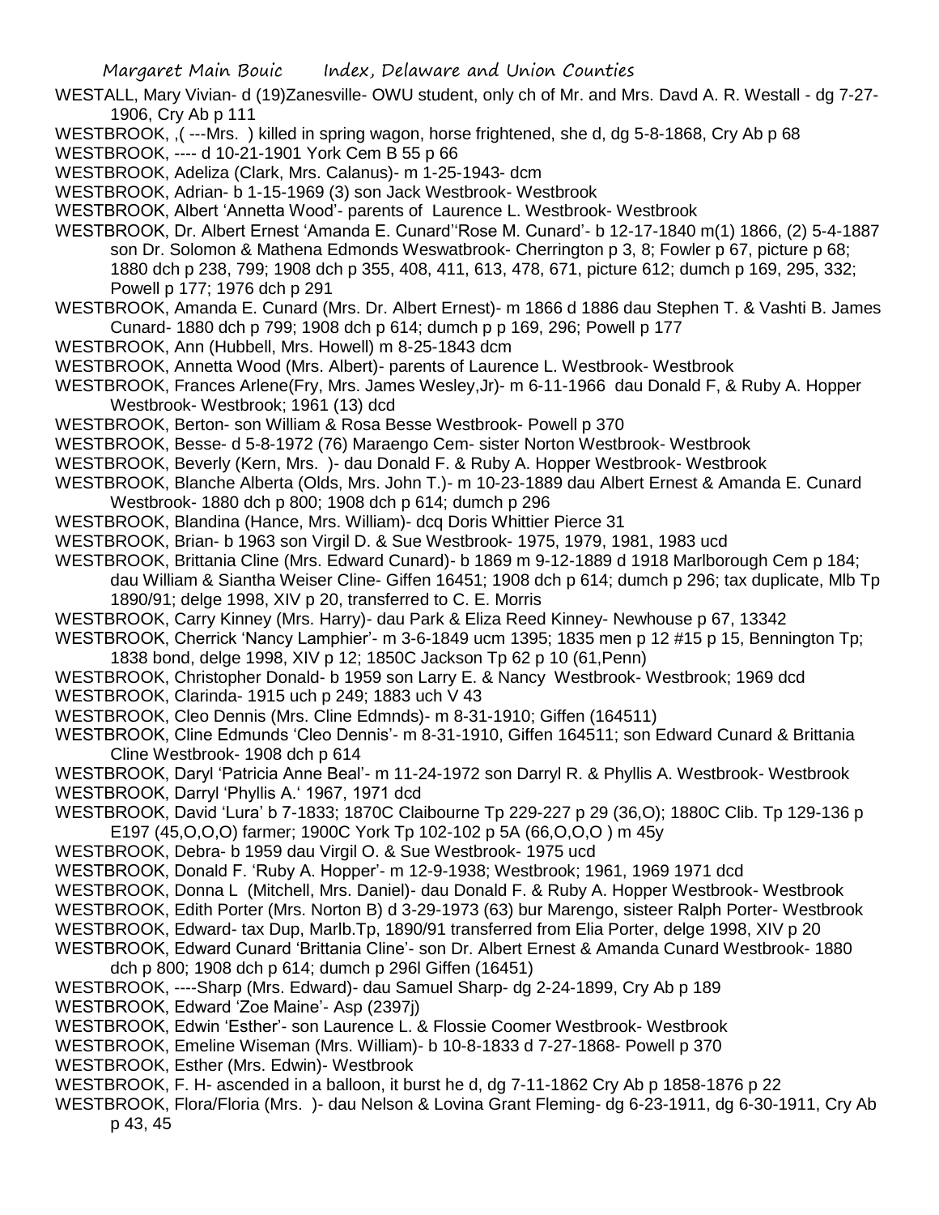WESTALL, Mary Vivian- d (19)Zanesville- OWU student, only ch of Mr. and Mrs. Davd A. R. Westall - dg 7-27-1906, Cry Ab p 111

WESTBROOK, ,( ---Mrs. ) killed in spring wagon, horse frightened, she d, dg 5-8-1868, Cry Ab p 68

WESTBROOK, ---- d 10-21-1901 York Cem B 55 p 66

WESTBROOK, Adeliza (Clark, Mrs. Calanus)- m 1-25-1943- dcm

WESTBROOK, Adrian- b 1-15-1969 (3) son Jack Westbrook- Westbrook

WESTBROOK, Albert 'Annetta Wood'- parents of Laurence L. Westbrook- Westbrook

WESTBROOK, Dr. Albert Ernest 'Amanda E. Cunard''Rose M. Cunard'- b 12-17-1840 m(1) 1866, (2) 5-4-1887 son Dr. Solomon & Mathena Edmonds Weswatbrook- Cherrington p 3, 8; Fowler p 67, picture p 68; 1880 dch p 238, 799; 1908 dch p 355, 408, 411, 613, 478, 671, picture 612; dumch p 169, 295, 332; Powell p 177; 1976 dch p 291

WESTBROOK, Amanda E. Cunard (Mrs. Dr. Albert Ernest)- m 1866 d 1886 dau Stephen T. & Vashti B. James Cunard- 1880 dch p 799; 1908 dch p 614; dumch p p 169, 296; Powell p 177

WESTBROOK, Ann (Hubbell, Mrs. Howell) m 8-25-1843 dcm

WESTBROOK, Annetta Wood (Mrs. Albert)- parents of Laurence L. Westbrook- Westbrook

WESTBROOK, Frances Arlene(Fry, Mrs. James Wesley,Jr)- m 6-11-1966 dau Donald F, & Ruby A. Hopper Westbrook- Westbrook; 1961 (13) dcd

WESTBROOK, Berton- son William & Rosa Besse Westbrook- Powell p 370

WESTBROOK, Besse- d 5-8-1972 (76) Maraengo Cem- sister Norton Westbrook- Westbrook

WESTBROOK, Beverly (Kern, Mrs. )- dau Donald F. & Ruby A. Hopper Westbrook- Westbrook

WESTBROOK, Blanche Alberta (Olds, Mrs. John T.)- m 10-23-1889 dau Albert Ernest & Amanda E. Cunard Westbrook- 1880 dch p 800; 1908 dch p 614; dumch p 296

WESTBROOK, Blandina (Hance, Mrs. William)- dcq Doris Whittier Pierce 31

WESTBROOK, Brian- b 1963 son Virgil D. & Sue Westbrook- 1975, 1979, 1981, 1983 ucd

WESTBROOK, Brittania Cline (Mrs. Edward Cunard)- b 1869 m 9-12-1889 d 1918 Marlborough Cem p 184; dau William & Siantha Weiser Cline- Giffen 16451; 1908 dch p 614; dumch p 296; tax duplicate, Mlb Tp 1890/91; delge 1998, XIV p 20, transferred to C. E. Morris

WESTBROOK, Carry Kinney (Mrs. Harry)- dau Park & Eliza Reed Kinney- Newhouse p 67, 13342

WESTBROOK, Cherrick 'Nancy Lamphier'- m 3-6-1849 ucm 1395; 1835 men p 12 #15 p 15, Bennington Tp; 1838 bond, delge 1998, XIV p 12; 1850C Jackson Tp 62 p 10 (61,Penn)

WESTBROOK, Christopher Donald- b 1959 son Larry E. & Nancy Westbrook- Westbrook; 1969 dcd

WESTBROOK, Clarinda- 1915 uch p 249; 1883 uch V 43

WESTBROOK, Cleo Dennis (Mrs. Cline Edmnds)- m 8-31-1910; Giffen (164511)

WESTBROOK, Cline Edmunds 'Cleo Dennis'- m 8-31-1910, Giffen 164511; son Edward Cunard & Brittania Cline Westbrook- 1908 dch p 614

WESTBROOK, Daryl 'Patricia Anne Beal'- m 11-24-1972 son Darryl R. & Phyllis A. Westbrook- Westbrook

WESTBROOK, Darryl 'Phyllis A.' 1967, 1971 dcd

WESTBROOK, David 'Lura' b 7-1833; 1870C Claibourne Tp 229-227 p 29 (36,O); 1880C Clib. Tp 129-136 p E197 (45,O,O,O) farmer; 1900C York Tp 102-102 p 5A (66,O,O,O ) m 45y

WESTBROOK, Debra- b 1959 dau Virgil O. & Sue Westbrook- 1975 ucd

WESTBROOK, Donald F. 'Ruby A. Hopper'- m 12-9-1938; Westbrook; 1961, 1969 1971 dcd

WESTBROOK, Donna L (Mitchell, Mrs. Daniel)- dau Donald F. & Ruby A. Hopper Westbrook- Westbrook

WESTBROOK, Edith Porter (Mrs. Norton B) d 3-29-1973 (63) bur Marengo, sisteer Ralph Porter- Westbrook

WESTBROOK, Edward- tax Dup, Marlb.Tp, 1890/91 transferred from Elia Porter, delge 1998, XIV p 20

WESTBROOK, Edward Cunard 'Brittania Cline'- son Dr. Albert Ernest & Amanda Cunard Westbrook- 1880 dch p 800; 1908 dch p 614; dumch p 296l Giffen (16451)

WESTBROOK, ----Sharp (Mrs. Edward)- dau Samuel Sharp- dg 2-24-1899, Cry Ab p 189

WESTBROOK, Edward 'Zoe Maine'- Asp (2397j)

WESTBROOK, Edwin 'Esther'- son Laurence L. & Flossie Coomer Westbrook- Westbrook

WESTBROOK, Emeline Wiseman (Mrs. William)- b 10-8-1833 d 7-27-1868- Powell p 370

WESTBROOK, Esther (Mrs. Edwin)- Westbrook

WESTBROOK, F. H- ascended in a balloon, it burst he d, dg 7-11-1862 Cry Ab p 1858-1876 p 22

WESTBROOK, Flora/Floria (Mrs. )- dau Nelson & Lovina Grant Fleming- dg 6-23-1911, dg 6-30-1911, Cry Ab p 43, 45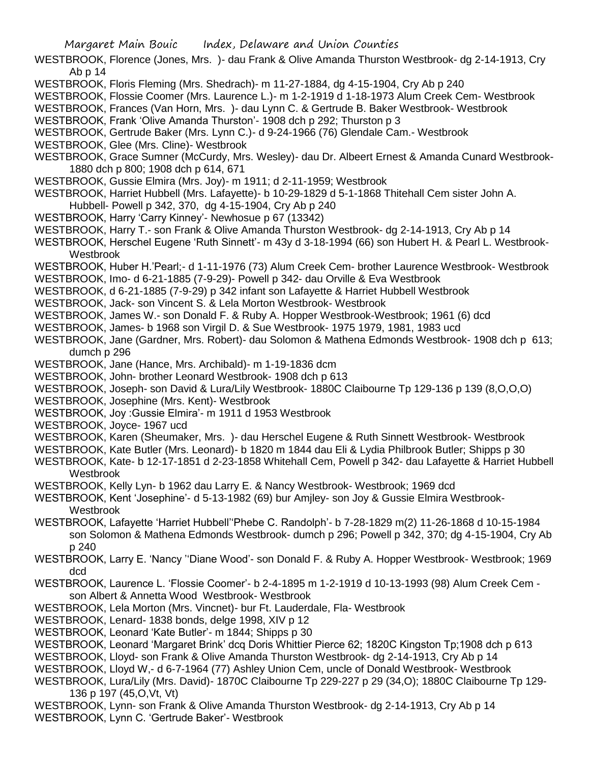WESTBROOK, Florence (Jones, Mrs. )- dau Frank & Olive Amanda Thurston Westbrook- dg 2-14-1913, Cry Ab p 14

WESTBROOK, Floris Fleming (Mrs. Shedrach)- m 11-27-1884, dg 4-15-1904, Cry Ab p 240

WESTBROOK, Flossie Coomer (Mrs. Laurence L.)- m 1-2-1919 d 1-18-1973 Alum Creek Cem- Westbrook

WESTBROOK, Frances (Van Horn, Mrs. )- dau Lynn C. & Gertrude B. Baker Westbrook- Westbrook

WESTBROOK, Frank 'Olive Amanda Thurston'- 1908 dch p 292; Thurston p 3

WESTBROOK, Gertrude Baker (Mrs. Lynn C.)- d 9-24-1966 (76) Glendale Cam.- Westbrook

WESTBROOK, Glee (Mrs. Cline)- Westbrook

WESTBROOK, Grace Sumner (McCurdy, Mrs. Wesley)- dau Dr. Albeert Ernest & Amanda Cunard Westbrook- 1880 dch p 800; 1908 dch p 614, 671

WESTBROOK, Gussie Elmira (Mrs. Joy)- m 1911; d 2-11-1959; Westbrook

WESTBROOK, Harriet Hubbell (Mrs. Lafayette)- b 10-29-1829 d 5-1-1868 Thitehall Cem sister John A. Hubbell- Powell p 342, 370, dg 4-15-1904, Cry Ab p 240

WESTBROOK, Harry 'Carry Kinney'- Newhosue p 67 (13342)

WESTBROOK, Harry T.- son Frank & Olive Amanda Thurston Westbrook- dg 2-14-1913, Cry Ab p 14

WESTBROOK, Herschel Eugene 'Ruth Sinnett'- m 43y d 3-18-1994 (66) son Hubert H. & Pearl L. Westbrook- Westbrook

WESTBROOK, Huber H.'Pearl;- d 1-11-1976 (73) Alum Creek Cem- brother Laurence Westbrook- Westbrook

WESTBROOK, Imo- d 6-21-1885 (7-9-29)- Powell p 342- dau Orville & Eva Westbrook

WESTBROOK, d 6-21-1885 (7-9-29) p 342 infant son Lafayette & Harriet Hubbell Westbrook

WESTBROOK, Jack- son Vincent S. & Lela Morton Westbrook- Westbrook

WESTBROOK, James W.- son Donald F. & Ruby A. Hopper Westbrook-Westbrook; 1961 (6) dcd

WESTBROOK, James- b 1968 son Virgil D. & Sue Westbrook- 1975 1979, 1981, 1983 ucd

WESTBROOK, Jane (Gardner, Mrs. Robert)- dau Solomon & Mathena Edmonds Westbrook- 1908 dch p 613; dumch p 296

WESTBROOK, Jane (Hance, Mrs. Archibald)- m 1-19-1836 dcm

WESTBROOK, John- brother Leonard Westbrook- 1908 dch p 613

WESTBROOK, Joseph- son David & Lura/Lily Westbrook- 1880C Claibourne Tp 129-136 p 139 (8,O,O,O)

WESTBROOK, Josephine (Mrs. Kent)- Westbrook

WESTBROOK, Joy :Gussie Elmira'- m 1911 d 1953 Westbrook

WESTBROOK, Joyce- 1967 ucd

WESTBROOK, Karen (Sheumaker, Mrs. )- dau Herschel Eugene & Ruth Sinnett Westbrook- Westbrook

WESTBROOK, Kate Butler (Mrs. Leonard)- b 1820 m 1844 dau Eli & Lydia Philbrook Butler; Shipps p 30

WESTBROOK, Kate- b 12-17-1851 d 2-23-1858 Whitehall Cem, Powell p 342- dau Lafayette & Harriet Hubbell Westbrook

WESTBROOK, Kelly Lyn- b 1962 dau Larry E. & Nancy Westbrook- Westbrook; 1969 dcd

WESTBROOK, Kent 'Josephine'- d 5-13-1982 (69) bur Amjley- son Joy & Gussie Elmira Westbrook- Westbrook

WESTBROOK, Lafayette 'Harriet Hubbell''Phebe C. Randolph'- b 7-28-1829 m(2) 11-26-1868 d 10-15-1984 son Solomon & Mathena Edmonds Westbrook- dumch p 296; Powell p 342, 370; dg 4-15-1904, Cry Ab p 240

WESTBROOK, Larry E. 'Nancy ''Diane Wood'- son Donald F. & Ruby A. Hopper Westbrook- Westbrook; 1969 dcd

WESTBROOK, Laurence L. 'Flossie Coomer'- b 2-4-1895 m 1-2-1919 d 10-13-1993 (98) Alum Creek Cem - son Albert & Annetta Wood Westbrook- Westbrook

WESTBROOK, Lela Morton (Mrs. Vincnet)- bur Ft. Lauderdale, Fla- Westbrook

WESTBROOK, Lenard- 1838 bonds, delge 1998, XIV p 12

WESTBROOK, Leonard 'Kate Butler'- m 1844; Shipps p 30

WESTBROOK, Leonard 'Margaret Brink' dcq Doris Whittier Pierce 62; 1820C Kingston Tp;1908 dch p 613

WESTBROOK, Lloyd- son Frank & Olive Amanda Thurston Westbrook- dg 2-14-1913, Cry Ab p 14

WESTBROOK, Lloyd W,- d 6-7-1964 (77) Ashley Union Cem, uncle of Donald Westbrook- Westbrook

WESTBROOK, Lura/Lily (Mrs. David)- 1870C Claibourne Tp 229-227 p 29 (34,O); 1880C Claibourne Tp 129-136 p 197 (45,O,Vt, Vt)

WESTBROOK, Lynn- son Frank & Olive Amanda Thurston Westbrook- dg 2-14-1913, Cry Ab p 14

WESTBROOK, Lynn C. 'Gertrude Baker'- Westbrook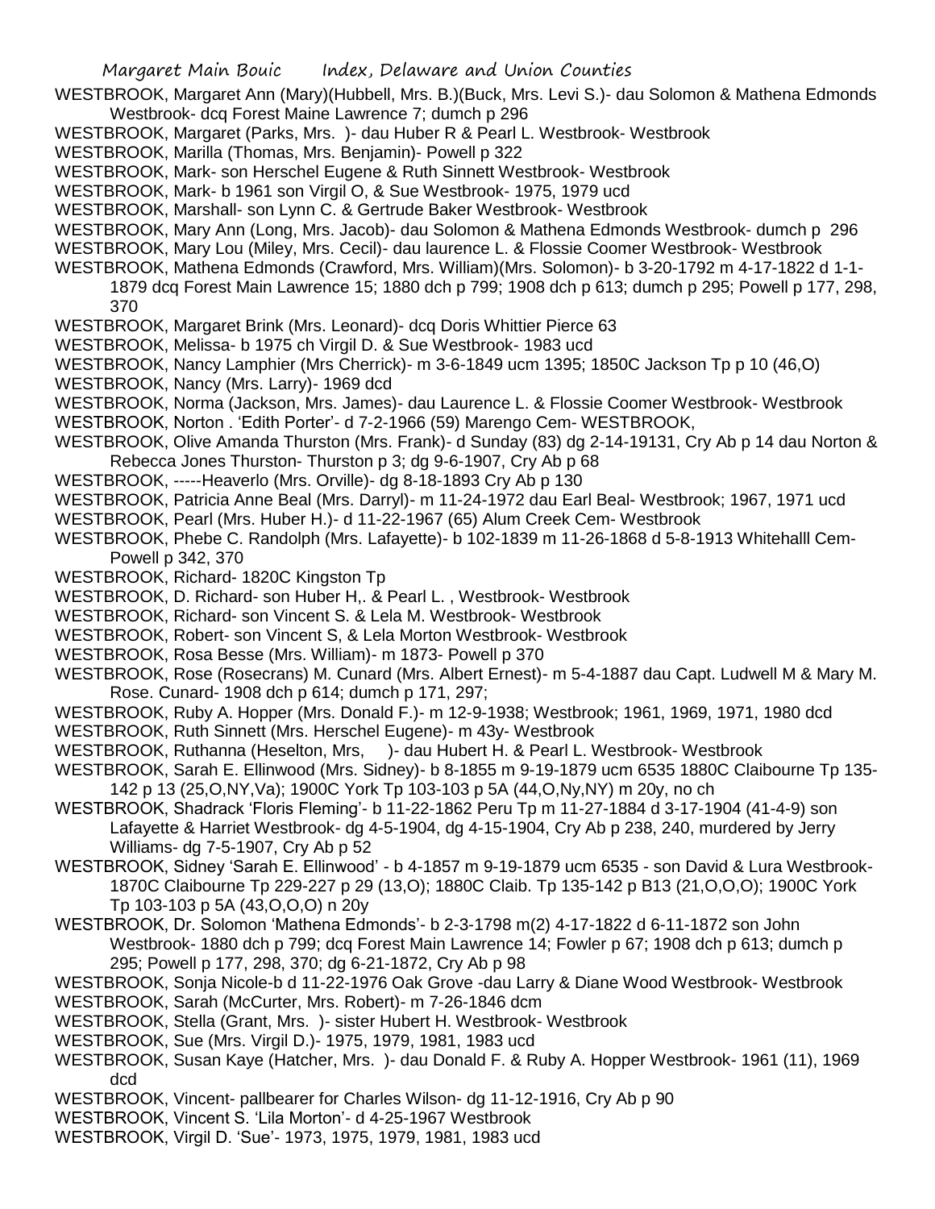WESTBROOK, Margaret Ann (Mary)(Hubbell, Mrs. B.)(Buck, Mrs. Levi S.)- dau Solomon & Mathena Edmonds Westbrook- dcq Forest Maine Lawrence 7; dumch p 296

WESTBROOK, Margaret (Parks, Mrs. )- dau Huber R & Pearl L. Westbrook- Westbrook

WESTBROOK, Marilla (Thomas, Mrs. Benjamin)- Powell p 322

WESTBROOK, Mark- son Herschel Eugene & Ruth Sinnett Westbrook- Westbrook

WESTBROOK, Mark- b 1961 son Virgil O, & Sue Westbrook- 1975, 1979 ucd

WESTBROOK, Marshall- son Lynn C. & Gertrude Baker Westbrook- Westbrook

WESTBROOK, Mary Ann (Long, Mrs. Jacob)- dau Solomon & Mathena Edmonds Westbrook- dumch p 296

WESTBROOK, Mary Lou (Miley, Mrs. Cecil)- dau laurence L. & Flossie Coomer Westbrook- Westbrook

WESTBROOK, Mathena Edmonds (Crawford, Mrs. William)(Mrs. Solomon)- b 3-20-1792 m 4-17-1822 d 1-1-1879 dcq Forest Main Lawrence 15; 1880 dch p 799; 1908 dch p 613; dumch p 295; Powell p 177, 298, 370

WESTBROOK, Margaret Brink (Mrs. Leonard)- dcq Doris Whittier Pierce 63

WESTBROOK, Melissa- b 1975 ch Virgil D. & Sue Westbrook- 1983 ucd

WESTBROOK, Nancy Lamphier (Mrs Cherrick)- m 3-6-1849 ucm 1395; 1850C Jackson Tp p 10 (46,O)

WESTBROOK, Nancy (Mrs. Larry)- 1969 dcd

WESTBROOK, Norma (Jackson, Mrs. James)- dau Laurence L. & Flossie Coomer Westbrook- Westbrook

WESTBROOK, Norton . 'Edith Porter'- d 7-2-1966 (59) Marengo Cem- WESTBROOK,

WESTBROOK, Olive Amanda Thurston (Mrs. Frank)- d Sunday (83) dg 2-14-19131, Cry Ab p 14 dau Norton & Rebecca Jones Thurston- Thurston p 3; dg 9-6-1907, Cry Ab p 68

WESTBROOK, -----Heaverlo (Mrs. Orville)- dg 8-18-1893 Cry Ab p 130

WESTBROOK, Patricia Anne Beal (Mrs. Darryl)- m 11-24-1972 dau Earl Beal- Westbrook; 1967, 1971 ucd

WESTBROOK, Pearl (Mrs. Huber H.)- d 11-22-1967 (65) Alum Creek Cem- Westbrook

WESTBROOK, Phebe C. Randolph (Mrs. Lafayette)- b 102-1839 m 11-26-1868 d 5-8-1913 Whitehalll Cem- Powell p 342, 370

WESTBROOK, Richard- 1820C Kingston Tp

WESTBROOK, D. Richard- son Huber H,. & Pearl L. , Westbrook- Westbrook

WESTBROOK, Richard- son Vincent S. & Lela M. Westbrook- Westbrook

WESTBROOK, Robert- son Vincent S, & Lela Morton Westbrook- Westbrook

WESTBROOK, Rosa Besse (Mrs. William)- m 1873- Powell p 370

WESTBROOK, Rose (Rosecrans) M. Cunard (Mrs. Albert Ernest)- m 5-4-1887 dau Capt. Ludwell M & Mary M. Rose. Cunard- 1908 dch p 614; dumch p 171, 297;

WESTBROOK, Ruby A. Hopper (Mrs. Donald F.)- m 12-9-1938; Westbrook; 1961, 1969, 1971, 1980 dcd

WESTBROOK, Ruth Sinnett (Mrs. Herschel Eugene)- m 43y- Westbrook

WESTBROOK, Ruthanna (Heselton, Mrs, )- dau Hubert H. & Pearl L. Westbrook- Westbrook

WESTBROOK, Sarah E. Ellinwood (Mrs. Sidney)- b 8-1855 m 9-19-1879 ucm 6535 1880C Claibourne Tp 135-142 p 13 (25,O,NY,Va); 1900C York Tp 103-103 p 5A (44,O,Ny,NY) m 20y, no ch

WESTBROOK, Shadrack 'Floris Fleming'- b 11-22-1862 Peru Tp m 11-27-1884 d 3-17-1904 (41-4-9) son Lafayette & Harriet Westbrook- dg 4-5-1904, dg 4-15-1904, Cry Ab p 238, 240, murdered by Jerry Williams- dg 7-5-1907, Cry Ab p 52

WESTBROOK, Sidney 'Sarah E. Ellinwood' - b 4-1857 m 9-19-1879 ucm 6535 - son David & Lura Westbrook- 1870C Claibourne Tp 229-227 p 29 (13,O); 1880C Claib. Tp 135-142 p B13 (21,O,O,O); 1900C York Tp 103-103 p 5A (43,O,O,O) n 20y

WESTBROOK, Dr. Solomon 'Mathena Edmonds'- b 2-3-1798 m(2) 4-17-1822 d 6-11-1872 son John Westbrook- 1880 dch p 799; dcq Forest Main Lawrence 14; Fowler p 67; 1908 dch p 613; dumch p 295; Powell p 177, 298, 370; dg 6-21-1872, Cry Ab p 98

WESTBROOK, Sonja Nicole-b d 11-22-1976 Oak Grove -dau Larry & Diane Wood Westbrook- Westbrook

WESTBROOK, Sarah (McCurter, Mrs. Robert)- m 7-26-1846 dcm

WESTBROOK, Stella (Grant, Mrs. )- sister Hubert H. Westbrook- Westbrook

WESTBROOK, Sue (Mrs. Virgil D.)- 1975, 1979, 1981, 1983 ucd

WESTBROOK, Susan Kaye (Hatcher, Mrs. )- dau Donald F. & Ruby A. Hopper Westbrook- 1961 (11), 1969 dcd

WESTBROOK, Vincent- pallbearer for Charles Wilson- dg 11-12-1916, Cry Ab p 90

WESTBROOK, Vincent S. 'Lila Morton'- d 4-25-1967 Westbrook

WESTBROOK, Virgil D. 'Sue'- 1973, 1975, 1979, 1981, 1983 ucd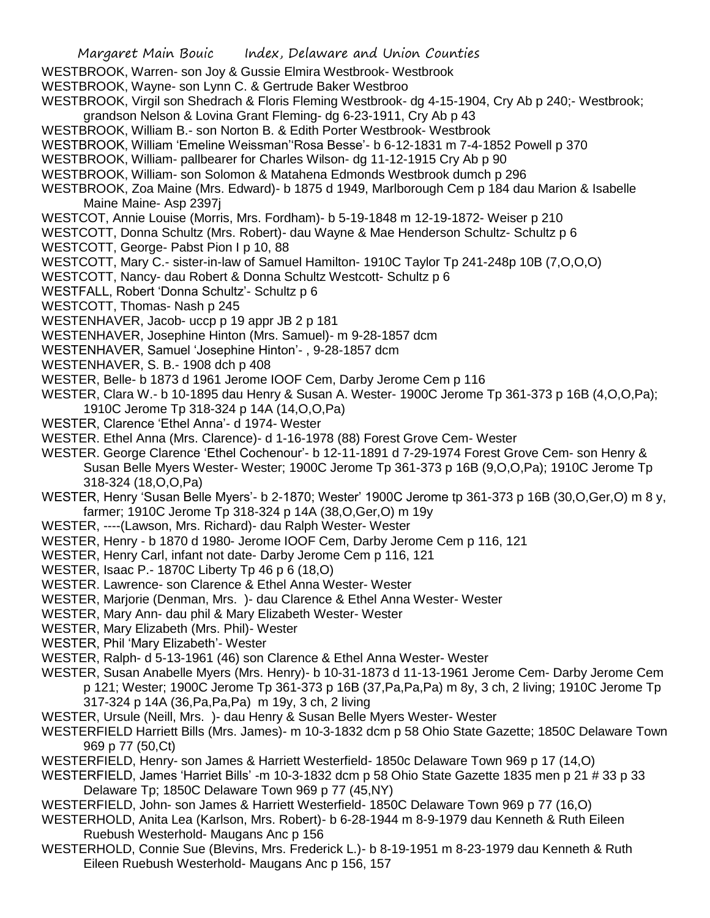WESTBROOK, Warren- son Joy & Gussie Elmira Westbrook- Westbrook

WESTBROOK, Wayne- son Lynn C. & Gertrude Baker Westbroo

WESTBROOK, Virgil son Shedrach & Floris Fleming Westbrook- dg 4-15-1904, Cry Ab p 240;- Westbrook; grandson Nelson & Lovina Grant Fleming- dg 6-23-1911, Cry Ab p 43

WESTBROOK, William B.- son Norton B. & Edith Porter Westbrook- Westbrook

WESTBROOK, William 'Emeline Weissman''Rosa Besse'- b 6-12-1831 m 7-4-1852 Powell p 370

WESTBROOK, William- pallbearer for Charles Wilson- dg 11-12-1915 Cry Ab p 90

WESTBROOK, William- son Solomon & Matahena Edmonds Westbrook dumch p 296

WESTBROOK, Zoa Maine (Mrs. Edward)- b 1875 d 1949, Marlborough Cem p 184 dau Marion & Isabelle Maine Maine- Asp 2397j

WESTCOT, Annie Louise (Morris, Mrs. Fordham)- b 5-19-1848 m 12-19-1872- Weiser p 210

WESTCOTT, Donna Schultz (Mrs. Robert)- dau Wayne & Mae Henderson Schultz- Schultz p 6

WESTCOTT, George- Pabst Pion I p 10, 88

WESTCOTT, Mary C.- sister-in-law of Samuel Hamilton- 1910C Taylor Tp 241-248p 10B (7,O,O,O)

WESTCOTT, Nancy- dau Robert & Donna Schultz Westcott- Schultz p 6

WESTFALL, Robert 'Donna Schultz'- Schultz p 6

WESTCOTT, Thomas- Nash p 245

WESTENHAVER, Jacob- uccp p 19 appr JB 2 p 181

WESTENHAVER, Josephine Hinton (Mrs. Samuel)- m 9-28-1857 dcm

WESTENHAVER, Samuel 'Josephine Hinton'- , 9-28-1857 dcm

WESTENHAVER, S. B.- 1908 dch p 408

WESTER, Belle- b 1873 d 1961 Jerome IOOF Cem, Darby Jerome Cem p 116

WESTER, Clara W.- b 10-1895 dau Henry & Susan A. Wester- 1900C Jerome Tp 361-373 p 16B (4,O,O,Pa); 1910C Jerome Tp 318-324 p 14A (14,O,O,Pa)

WESTER, Clarence 'Ethel Anna'- d 1974- Wester

WESTER. Ethel Anna (Mrs. Clarence)- d 1-16-1978 (88) Forest Grove Cem- Wester

WESTER. George Clarence 'Ethel Cochenour'- b 12-11-1891 d 7-29-1974 Forest Grove Cem- son Henry & Susan Belle Myers Wester- Wester; 1900C Jerome Tp 361-373 p 16B (9,O,O,Pa); 1910C Jerome Tp 318-324 (18,O,O,Pa)

WESTER, Henry 'Susan Belle Myers'- b 2-1870; Wester' 1900C Jerome tp 361-373 p 16B (30,O,Ger,O) m 8 y, farmer; 1910C Jerome Tp 318-324 p 14A (38,O,Ger,O) m 19y

WESTER, ----(Lawson, Mrs. Richard)- dau Ralph Wester- Wester

WESTER, Henry - b 1870 d 1980- Jerome IOOF Cem, Darby Jerome Cem p 116, 121

WESTER, Henry Carl, infant not date- Darby Jerome Cem p 116, 121

WESTER, Isaac P.- 1870C Liberty Tp 46 p 6 (18,O)

WESTER. Lawrence- son Clarence & Ethel Anna Wester- Wester

WESTER, Marjorie (Denman, Mrs. )- dau Clarence & Ethel Anna Wester- Wester

WESTER, Mary Ann- dau phil & Mary Elizabeth Wester- Wester

WESTER, Mary Elizabeth (Mrs. Phil)- Wester

WESTER, Phil 'Mary Elizabeth'- Wester

WESTER, Ralph- d 5-13-1961 (46) son Clarence & Ethel Anna Wester- Wester

WESTER, Susan Anabelle Myers (Mrs. Henry)- b 10-31-1873 d 11-13-1961 Jerome Cem- Darby Jerome Cem p 121; Wester; 1900C Jerome Tp 361-373 p 16B (37,Pa,Pa,Pa) m 8y, 3 ch, 2 living; 1910C Jerome Tp 317-324 p 14A (36,Pa,Pa,Pa) m 19y, 3 ch, 2 living

WESTER, Ursule (Neill, Mrs. )- dau Henry & Susan Belle Myers Wester- Wester

WESTERFIELD Harriett Bills (Mrs. James)- m 10-3-1832 dcm p 58 Ohio State Gazette; 1850C Delaware Town 969 p 77 (50,Ct)

WESTERFIELD, Henry- son James & Harriett Westerfield- 1850c Delaware Town 969 p 17 (14,O)

WESTERFIELD, James 'Harriet Bills' -m 10-3-1832 dcm p 58 Ohio State Gazette 1835 men p 21 # 33 p 33 Delaware Tp; 1850C Delaware Town 969 p 77 (45,NY)

WESTERFIELD, John- son James & Harriett Westerfield- 1850C Delaware Town 969 p 77 (16,O)

WESTERHOLD, Anita Lea (Karlson, Mrs. Robert)- b 6-28-1944 m 8-9-1979 dau Kenneth & Ruth Eileen Ruebush Westerhold- Maugans Anc p 156

WESTERHOLD, Connie Sue (Blevins, Mrs. Frederick L.)- b 8-19-1951 m 8-23-1979 dau Kenneth & Ruth Eileen Ruebush Westerhold- Maugans Anc p 156, 157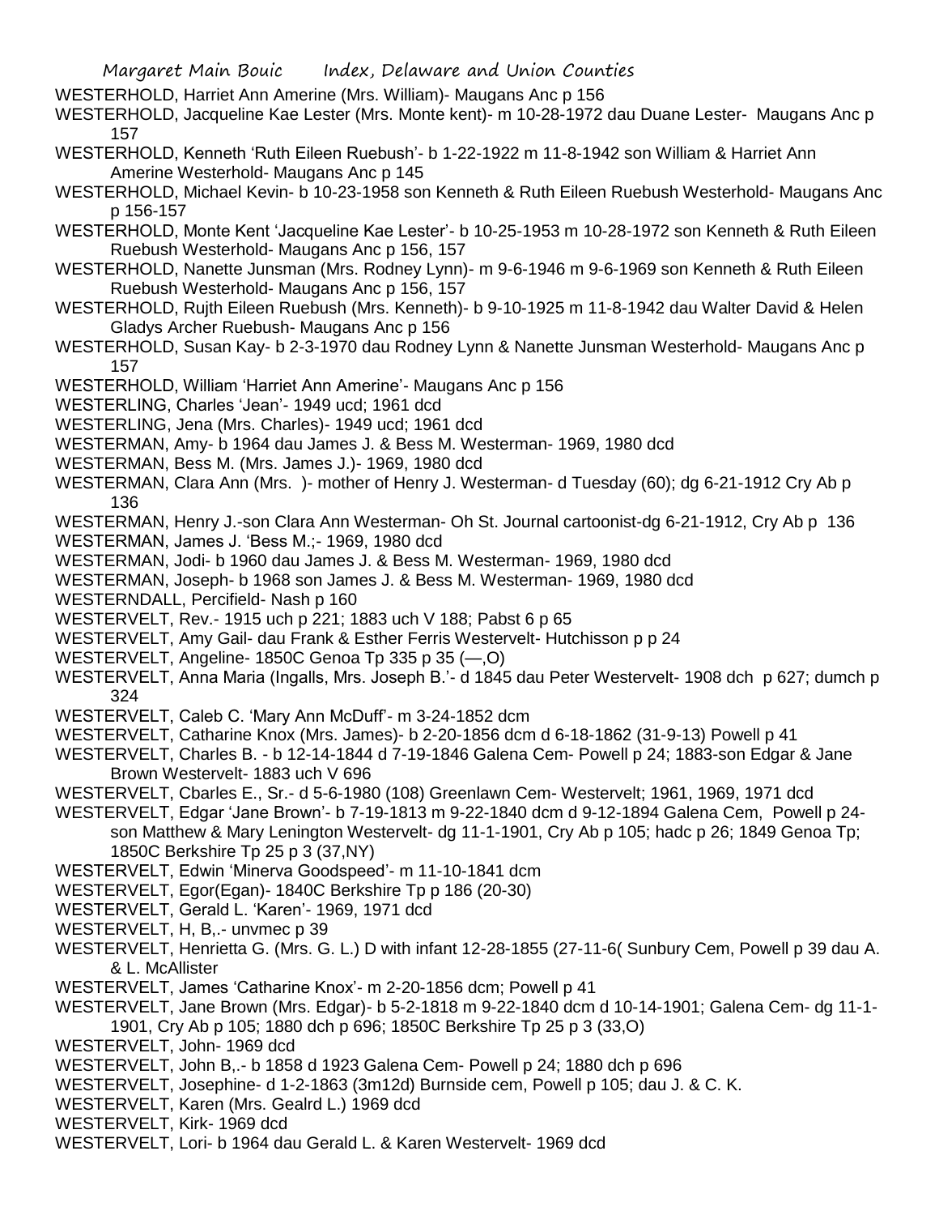WESTERHOLD, Harriet Ann Amerine (Mrs. William)- Maugans Anc p 156

WESTERHOLD, Jacqueline Kae Lester (Mrs. Monte kent)- m 10-28-1972 dau Duane Lester- Maugans Anc p 157

WESTERHOLD, Kenneth 'Ruth Eileen Ruebush'- b 1-22-1922 m 11-8-1942 son William & Harriet Ann Amerine Westerhold- Maugans Anc p 145

WESTERHOLD, Michael Kevin- b 10-23-1958 son Kenneth & Ruth Eileen Ruebush Westerhold- Maugans Anc p 156-157

WESTERHOLD, Monte Kent 'Jacqueline Kae Lester'- b 10-25-1953 m 10-28-1972 son Kenneth & Ruth Eileen Ruebush Westerhold- Maugans Anc p 156, 157

WESTERHOLD, Nanette Junsman (Mrs. Rodney Lynn)- m 9-6-1946 m 9-6-1969 son Kenneth & Ruth Eileen Ruebush Westerhold- Maugans Anc p 156, 157

WESTERHOLD, Rujth Eileen Ruebush (Mrs. Kenneth)- b 9-10-1925 m 11-8-1942 dau Walter David & Helen Gladys Archer Ruebush- Maugans Anc p 156

WESTERHOLD, Susan Kay- b 2-3-1970 dau Rodney Lynn & Nanette Junsman Westerhold- Maugans Anc p 157

WESTERHOLD, William 'Harriet Ann Amerine'- Maugans Anc p 156

WESTERLING, Charles 'Jean'- 1949 ucd; 1961 dcd

WESTERLING, Jena (Mrs. Charles)- 1949 ucd; 1961 dcd

WESTERMAN, Amy- b 1964 dau James J. & Bess M. Westerman- 1969, 1980 dcd

WESTERMAN, Bess M. (Mrs. James J.)- 1969, 1980 dcd

WESTERMAN, Clara Ann (Mrs. )- mother of Henry J. Westerman- d Tuesday (60); dg 6-21-1912 Cry Ab p 136

WESTERMAN, Henry J.-son Clara Ann Westerman- Oh St. Journal cartoonist-dg 6-21-1912, Cry Ab p 136

WESTERMAN, James J. 'Bess M.;- 1969, 1980 dcd

WESTERMAN, Jodi- b 1960 dau James J. & Bess M. Westerman- 1969, 1980 dcd

WESTERMAN, Joseph- b 1968 son James J. & Bess M. Westerman- 1969, 1980 dcd

WESTERNDALL, Percifield- Nash p 160

WESTERVELT, Rev.- 1915 uch p 221; 1883 uch V 188; Pabst 6 p 65

WESTERVELT, Amy Gail- dau Frank & Esther Ferris Westervelt- Hutchisson p p 24

WESTERVELT, Angeline- 1850C Genoa Tp 335 p 35 (—,O)

WESTERVELT, Anna Maria (Ingalls, Mrs. Joseph B.'- d 1845 dau Peter Westervelt- 1908 dch p 627; dumch p 324

WESTERVELT, Caleb C. 'Mary Ann McDuff'- m 3-24-1852 dcm

WESTERVELT, Catharine Knox (Mrs. James)- b 2-20-1856 dcm d 6-18-1862 (31-9-13) Powell p 41

WESTERVELT, Charles B. - b 12-14-1844 d 7-19-1846 Galena Cem- Powell p 24; 1883-son Edgar & Jane Brown Westervelt- 1883 uch V 696

WESTERVELT, Cbarles E., Sr.- d 5-6-1980 (108) Greenlawn Cem- Westervelt; 1961, 1969, 1971 dcd

WESTERVELT, Edgar 'Jane Brown'- b 7-19-1813 m 9-22-1840 dcm d 9-12-1894 Galena Cem, Powell p 24- son Matthew & Mary Lenington Westervelt- dg 11-1-1901, Cry Ab p 105; hadc p 26; 1849 Genoa Tp; 1850C Berkshire Tp 25 p 3 (37,NY)

WESTERVELT, Edwin 'Minerva Goodspeed'- m 11-10-1841 dcm

WESTERVELT, Egor(Egan)- 1840C Berkshire Tp p 186 (20-30)

WESTERVELT, Gerald L. 'Karen'- 1969, 1971 dcd

WESTERVELT, H, B,.- unvmec p 39

WESTERVELT, Henrietta G. (Mrs. G. L.) D with infant 12-28-1855 (27-11-6( Sunbury Cem, Powell p 39 dau A. & L. McAllister

WESTERVELT, James 'Catharine Knox'- m 2-20-1856 dcm; Powell p 41

WESTERVELT, Jane Brown (Mrs. Edgar)- b 5-2-1818 m 9-22-1840 dcm d 10-14-1901; Galena Cem- dg 11-1-1901, Cry Ab p 105; 1880 dch p 696; 1850C Berkshire Tp 25 p 3 (33,O)

WESTERVELT, John- 1969 dcd

WESTERVELT, John B,.- b 1858 d 1923 Galena Cem- Powell p 24; 1880 dch p 696

WESTERVELT, Josephine- d 1-2-1863 (3m12d) Burnside cem, Powell p 105; dau J. & C. K.

WESTERVELT, Karen (Mrs. Gealrd L.) 1969 dcd

WESTERVELT, Kirk- 1969 dcd

WESTERVELT, Lori- b 1964 dau Gerald L. & Karen Westervelt- 1969 dcd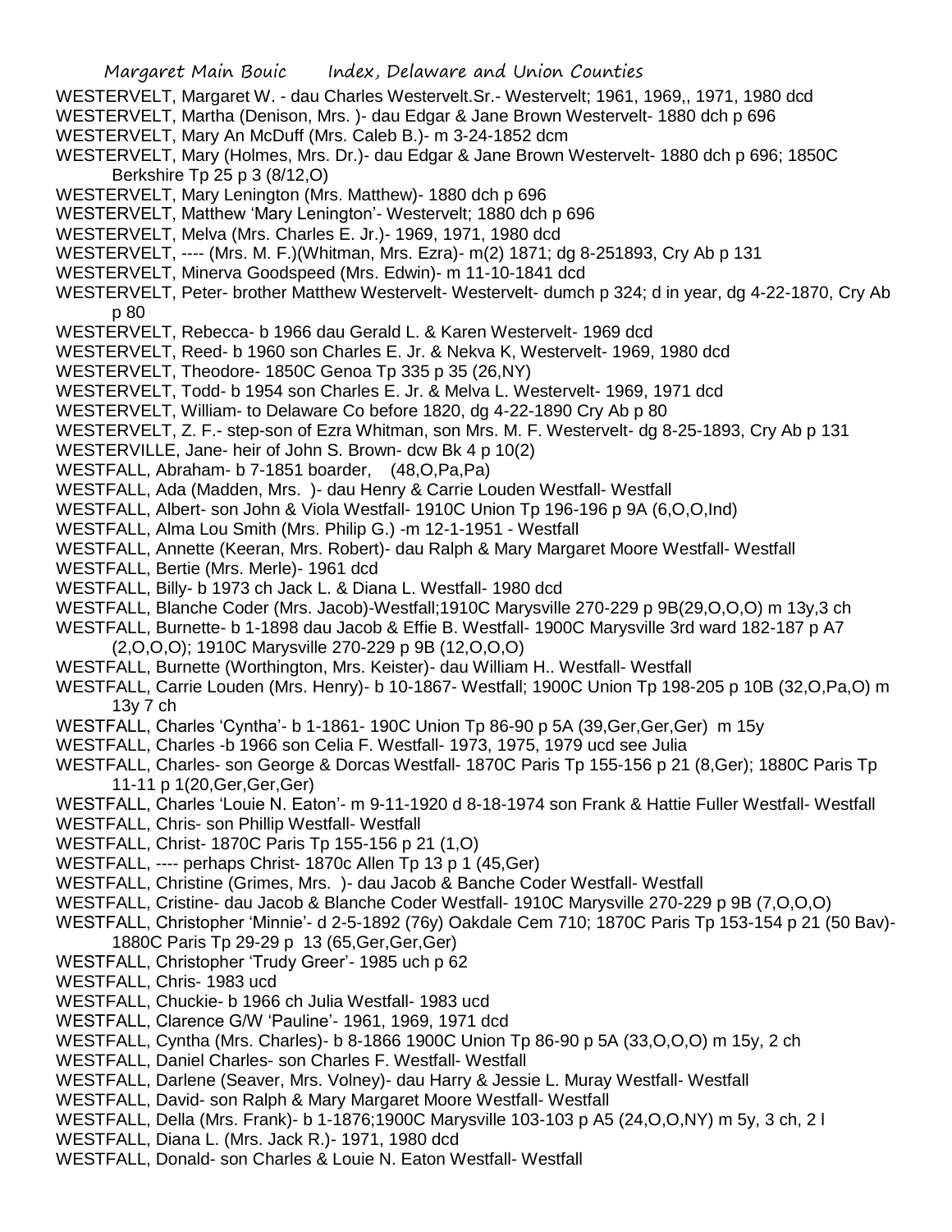WESTERVELT, Margaret W. - dau Charles Westervelt.Sr.- Westervelt; 1961, 1969,, 1971, 1980 dcd

WESTERVELT, Martha (Denison, Mrs. )- dau Edgar & Jane Brown Westervelt- 1880 dch p 696

WESTERVELT, Mary An McDuff (Mrs. Caleb B.)- m 3-24-1852 dcm

WESTERVELT, Mary (Holmes, Mrs. Dr.)- dau Edgar & Jane Brown Westervelt- 1880 dch p 696; 1850C Berkshire Tp 25 p 3 (8/12,O)

WESTERVELT, Mary Lenington (Mrs. Matthew)- 1880 dch p 696

WESTERVELT, Matthew 'Mary Lenington'- Westervelt; 1880 dch p 696

WESTERVELT, Melva (Mrs. Charles E. Jr.)- 1969, 1971, 1980 dcd

WESTERVELT, ---- (Mrs. M. F.)(Whitman, Mrs. Ezra)- m(2) 1871; dg 8-251893, Cry Ab p 131

WESTERVELT, Minerva Goodspeed (Mrs. Edwin)- m 11-10-1841 dcd

WESTERVELT, Peter- brother Matthew Westervelt- Westervelt- dumch p 324; d in year, dg 4-22-1870, Cry Ab p 80

WESTERVELT, Rebecca- b 1966 dau Gerald L. & Karen Westervelt- 1969 dcd

WESTERVELT, Reed- b 1960 son Charles E. Jr. & Nekva K, Westervelt- 1969, 1980 dcd

WESTERVELT, Theodore- 1850C Genoa Tp 335 p 35 (26,NY)

WESTERVELT, Todd- b 1954 son Charles E. Jr. & Melva L. Westervelt- 1969, 1971 dcd

WESTERVELT, William- to Delaware Co before 1820, dg 4-22-1890 Cry Ab p 80

WESTERVELT, Z. F.- step-son of Ezra Whitman, son Mrs. M. F. Westervelt- dg 8-25-1893, Cry Ab p 131

WESTERVILLE, Jane- heir of John S. Brown- dcw Bk 4 p 10(2)

WESTFALL, Abraham- b 7-1851 boarder, (48,O,Pa,Pa)

WESTFALL, Ada (Madden, Mrs. )- dau Henry & Carrie Louden Westfall- Westfall

WESTFALL, Albert- son John & Viola Westfall- 1910C Union Tp 196-196 p 9A (6,O,O,Ind)

WESTFALL, Alma Lou Smith (Mrs. Philip G.) -m 12-1-1951 - Westfall

WESTFALL, Annette (Keeran, Mrs. Robert)- dau Ralph & Mary Margaret Moore Westfall- Westfall

WESTFALL, Bertie (Mrs. Merle)- 1961 dcd

WESTFALL, Billy- b 1973 ch Jack L. & Diana L. Westfall- 1980 dcd

WESTFALL, Blanche Coder (Mrs. Jacob)-Westfall;1910C Marysville 270-229 p 9B(29,O,O,O) m 13y,3 ch

WESTFALL, Burnette- b 1-1898 dau Jacob & Effie B. Westfall- 1900C Marysville 3rd ward 182-187 p A7 (2,O,O,O); 1910C Marysville 270-229 p 9B (12,O,O,O)

WESTFALL, Burnette (Worthington, Mrs. Keister)- dau William H.. Westfall- Westfall

WESTFALL, Carrie Louden (Mrs. Henry)- b 10-1867- Westfall; 1900C Union Tp 198-205 p 10B (32,O,Pa,O) m 13y 7 ch

WESTFALL, Charles 'Cyntha'- b 1-1861- 190C Union Tp 86-90 p 5A (39,Ger,Ger,Ger) m 15y

WESTFALL, Charles -b 1966 son Celia F. Westfall- 1973, 1975, 1979 ucd see Julia

WESTFALL, Charles- son George & Dorcas Westfall- 1870C Paris Tp 155-156 p 21 (8,Ger); 1880C Paris Tp 11-11 p 1(20,Ger,Ger,Ger)

WESTFALL, Charles 'Louie N. Eaton'- m 9-11-1920 d 8-18-1974 son Frank & Hattie Fuller Westfall- Westfall

WESTFALL, Chris- son Phillip Westfall- Westfall

WESTFALL, Christ- 1870C Paris Tp 155-156 p 21 (1,O)

WESTFALL, ---- perhaps Christ- 1870c Allen Tp 13 p 1 (45,Ger)

WESTFALL, Christine (Grimes, Mrs. )- dau Jacob & Banche Coder Westfall- Westfall

WESTFALL, Cristine- dau Jacob & Blanche Coder Westfall- 1910C Marysville 270-229 p 9B (7,O,O,O)

WESTFALL, Christopher 'Minnie'- d 2-5-1892 (76y) Oakdale Cem 710; 1870C Paris Tp 153-154 p 21 (50 Bav)- 1880C Paris Tp 29-29 p 13 (65,Ger,Ger,Ger)

WESTFALL, Christopher 'Trudy Greer'- 1985 uch p 62

WESTFALL, Chris- 1983 ucd

WESTFALL, Chuckie- b 1966 ch Julia Westfall- 1983 ucd

WESTFALL, Clarence G/W 'Pauline'- 1961, 1969, 1971 dcd

WESTFALL, Cyntha (Mrs. Charles)- b 8-1866 1900C Union Tp 86-90 p 5A (33,O,O,O) m 15y, 2 ch

WESTFALL, Daniel Charles- son Charles F. Westfall- Westfall

WESTFALL, Darlene (Seaver, Mrs. Volney)- dau Harry & Jessie L. Muray Westfall- Westfall

WESTFALL, David- son Ralph & Mary Margaret Moore Westfall- Westfall

WESTFALL, Della (Mrs. Frank)- b 1-1876;1900C Marysville 103-103 p A5 (24,O,O,NY) m 5y, 3 ch, 2 l

WESTFALL, Diana L. (Mrs. Jack R.)- 1971, 1980 dcd

WESTFALL, Donald- son Charles & Louie N. Eaton Westfall- Westfall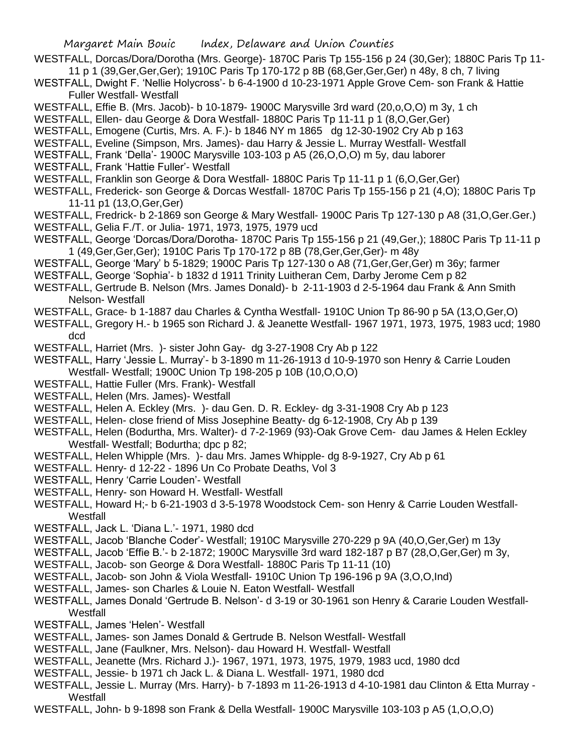WESTFALL, Dorcas/Dora/Dorotha (Mrs. George)- 1870C Paris Tp 155-156 p 24 (30,Ger); 1880C Paris Tp 11-11 p 1 (39,Ger,Ger,Ger); 1910C Paris Tp 170-172 p 8B (68,Ger,Ger,Ger) n 48y, 8 ch, 7 living

WESTFALL, Dwight F. 'Nellie Holycross'- b 6-4-1900 d 10-23-1971 Apple Grove Cem- son Frank & Hattie Fuller Westfall- Westfall

WESTFALL, Effie B. (Mrs. Jacob)- b 10-1879- 1900C Marysville 3rd ward (20,o,O,O) m 3y, 1 ch

WESTFALL, Ellen- dau George & Dora Westfall- 1880C Paris Tp 11-11 p 1 (8,O,Ger,Ger)

WESTFALL, Emogene (Curtis, Mrs. A. F.)- b 1846 NY m 1865 dg 12-30-1902 Cry Ab p 163

WESTFALL, Eveline (Simpson, Mrs. James)- dau Harry & Jessie L. Murray Westfall- Westfall

WESTFALL, Frank 'Della'- 1900C Marysville 103-103 p A5 (26,O,O,O) m 5y, dau laborer

WESTFALL, Frank 'Hattie Fuller'- Westfall

WESTFALL, Franklin son George & Dora Westfall- 1880C Paris Tp 11-11 p 1 (6,O,Ger,Ger)

WESTFALL, Frederick- son George & Dorcas Westfall- 1870C Paris Tp 155-156 p 21 (4,O); 1880C Paris Tp 11-11 p1 (13,O,Ger,Ger)

WESTFALL, Fredrick- b 2-1869 son George & Mary Westfall- 1900C Paris Tp 127-130 p A8 (31,O,Ger.Ger.)

WESTFALL, Gelia F./T. or Julia- 1971, 1973, 1975, 1979 ucd

WESTFALL, George 'Dorcas/Dora/Dorotha- 1870C Paris Tp 155-156 p 21 (49,Ger,); 1880C Paris Tp 11-11 p 1 (49,Ger,Ger,Ger); 1910C Paris Tp 170-172 p 8B (78,Ger,Ger,Ger)- m 48y

WESTFALL, George 'Mary' b 5-1829; 1900C Paris Tp 127-130 o A8 (71,Ger,Ger,Ger) m 36y; farmer

WESTFALL, George 'Sophia'- b 1832 d 1911 Trinity Luitheran Cem, Darby Jerome Cem p 82

WESTFALL, Gertrude B. Nelson (Mrs. James Donald)- b 2-11-1903 d 2-5-1964 dau Frank & Ann Smith Nelson- Westfall

WESTFALL, Grace- b 1-1887 dau Charles & Cyntha Westfall- 1910C Union Tp 86-90 p 5A (13,O,Ger,O)

WESTFALL, Gregory H.- b 1965 son Richard J. & Jeanette Westfall- 1967 1971, 1973, 1975, 1983 ucd; 1980 dcd

WESTFALL, Harriet (Mrs. )- sister John Gay- dg 3-27-1908 Cry Ab p 122

WESTFALL, Harry 'Jessie L. Murray'- b 3-1890 m 11-26-1913 d 10-9-1970 son Henry & Carrie Louden Westfall- Westfall; 1900C Union Tp 198-205 p 10B (10,O,O,O)

WESTFALL, Hattie Fuller (Mrs. Frank)- Westfall

WESTFALL, Helen (Mrs. James)- Westfall

WESTFALL, Helen A. Eckley (Mrs. )- dau Gen. D. R. Eckley- dg 3-31-1908 Cry Ab p 123

WESTFALL, Helen- close friend of Miss Josephine Beatty- dg 6-12-1908, Cry Ab p 139

WESTFALL, Helen (Bodurtha, Mrs. Walter)- d 7-2-1969 (93)-Oak Grove Cem- dau James & Helen Eckley Westfall- Westfall; Bodurtha; dpc p 82;

WESTFALL, Helen Whipple (Mrs. )- dau Mrs. James Whipple- dg 8-9-1927, Cry Ab p 61

WESTFALL. Henry- d 12-22 - 1896 Un Co Probate Deaths, Vol 3

WESTFALL, Henry 'Carrie Louden'- Westfall

WESTFALL, Henry- son Howard H. Westfall- Westfall

WESTFALL, Howard H;- b 6-21-1903 d 3-5-1978 Woodstock Cem- son Henry & Carrie Louden Westfall- Westfall

WESTFALL, Jack L. 'Diana L.'- 1971, 1980 dcd

WESTFALL, Jacob 'Blanche Coder'- Westfall; 1910C Marysville 270-229 p 9A (40,O,Ger,Ger) m 13y

WESTFALL, Jacob 'Effie B.'- b 2-1872; 1900C Marysville 3rd ward 182-187 p B7 (28,O,Ger,Ger) m 3y,

WESTFALL, Jacob- son George & Dora Westfall- 1880C Paris Tp 11-11 (10)

WESTFALL, Jacob- son John & Viola Westfall- 1910C Union Tp 196-196 p 9A (3,O,O,Ind)

WESTFALL, James- son Charles & Louie N. Eaton Westfall- Westfall

WESTFALL, James Donald 'Gertrude B. Nelson'- d 3-19 or 30-1961 son Henry & Cararie Louden Westfall- Westfall

WESTFALL, James 'Helen'- Westfall

WESTFALL, James- son James Donald & Gertrude B. Nelson Westfall- Westfall

WESTFALL, Jane (Faulkner, Mrs. Nelson)- dau Howard H. Westfall- Westfall

WESTFALL, Jeanette (Mrs. Richard J.)- 1967, 1971, 1973, 1975, 1979, 1983 ucd, 1980 dcd

WESTFALL, Jessie- b 1971 ch Jack L. & Diana L. Westfall- 1971, 1980 dcd

WESTFALL, Jessie L. Murray (Mrs. Harry)- b 7-1893 m 11-26-1913 d 4-10-1981 dau Clinton & Etta Murray - Westfall

WESTFALL, John- b 9-1898 son Frank & Della Westfall- 1900C Marysville 103-103 p A5 (1,O,O,O)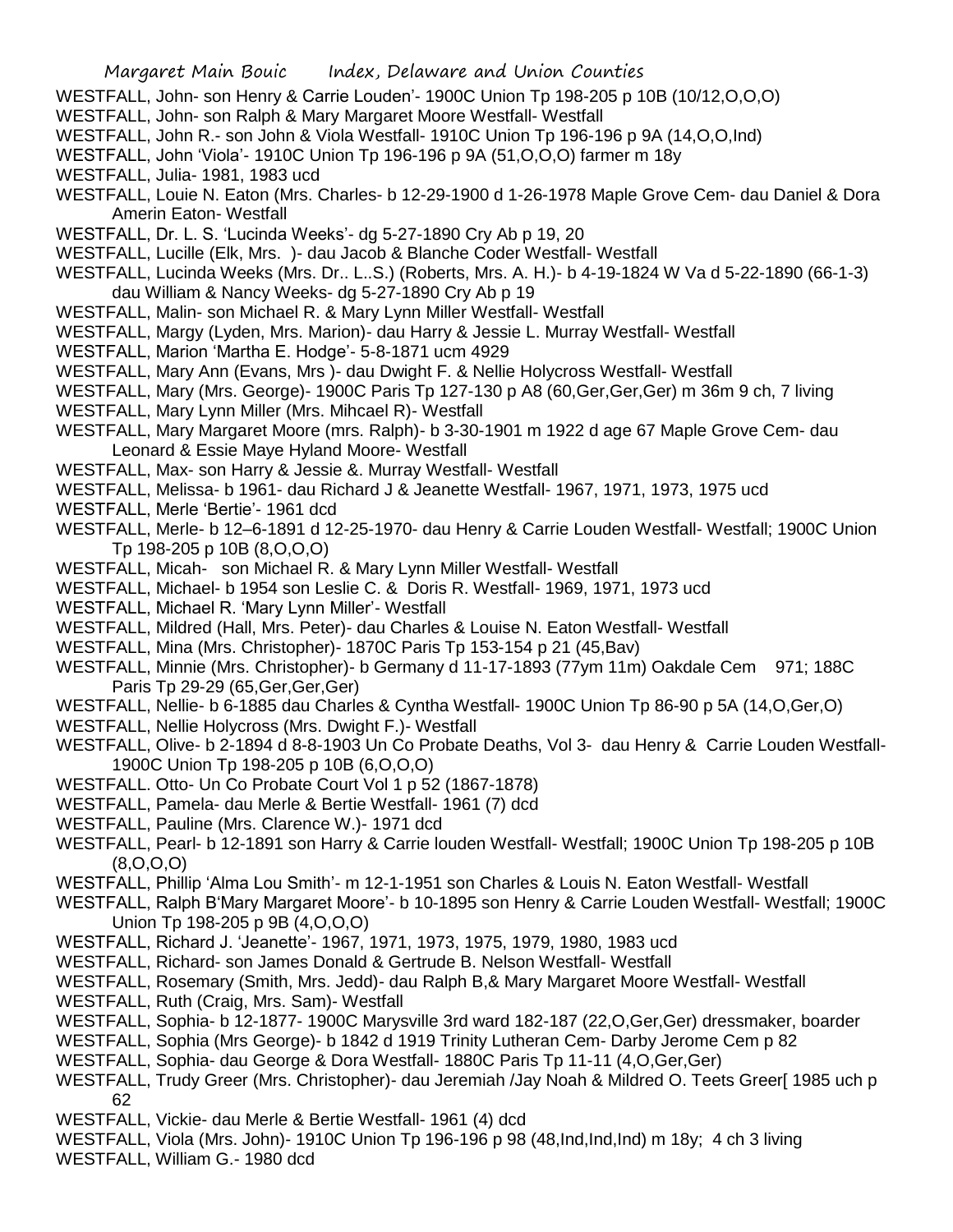WESTFALL, John- son Henry & Carrie Louden'- 1900C Union Tp 198-205 p 10B (10/12,O,O,O)

WESTFALL, John- son Ralph & Mary Margaret Moore Westfall- Westfall

WESTFALL, John R.- son John & Viola Westfall- 1910C Union Tp 196-196 p 9A (14,O,O,Ind)

WESTFALL, John 'Viola'- 1910C Union Tp 196-196 p 9A (51,O,O,O) farmer m 18y

WESTFALL, Julia- 1981, 1983 ucd

WESTFALL, Louie N. Eaton (Mrs. Charles- b 12-29-1900 d 1-26-1978 Maple Grove Cem- dau Daniel & Dora Amerin Eaton- Westfall

WESTFALL, Dr. L. S. 'Lucinda Weeks'- dg 5-27-1890 Cry Ab p 19, 20

WESTFALL, Lucille (Elk, Mrs. )- dau Jacob & Blanche Coder Westfall- Westfall

WESTFALL, Lucinda Weeks (Mrs. Dr.. L..S.) (Roberts, Mrs. A. H.)- b 4-19-1824 W Va d 5-22-1890 (66-1-3) dau William & Nancy Weeks- dg 5-27-1890 Cry Ab p 19

WESTFALL, Malin- son Michael R. & Mary Lynn Miller Westfall- Westfall

WESTFALL, Margy (Lyden, Mrs. Marion)- dau Harry & Jessie L. Murray Westfall- Westfall

WESTFALL, Marion 'Martha E. Hodge'- 5-8-1871 ucm 4929

WESTFALL, Mary Ann (Evans, Mrs )- dau Dwight F. & Nellie Holycross Westfall- Westfall

WESTFALL, Mary (Mrs. George)- 1900C Paris Tp 127-130 p A8 (60,Ger,Ger,Ger) m 36m 9 ch, 7 living

WESTFALL, Mary Lynn Miller (Mrs. Mihcael R)- Westfall

WESTFALL, Mary Margaret Moore (mrs. Ralph)- b 3-30-1901 m 1922 d age 67 Maple Grove Cem- dau Leonard & Essie Maye Hyland Moore- Westfall

WESTFALL, Max- son Harry & Jessie &. Murray Westfall- Westfall

WESTFALL, Melissa- b 1961- dau Richard J & Jeanette Westfall- 1967, 1971, 1973, 1975 ucd

WESTFALL, Merle 'Bertie'- 1961 dcd

WESTFALL, Merle- b 12–6-1891 d 12-25-1970- dau Henry & Carrie Louden Westfall- Westfall; 1900C Union Tp 198-205 p 10B (8,O,O,O)

WESTFALL, Micah- son Michael R. & Mary Lynn Miller Westfall- Westfall

WESTFALL, Michael- b 1954 son Leslie C. & Doris R. Westfall- 1969, 1971, 1973 ucd

WESTFALL, Michael R. 'Mary Lynn Miller'- Westfall

WESTFALL, Mildred (Hall, Mrs. Peter)- dau Charles & Louise N. Eaton Westfall- Westfall

WESTFALL, Mina (Mrs. Christopher)- 1870C Paris Tp 153-154 p 21 (45,Bav)

WESTFALL, Minnie (Mrs. Christopher)- b Germany d 11-17-1893 (77ym 11m) Oakdale Cem 971; 188C Paris Tp 29-29 (65,Ger,Ger,Ger)

WESTFALL, Nellie- b 6-1885 dau Charles & Cyntha Westfall- 1900C Union Tp 86-90 p 5A (14,O,Ger,O)

WESTFALL, Nellie Holycross (Mrs. Dwight F.)- Westfall

WESTFALL, Olive- b 2-1894 d 8-8-1903 Un Co Probate Deaths, Vol 3- dau Henry & Carrie Louden Westfall- 1900C Union Tp 198-205 p 10B (6,O,O,O)

WESTFALL. Otto- Un Co Probate Court Vol 1 p 52 (1867-1878)

WESTFALL, Pamela- dau Merle & Bertie Westfall- 1961 (7) dcd

WESTFALL, Pauline (Mrs. Clarence W.)- 1971 dcd

WESTFALL, Pearl- b 12-1891 son Harry & Carrie louden Westfall- Westfall; 1900C Union Tp 198-205 p 10B (8,O,O,O)

WESTFALL, Phillip 'Alma Lou Smith'- m 12-1-1951 son Charles & Louis N. Eaton Westfall- Westfall

WESTFALL, Ralph B'Mary Margaret Moore'- b 10-1895 son Henry & Carrie Louden Westfall- Westfall; 1900C Union Tp 198-205 p 9B (4,O,O,O)

WESTFALL, Richard J. 'Jeanette'- 1967, 1971, 1973, 1975, 1979, 1980, 1983 ucd

WESTFALL, Richard- son James Donald & Gertrude B. Nelson Westfall- Westfall

WESTFALL, Rosemary (Smith, Mrs. Jedd)- dau Ralph B,& Mary Margaret Moore Westfall- Westfall

WESTFALL, Ruth (Craig, Mrs. Sam)- Westfall

WESTFALL, Sophia- b 12-1877- 1900C Marysville 3rd ward 182-187 (22,O,Ger,Ger) dressmaker, boarder

WESTFALL, Sophia (Mrs George)- b 1842 d 1919 Trinity Lutheran Cem- Darby Jerome Cem p 82

WESTFALL, Sophia- dau George & Dora Westfall- 1880C Paris Tp 11-11 (4,O,Ger,Ger)

WESTFALL, Trudy Greer (Mrs. Christopher)- dau Jeremiah /Jay Noah & Mildred O. Teets Greer[ 1985 uch p 62

WESTFALL, Vickie- dau Merle & Bertie Westfall- 1961 (4) dcd

WESTFALL, Viola (Mrs. John)- 1910C Union Tp 196-196 p 98 (48,Ind,Ind,Ind) m 18y; 4 ch 3 living

WESTFALL, William G.- 1980 dcd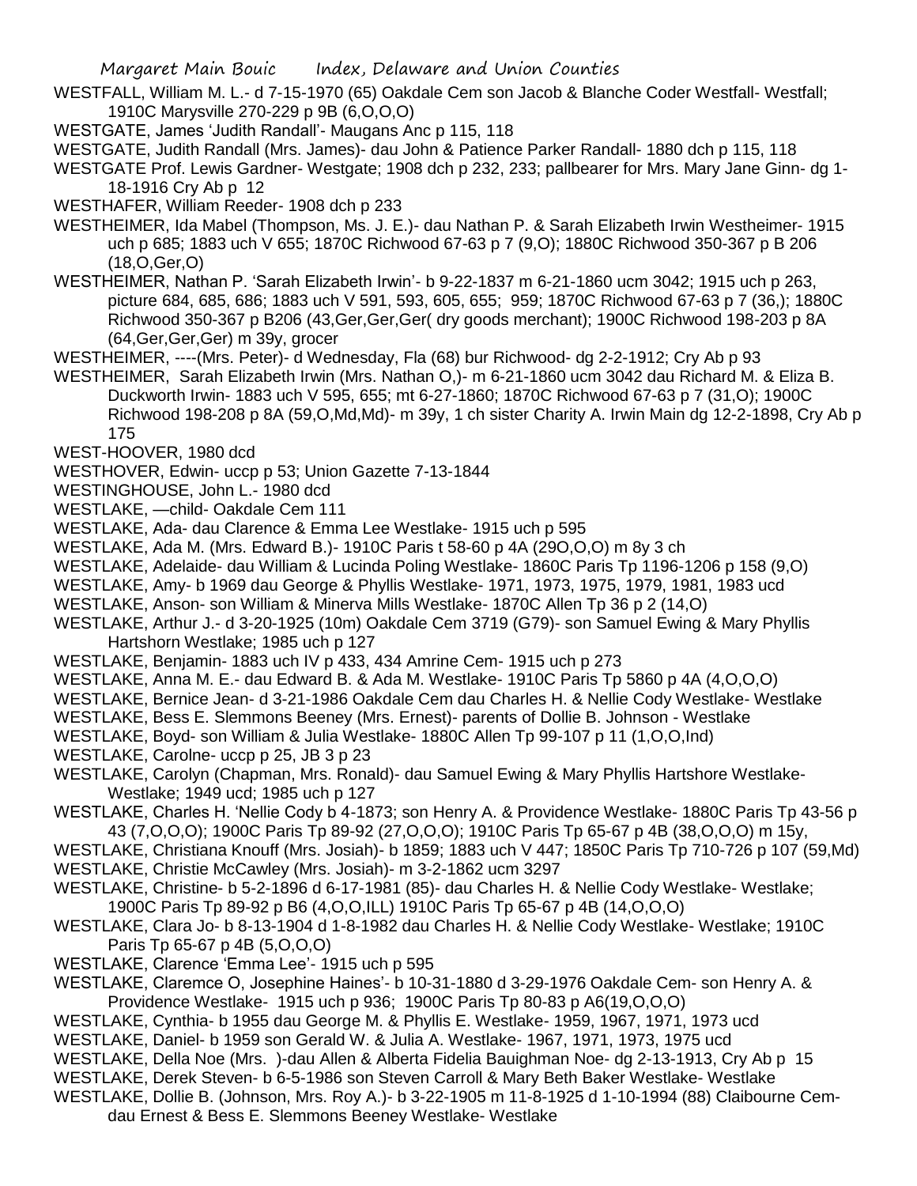WESTFALL, William M. L.- d 7-15-1970 (65) Oakdale Cem son Jacob & Blanche Coder Westfall- Westfall; 1910C Marysville 270-229 p 9B (6,O,O,O)

WESTGATE, James 'Judith Randall'- Maugans Anc p 115, 118

WESTGATE, Judith Randall (Mrs. James)- dau John & Patience Parker Randall- 1880 dch p 115, 118

WESTGATE Prof. Lewis Gardner- Westgate; 1908 dch p 232, 233; pallbearer for Mrs. Mary Jane Ginn- dg 1-18-1916 Cry Ab p 12

WESTHAFER, William Reeder- 1908 dch p 233

WESTHEIMER, Ida Mabel (Thompson, Ms. J. E.)- dau Nathan P. & Sarah Elizabeth Irwin Westheimer- 1915 uch p 685; 1883 uch V 655; 1870C Richwood 67-63 p 7 (9,O); 1880C Richwood 350-367 p B 206 (18,O,Ger,O)

WESTHEIMER, Nathan P. 'Sarah Elizabeth Irwin'- b 9-22-1837 m 6-21-1860 ucm 3042; 1915 uch p 263, picture 684, 685, 686; 1883 uch V 591, 593, 605, 655; 959; 1870C Richwood 67-63 p 7 (36,); 1880C Richwood 350-367 p B206 (43,Ger,Ger,Ger( dry goods merchant); 1900C Richwood 198-203 p 8A (64,Ger,Ger,Ger) m 39y, grocer

WESTHEIMER, ----(Mrs. Peter)- d Wednesday, Fla (68) bur Richwood- dg 2-2-1912; Cry Ab p 93

WESTHEIMER, Sarah Elizabeth Irwin (Mrs. Nathan O,)- m 6-21-1860 ucm 3042 dau Richard M. & Eliza B. Duckworth Irwin- 1883 uch V 595, 655; mt 6-27-1860; 1870C Richwood 67-63 p 7 (31,O); 1900C Richwood 198-208 p 8A (59,O,Md,Md)- m 39y, 1 ch sister Charity A. Irwin Main dg 12-2-1898, Cry Ab p 175

WEST-HOOVER, 1980 dcd

WESTHOVER, Edwin- uccp p 53; Union Gazette 7-13-1844

WESTINGHOUSE, John L.- 1980 dcd

WESTLAKE, —child- Oakdale Cem 111

WESTLAKE, Ada- dau Clarence & Emma Lee Westlake- 1915 uch p 595

WESTLAKE, Ada M. (Mrs. Edward B.)- 1910C Paris t 58-60 p 4A (29O,O,O) m 8y 3 ch

WESTLAKE, Adelaide- dau William & Lucinda Poling Westlake- 1860C Paris Tp 1196-1206 p 158 (9,O)

WESTLAKE, Amy- b 1969 dau George & Phyllis Westlake- 1971, 1973, 1975, 1979, 1981, 1983 ucd

WESTLAKE, Anson- son William & Minerva Mills Westlake- 1870C Allen Tp 36 p 2 (14,O)

WESTLAKE, Arthur J.- d 3-20-1925 (10m) Oakdale Cem 3719 (G79)- son Samuel Ewing & Mary Phyllis Hartshorn Westlake; 1985 uch p 127

WESTLAKE, Benjamin- 1883 uch IV p 433, 434 Amrine Cem- 1915 uch p 273

WESTLAKE, Anna M. E.- dau Edward B. & Ada M. Westlake- 1910C Paris Tp 5860 p 4A (4,O,O,O)

WESTLAKE, Bernice Jean- d 3-21-1986 Oakdale Cem dau Charles H. & Nellie Cody Westlake- Westlake

WESTLAKE, Bess E. Slemmons Beeney (Mrs. Ernest)- parents of Dollie B. Johnson - Westlake

WESTLAKE, Boyd- son William & Julia Westlake- 1880C Allen Tp 99-107 p 11 (1,O,O,Ind)

WESTLAKE, Carolne- uccp p 25, JB 3 p 23

WESTLAKE, Carolyn (Chapman, Mrs. Ronald)- dau Samuel Ewing & Mary Phyllis Hartshore Westlake- Westlake; 1949 ucd; 1985 uch p 127

WESTLAKE, Charles H. 'Nellie Cody b 4-1873; son Henry A. & Providence Westlake- 1880C Paris Tp 43-56 p 43 (7,O,O,O); 1900C Paris Tp 89-92 (27,O,O,O); 1910C Paris Tp 65-67 p 4B (38,O,O,O) m 15y,

WESTLAKE, Christiana Knouff (Mrs. Josiah)- b 1859; 1883 uch V 447; 1850C Paris Tp 710-726 p 107 (59,Md)

WESTLAKE, Christie McCawley (Mrs. Josiah)- m 3-2-1862 ucm 3297

WESTLAKE, Christine- b 5-2-1896 d 6-17-1981 (85)- dau Charles H. & Nellie Cody Westlake- Westlake; 1900C Paris Tp 89-92 p B6 (4,O,O,ILL) 1910C Paris Tp 65-67 p 4B (14,O,O,O)

WESTLAKE, Clara Jo- b 8-13-1904 d 1-8-1982 dau Charles H. & Nellie Cody Westlake- Westlake; 1910C Paris Tp 65-67 p 4B (5,O,O,O)

WESTLAKE, Clarence 'Emma Lee'- 1915 uch p 595

WESTLAKE, Claremce O, Josephine Haines'- b 10-31-1880 d 3-29-1976 Oakdale Cem- son Henry A. & Providence Westlake- 1915 uch p 936; 1900C Paris Tp 80-83 p A6(19,O,O,O)

WESTLAKE, Cynthia- b 1955 dau George M. & Phyllis E. Westlake- 1959, 1967, 1971, 1973 ucd

WESTLAKE, Daniel- b 1959 son Gerald W. & Julia A. Westlake- 1967, 1971, 1973, 1975 ucd

WESTLAKE, Della Noe (Mrs. )-dau Allen & Alberta Fidelia Bauighman Noe- dg 2-13-1913, Cry Ab p 15

WESTLAKE, Derek Steven- b 6-5-1986 son Steven Carroll & Mary Beth Baker Westlake- Westlake

WESTLAKE, Dollie B. (Johnson, Mrs. Roy A.)- b 3-22-1905 m 11-8-1925 d 1-10-1994 (88) Claibourne Cem- dau Ernest & Bess E. Slemmons Beeney Westlake- Westlake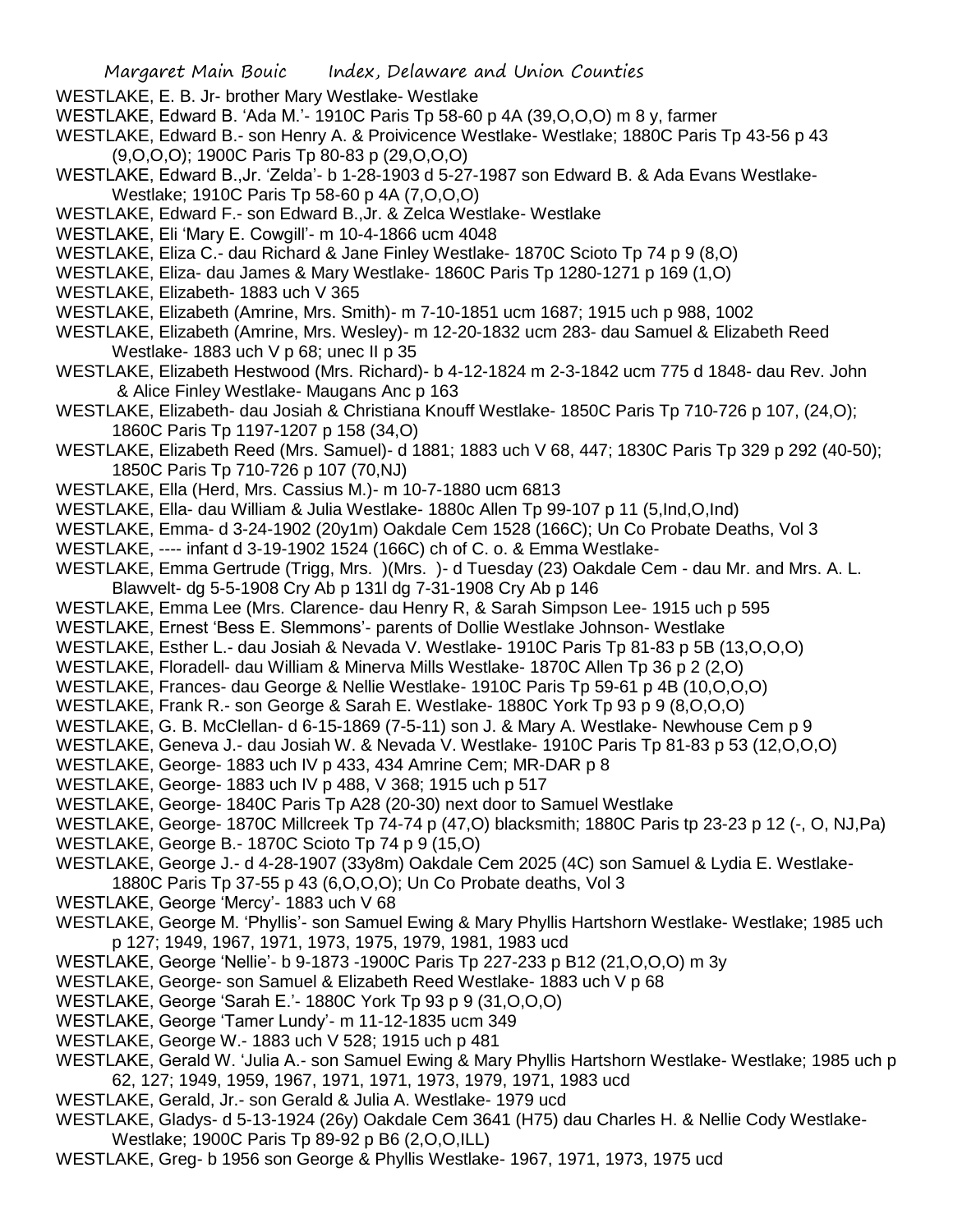WESTLAKE, E. B. Jr- brother Mary Westlake- Westlake

WESTLAKE, Edward B. 'Ada M.'- 1910C Paris Tp 58-60 p 4A (39,O,O,O) m 8 y, farmer

WESTLAKE, Edward B.- son Henry A. & Proivicence Westlake- Westlake; 1880C Paris Tp 43-56 p 43 (9,O,O,O); 1900C Paris Tp 80-83 p (29,O,O,O)

WESTLAKE, Edward B.,Jr. 'Zelda'- b 1-28-1903 d 5-27-1987 son Edward B. & Ada Evans Westlake- Westlake; 1910C Paris Tp 58-60 p 4A (7,O,O,O)

WESTLAKE, Edward F.- son Edward B.,Jr. & Zelca Westlake- Westlake

WESTLAKE, Eli 'Mary E. Cowgill'- m 10-4-1866 ucm 4048

WESTLAKE, Eliza C.- dau Richard & Jane Finley Westlake- 1870C Scioto Tp 74 p 9 (8,O)

WESTLAKE, Eliza- dau James & Mary Westlake- 1860C Paris Tp 1280-1271 p 169 (1,O)

WESTLAKE, Elizabeth- 1883 uch V 365

WESTLAKE, Elizabeth (Amrine, Mrs. Smith)- m 7-10-1851 ucm 1687; 1915 uch p 988, 1002

WESTLAKE, Elizabeth (Amrine, Mrs. Wesley)- m 12-20-1832 ucm 283- dau Samuel & Elizabeth Reed Westlake- 1883 uch V p 68; unec II p 35

WESTLAKE, Elizabeth Hestwood (Mrs. Richard)- b 4-12-1824 m 2-3-1842 ucm 775 d 1848- dau Rev. John & Alice Finley Westlake- Maugans Anc p 163

WESTLAKE, Elizabeth- dau Josiah & Christiana Knouff Westlake- 1850C Paris Tp 710-726 p 107, (24,O); 1860C Paris Tp 1197-1207 p 158 (34,O)

WESTLAKE, Elizabeth Reed (Mrs. Samuel)- d 1881; 1883 uch V 68, 447; 1830C Paris Tp 329 p 292 (40-50); 1850C Paris Tp 710-726 p 107 (70,NJ)

WESTLAKE, Ella (Herd, Mrs. Cassius M.)- m 10-7-1880 ucm 6813

WESTLAKE, Ella- dau William & Julia Westlake- 1880c Allen Tp 99-107 p 11 (5,Ind,O,Ind)

WESTLAKE, Emma- d 3-24-1902 (20y1m) Oakdale Cem 1528 (166C); Un Co Probate Deaths, Vol 3

WESTLAKE, ---- infant d 3-19-1902 1524 (166C) ch of C. o. & Emma Westlake-

WESTLAKE, Emma Gertrude (Trigg, Mrs. )(Mrs. )- d Tuesday (23) Oakdale Cem - dau Mr. and Mrs. A. L. Blawvelt- dg 5-5-1908 Cry Ab p 131l dg 7-31-1908 Cry Ab p 146

WESTLAKE, Emma Lee (Mrs. Clarence- dau Henry R, & Sarah Simpson Lee- 1915 uch p 595

WESTLAKE, Ernest 'Bess E. Slemmons'- parents of Dollie Westlake Johnson- Westlake

WESTLAKE, Esther L.- dau Josiah & Nevada V. Westlake- 1910C Paris Tp 81-83 p 5B (13,O,O,O)

WESTLAKE, Floradell- dau William & Minerva Mills Westlake- 1870C Allen Tp 36 p 2 (2,O)

WESTLAKE, Frances- dau George & Nellie Westlake- 1910C Paris Tp 59-61 p 4B (10,O,O,O)

WESTLAKE, Frank R.- son George & Sarah E. Westlake- 1880C York Tp 93 p 9 (8,O,O,O)

WESTLAKE, G. B. McClellan- d 6-15-1869 (7-5-11) son J. & Mary A. Westlake- Newhouse Cem p 9

WESTLAKE, Geneva J.- dau Josiah W. & Nevada V. Westlake- 1910C Paris Tp 81-83 p 53 (12,O,O,O)

WESTLAKE, George- 1883 uch IV p 433, 434 Amrine Cem; MR-DAR p 8

WESTLAKE, George- 1883 uch IV p 488, V 368; 1915 uch p 517

WESTLAKE, George- 1840C Paris Tp A28 (20-30) next door to Samuel Westlake

WESTLAKE, George- 1870C Millcreek Tp 74-74 p (47,O) blacksmith; 1880C Paris tp 23-23 p 12 (-, O, NJ,Pa)

WESTLAKE, George B.- 1870C Scioto Tp 74 p 9 (15,O)

WESTLAKE, George J.- d 4-28-1907 (33y8m) Oakdale Cem 2025 (4C) son Samuel & Lydia E. Westlake- 1880C Paris Tp 37-55 p 43 (6,O,O,O); Un Co Probate deaths, Vol 3

WESTLAKE, George 'Mercy'- 1883 uch V 68

WESTLAKE, George M. 'Phyllis'- son Samuel Ewing & Mary Phyllis Hartshorn Westlake- Westlake; 1985 uch p 127; 1949, 1967, 1971, 1973, 1975, 1979, 1981, 1983 ucd

WESTLAKE, George 'Nellie'- b 9-1873 -1900C Paris Tp 227-233 p B12 (21,O,O,O) m 3y

WESTLAKE, George- son Samuel & Elizabeth Reed Westlake- 1883 uch V p 68

WESTLAKE, George 'Sarah E.'- 1880C York Tp 93 p 9 (31,O,O,O)

WESTLAKE, George 'Tamer Lundy'- m 11-12-1835 ucm 349

WESTLAKE, George W.- 1883 uch V 528; 1915 uch p 481

WESTLAKE, Gerald W. 'Julia A.- son Samuel Ewing & Mary Phyllis Hartshorn Westlake- Westlake; 1985 uch p 62, 127; 1949, 1959, 1967, 1971, 1971, 1973, 1979, 1971, 1983 ucd

WESTLAKE, Gerald, Jr.- son Gerald & Julia A. Westlake- 1979 ucd

WESTLAKE, Gladys- d 5-13-1924 (26y) Oakdale Cem 3641 (H75) dau Charles H. & Nellie Cody Westlake- Westlake; 1900C Paris Tp 89-92 p B6 (2,O,O,ILL)

WESTLAKE, Greg- b 1956 son George & Phyllis Westlake- 1967, 1971, 1973, 1975 ucd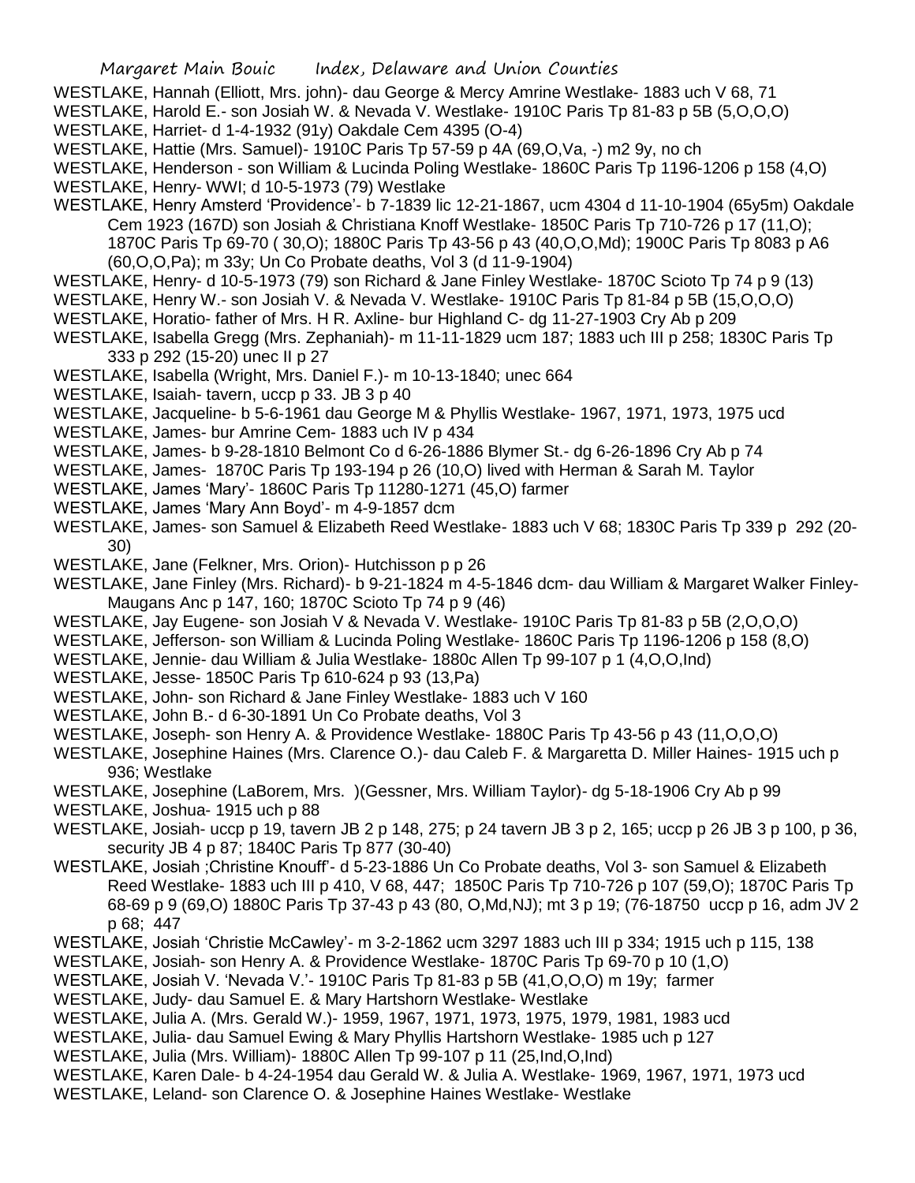WESTLAKE, Hannah (Elliott, Mrs. john)- dau George & Mercy Amrine Westlake- 1883 uch V 68, 71

WESTLAKE, Harold E.- son Josiah W. & Nevada V. Westlake- 1910C Paris Tp 81-83 p 5B (5,O,O,O)

WESTLAKE, Harriet- d 1-4-1932 (91y) Oakdale Cem 4395 (O-4)

WESTLAKE, Hattie (Mrs. Samuel)- 1910C Paris Tp 57-59 p 4A (69,O,Va, -) m2 9y, no ch

WESTLAKE, Henderson - son William & Lucinda Poling Westlake- 1860C Paris Tp 1196-1206 p 158 (4,O)

WESTLAKE, Henry- WWI; d 10-5-1973 (79) Westlake

WESTLAKE, Henry Amsterd 'Providence'- b 7-1839 lic 12-21-1867, ucm 4304 d 11-10-1904 (65y5m) Oakdale Cem 1923 (167D) son Josiah & Christiana Knoff Westlake- 1850C Paris Tp 710-726 p 17 (11,O); 1870C Paris Tp 69-70 ( 30,O); 1880C Paris Tp 43-56 p 43 (40,O,O,Md); 1900C Paris Tp 8083 p A6 (60,O,O,Pa); m 33y; Un Co Probate deaths, Vol 3 (d 11-9-1904)

WESTLAKE, Henry- d 10-5-1973 (79) son Richard & Jane Finley Westlake- 1870C Scioto Tp 74 p 9 (13)

WESTLAKE, Henry W.- son Josiah V. & Nevada V. Westlake- 1910C Paris Tp 81-84 p 5B (15,O,O,O)

WESTLAKE, Horatio- father of Mrs. H R. Axline- bur Highland C- dg 11-27-1903 Cry Ab p 209

WESTLAKE, Isabella Gregg (Mrs. Zephaniah)- m 11-11-1829 ucm 187; 1883 uch III p 258; 1830C Paris Tp 333 p 292 (15-20) unec II p 27

WESTLAKE, Isabella (Wright, Mrs. Daniel F.)- m 10-13-1840; unec 664

WESTLAKE, Isaiah- tavern, uccp p 33. JB 3 p 40

WESTLAKE, Jacqueline- b 5-6-1961 dau George M & Phyllis Westlake- 1967, 1971, 1973, 1975 ucd

WESTLAKE, James- bur Amrine Cem- 1883 uch IV p 434

WESTLAKE, James- b 9-28-1810 Belmont Co d 6-26-1886 Blymer St.- dg 6-26-1896 Cry Ab p 74

WESTLAKE, James- 1870C Paris Tp 193-194 p 26 (10,O) lived with Herman & Sarah M. Taylor

WESTLAKE, James 'Mary'- 1860C Paris Tp 11280-1271 (45,O) farmer

WESTLAKE, James 'Mary Ann Boyd'- m 4-9-1857 dcm

WESTLAKE, James- son Samuel & Elizabeth Reed Westlake- 1883 uch V 68; 1830C Paris Tp 339 p 292 (20-30)

WESTLAKE, Jane (Felkner, Mrs. Orion)- Hutchisson p p 26

WESTLAKE, Jane Finley (Mrs. Richard)- b 9-21-1824 m 4-5-1846 dcm- dau William & Margaret Walker Finley- Maugans Anc p 147, 160; 1870C Scioto Tp 74 p 9 (46)

WESTLAKE, Jay Eugene- son Josiah V & Nevada V. Westlake- 1910C Paris Tp 81-83 p 5B (2,O,O,O)

WESTLAKE, Jefferson- son William & Lucinda Poling Westlake- 1860C Paris Tp 1196-1206 p 158 (8,O)

WESTLAKE, Jennie- dau William & Julia Westlake- 1880c Allen Tp 99-107 p 1 (4,O,O,Ind)

WESTLAKE, Jesse- 1850C Paris Tp 610-624 p 93 (13,Pa)

WESTLAKE, John- son Richard & Jane Finley Westlake- 1883 uch V 160

WESTLAKE, John B.- d 6-30-1891 Un Co Probate deaths, Vol 3

WESTLAKE, Joseph- son Henry A. & Providence Westlake- 1880C Paris Tp 43-56 p 43 (11,O,O,O)

WESTLAKE, Josephine Haines (Mrs. Clarence O.)- dau Caleb F. & Margaretta D. Miller Haines- 1915 uch p 936; Westlake

WESTLAKE, Josephine (LaBorem, Mrs. )(Gessner, Mrs. William Taylor)- dg 5-18-1906 Cry Ab p 99

WESTLAKE, Joshua- 1915 uch p 88

WESTLAKE, Josiah- uccp p 19, tavern JB 2 p 148, 275; p 24 tavern JB 3 p 2, 165; uccp p 26 JB 3 p 100, p 36, security JB 4 p 87; 1840C Paris Tp 877 (30-40)

WESTLAKE, Josiah ;Christine Knouff'- d 5-23-1886 Un Co Probate deaths, Vol 3- son Samuel & Elizabeth Reed Westlake- 1883 uch III p 410, V 68, 447; 1850C Paris Tp 710-726 p 107 (59,O); 1870C Paris Tp 68-69 p 9 (69,O) 1880C Paris Tp 37-43 p 43 (80, O,Md,NJ); mt 3 p 19; (76-18750 uccp p 16, adm JV 2 p 68; 447

WESTLAKE, Josiah 'Christie McCawley'- m 3-2-1862 ucm 3297 1883 uch III p 334; 1915 uch p 115, 138

WESTLAKE, Josiah- son Henry A. & Providence Westlake- 1870C Paris Tp 69-70 p 10 (1,O)

WESTLAKE, Josiah V. 'Nevada V.'- 1910C Paris Tp 81-83 p 5B (41,O,O,O) m 19y; farmer

WESTLAKE, Judy- dau Samuel E. & Mary Hartshorn Westlake- Westlake

WESTLAKE, Julia A. (Mrs. Gerald W.)- 1959, 1967, 1971, 1973, 1975, 1979, 1981, 1983 ucd

WESTLAKE, Julia- dau Samuel Ewing & Mary Phyllis Hartshorn Westlake- 1985 uch p 127

WESTLAKE, Julia (Mrs. William)- 1880C Allen Tp 99-107 p 11 (25,Ind,O,Ind)

WESTLAKE, Karen Dale- b 4-24-1954 dau Gerald W. & Julia A. Westlake- 1969, 1967, 1971, 1973 ucd

WESTLAKE, Leland- son Clarence O. & Josephine Haines Westlake- Westlake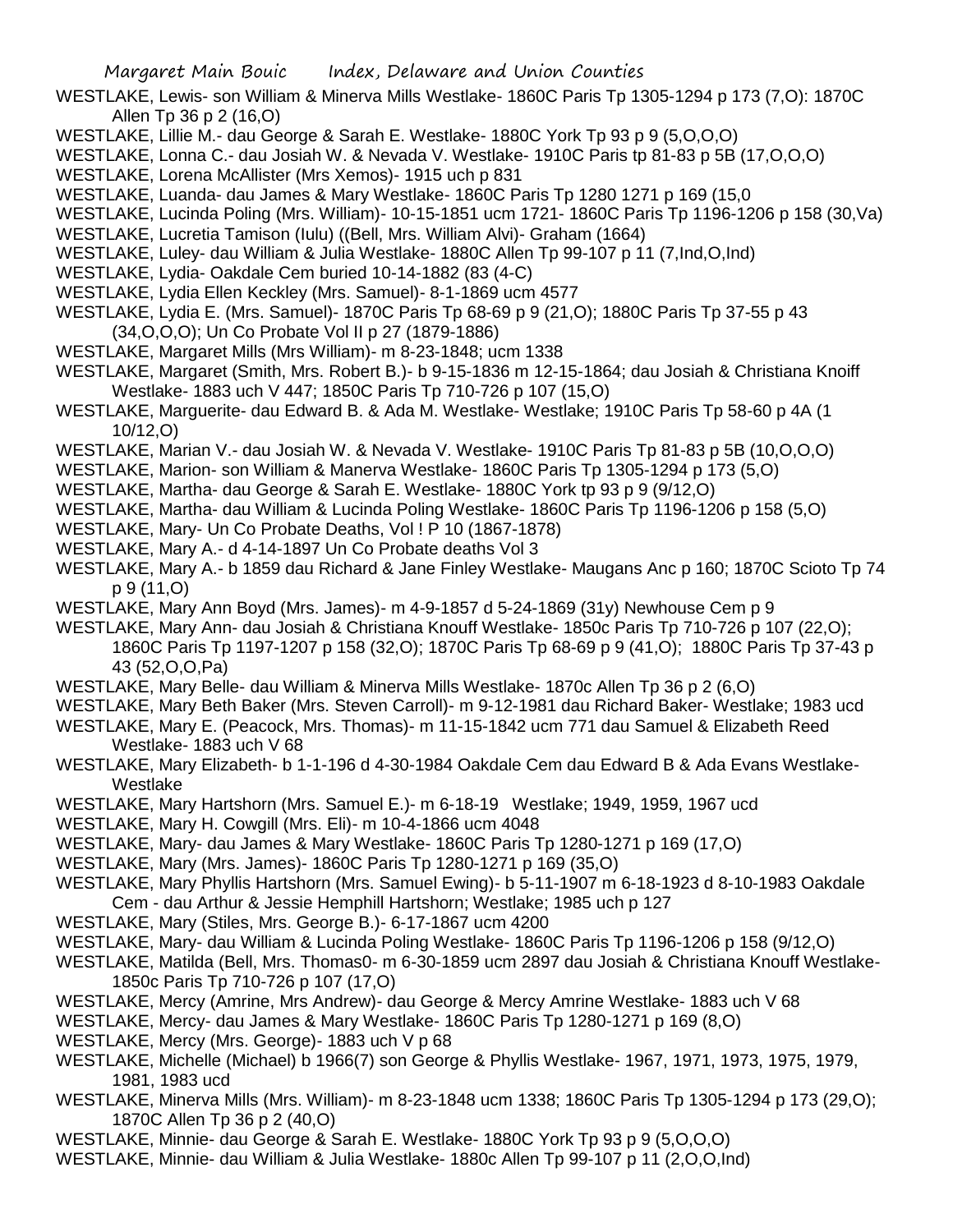WESTLAKE, Lewis- son William & Minerva Mills Westlake- 1860C Paris Tp 1305-1294 p 173 (7,O): 1870C Allen Tp 36 p 2 (16,O)

WESTLAKE, Lillie M.- dau George & Sarah E. Westlake- 1880C York Tp 93 p 9 (5,O,O,O)

WESTLAKE, Lonna C.- dau Josiah W. & Nevada V. Westlake- 1910C Paris tp 81-83 p 5B (17,O,O,O)

WESTLAKE, Lorena McAllister (Mrs Xemos)- 1915 uch p 831

WESTLAKE, Luanda- dau James & Mary Westlake- 1860C Paris Tp 1280 1271 p 169 (15,0

WESTLAKE, Lucinda Poling (Mrs. William)- 10-15-1851 ucm 1721- 1860C Paris Tp 1196-1206 p 158 (30,Va)

WESTLAKE, Lucretia Tamison (Iulu) ((Bell, Mrs. William Alvi)- Graham (1664)

WESTLAKE, Luley- dau William & Julia Westlake- 1880C Allen Tp 99-107 p 11 (7,Ind,O,Ind)

WESTLAKE, Lydia- Oakdale Cem buried 10-14-1882 (83 (4-C)

WESTLAKE, Lydia Ellen Keckley (Mrs. Samuel)- 8-1-1869 ucm 4577

WESTLAKE, Lydia E. (Mrs. Samuel)- 1870C Paris Tp 68-69 p 9 (21,O); 1880C Paris Tp 37-55 p 43 (34,O,O,O); Un Co Probate Vol II p 27 (1879-1886)

WESTLAKE, Margaret Mills (Mrs William)- m 8-23-1848; ucm 1338

WESTLAKE, Margaret (Smith, Mrs. Robert B.)- b 9-15-1836 m 12-15-1864; dau Josiah & Christiana Knoiff Westlake- 1883 uch V 447; 1850C Paris Tp 710-726 p 107 (15,O)

WESTLAKE, Marguerite- dau Edward B. & Ada M. Westlake- Westlake; 1910C Paris Tp 58-60 p 4A (1 10/12,O)

WESTLAKE, Marian V.- dau Josiah W. & Nevada V. Westlake- 1910C Paris Tp 81-83 p 5B (10,O,O,O)

WESTLAKE, Marion- son William & Manerva Westlake- 1860C Paris Tp 1305-1294 p 173 (5,O)

WESTLAKE, Martha- dau George & Sarah E. Westlake- 1880C York tp 93 p 9 (9/12,O)

WESTLAKE, Martha- dau William & Lucinda Poling Westlake- 1860C Paris Tp 1196-1206 p 158 (5,O)

WESTLAKE, Mary- Un Co Probate Deaths, Vol ! P 10 (1867-1878)

WESTLAKE, Mary A.- d 4-14-1897 Un Co Probate deaths Vol 3

WESTLAKE, Mary A.- b 1859 dau Richard & Jane Finley Westlake- Maugans Anc p 160; 1870C Scioto Tp 74 p 9 (11,O)

WESTLAKE, Mary Ann Boyd (Mrs. James)- m 4-9-1857 d 5-24-1869 (31y) Newhouse Cem p 9

WESTLAKE, Mary Ann- dau Josiah & Christiana Knouff Westlake- 1850c Paris Tp 710-726 p 107 (22,O); 1860C Paris Tp 1197-1207 p 158 (32,O); 1870C Paris Tp 68-69 p 9 (41,O); 1880C Paris Tp 37-43 p 43 (52,O,O,Pa)

WESTLAKE, Mary Belle- dau William & Minerva Mills Westlake- 1870c Allen Tp 36 p 2 (6,O)

WESTLAKE, Mary Beth Baker (Mrs. Steven Carroll)- m 9-12-1981 dau Richard Baker- Westlake; 1983 ucd

WESTLAKE, Mary E. (Peacock, Mrs. Thomas)- m 11-15-1842 ucm 771 dau Samuel & Elizabeth Reed Westlake- 1883 uch V 68

WESTLAKE, Mary Elizabeth- b 1-1-196 d 4-30-1984 Oakdale Cem dau Edward B & Ada Evans Westlake- Westlake

WESTLAKE, Mary Hartshorn (Mrs. Samuel E.)- m 6-18-19 Westlake; 1949, 1959, 1967 ucd

WESTLAKE, Mary H. Cowgill (Mrs. Eli)- m 10-4-1866 ucm 4048

WESTLAKE, Mary- dau James & Mary Westlake- 1860C Paris Tp 1280-1271 p 169 (17,O)

WESTLAKE, Mary (Mrs. James)- 1860C Paris Tp 1280-1271 p 169 (35,O)

WESTLAKE, Mary Phyllis Hartshorn (Mrs. Samuel Ewing)- b 5-11-1907 m 6-18-1923 d 8-10-1983 Oakdale Cem - dau Arthur & Jessie Hemphill Hartshorn; Westlake; 1985 uch p 127

WESTLAKE, Mary (Stiles, Mrs. George B.)- 6-17-1867 ucm 4200

WESTLAKE, Mary- dau William & Lucinda Poling Westlake- 1860C Paris Tp 1196-1206 p 158 (9/12,O)

WESTLAKE, Matilda (Bell, Mrs. Thomas0- m 6-30-1859 ucm 2897 dau Josiah & Christiana Knouff Westlake- 1850c Paris Tp 710-726 p 107 (17,O)

WESTLAKE, Mercy (Amrine, Mrs Andrew)- dau George & Mercy Amrine Westlake- 1883 uch V 68

WESTLAKE, Mercy- dau James & Mary Westlake- 1860C Paris Tp 1280-1271 p 169 (8,O)

WESTLAKE, Mercy (Mrs. George)- 1883 uch V p 68

WESTLAKE, Michelle (Michael) b 1966(7) son George & Phyllis Westlake- 1967, 1971, 1973, 1975, 1979, 1981, 1983 ucd

WESTLAKE, Minerva Mills (Mrs. William)- m 8-23-1848 ucm 1338; 1860C Paris Tp 1305-1294 p 173 (29,O); 1870C Allen Tp 36 p 2 (40,O)

WESTLAKE, Minnie- dau George & Sarah E. Westlake- 1880C York Tp 93 p 9 (5,O,O,O)

WESTLAKE, Minnie- dau William & Julia Westlake- 1880c Allen Tp 99-107 p 11 (2,O,O,Ind)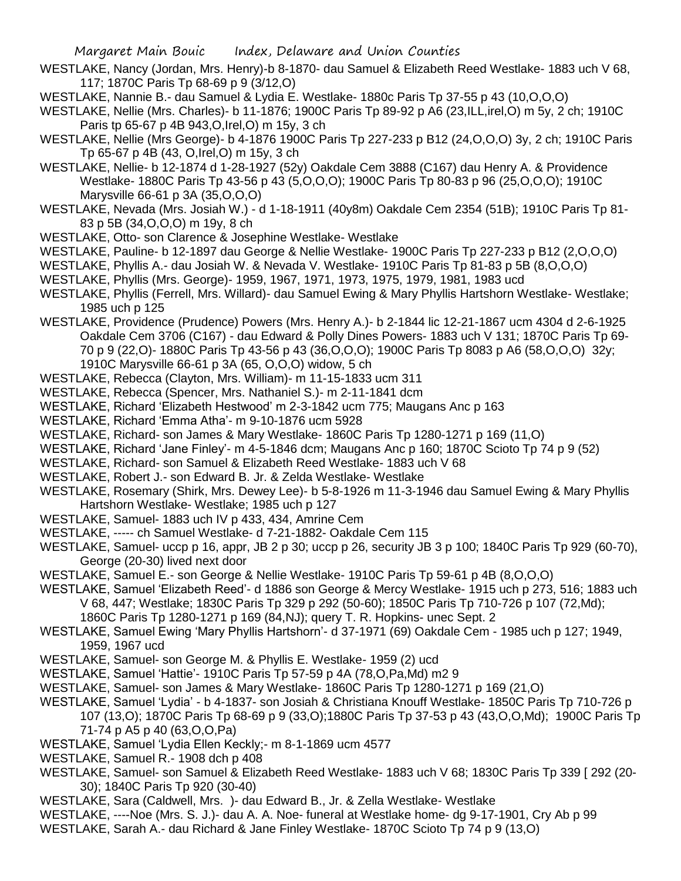WESTLAKE, Nancy (Jordan, Mrs. Henry)-b 8-1870- dau Samuel & Elizabeth Reed Westlake- 1883 uch V 68, 117; 1870C Paris Tp 68-69 p 9 (3/12,O)

WESTLAKE, Nannie B.- dau Samuel & Lydia E. Westlake- 1880c Paris Tp 37-55 p 43 (10,O,O,O)

WESTLAKE, Nellie (Mrs. Charles)- b 11-1876; 1900C Paris Tp 89-92 p A6 (23,ILL,irel,O) m 5y, 2 ch; 1910C Paris tp 65-67 p 4B 943,O,Irel,O) m 15y, 3 ch

WESTLAKE, Nellie (Mrs George)- b 4-1876 1900C Paris Tp 227-233 p B12 (24,O,O,O) 3y, 2 ch; 1910C Paris Tp 65-67 p 4B (43, O,Irel,O) m 15y, 3 ch

WESTLAKE, Nellie- b 12-1874 d 1-28-1927 (52y) Oakdale Cem 3888 (C167) dau Henry A. & Providence Westlake- 1880C Paris Tp 43-56 p 43 (5,O,O,O); 1900C Paris Tp 80-83 p 96 (25,O,O,O); 1910C Marysville 66-61 p 3A (35,O,O,O)

WESTLAKE, Nevada (Mrs. Josiah W.) - d 1-18-1911 (40y8m) Oakdale Cem 2354 (51B); 1910C Paris Tp 81-83 p 5B (34,O,O,O) m 19y, 8 ch

WESTLAKE, Otto- son Clarence & Josephine Westlake- Westlake

WESTLAKE, Pauline- b 12-1897 dau George & Nellie Westlake- 1900C Paris Tp 227-233 p B12 (2,O,O,O)

WESTLAKE, Phyllis A.- dau Josiah W. & Nevada V. Westlake- 1910C Paris Tp 81-83 p 5B (8,O,O,O)

WESTLAKE, Phyllis (Mrs. George)- 1959, 1967, 1971, 1973, 1975, 1979, 1981, 1983 ucd

WESTLAKE, Phyllis (Ferrell, Mrs. Willard)- dau Samuel Ewing & Mary Phyllis Hartshorn Westlake- Westlake; 1985 uch p 125

WESTLAKE, Providence (Prudence) Powers (Mrs. Henry A.)- b 2-1844 lic 12-21-1867 ucm 4304 d 2-6-1925 Oakdale Cem 3706 (C167) - dau Edward & Polly Dines Powers- 1883 uch V 131; 1870C Paris Tp 69-70 p 9 (22,O)- 1880C Paris Tp 43-56 p 43 (36,O,O,O); 1900C Paris Tp 8083 p A6 (58,O,O,O) 32y; 1910C Marysville 66-61 p 3A (65, O,O,O) widow, 5 ch

WESTLAKE, Rebecca (Clayton, Mrs. William)- m 11-15-1833 ucm 311

WESTLAKE, Rebecca (Spencer, Mrs. Nathaniel S.)- m 2-11-1841 dcm

WESTLAKE, Richard 'Elizabeth Hestwood' m 2-3-1842 ucm 775; Maugans Anc p 163

WESTLAKE, Richard 'Emma Atha'- m 9-10-1876 ucm 5928

WESTLAKE, Richard- son James & Mary Westlake- 1860C Paris Tp 1280-1271 p 169 (11,O)

WESTLAKE, Richard 'Jane Finley'- m 4-5-1846 dcm; Maugans Anc p 160; 1870C Scioto Tp 74 p 9 (52)

WESTLAKE, Richard- son Samuel & Elizabeth Reed Westlake- 1883 uch V 68

WESTLAKE, Robert J.- son Edward B. Jr. & Zelda Westlake- Westlake

WESTLAKE, Rosemary (Shirk, Mrs. Dewey Lee)- b 5-8-1926 m 11-3-1946 dau Samuel Ewing & Mary Phyllis Hartshorn Westlake- Westlake; 1985 uch p 127

WESTLAKE, Samuel- 1883 uch IV p 433, 434, Amrine Cem

WESTLAKE, ----- ch Samuel Westlake- d 7-21-1882- Oakdale Cem 115

WESTLAKE, Samuel- uccp p 16, appr, JB 2 p 30; uccp p 26, security JB 3 p 100; 1840C Paris Tp 929 (60-70), George (20-30) lived next door

WESTLAKE, Samuel E.- son George & Nellie Westlake- 1910C Paris Tp 59-61 p 4B (8,O,O,O)

WESTLAKE, Samuel 'Elizabeth Reed'- d 1886 son George & Mercy Westlake- 1915 uch p 273, 516; 1883 uch V 68, 447; Westlake; 1830C Paris Tp 329 p 292 (50-60); 1850C Paris Tp 710-726 p 107 (72,Md); 1860C Paris Tp 1280-1271 p 169 (84,NJ); query T. R. Hopkins- unec Sept. 2

WESTLAKE, Samuel Ewing 'Mary Phyllis Hartshorn'- d 37-1971 (69) Oakdale Cem - 1985 uch p 127; 1949, 1959, 1967 ucd

WESTLAKE, Samuel- son George M. & Phyllis E. Westlake- 1959 (2) ucd

WESTLAKE, Samuel 'Hattie'- 1910C Paris Tp 57-59 p 4A (78,O,Pa,Md) m2 9

WESTLAKE, Samuel- son James & Mary Westlake- 1860C Paris Tp 1280-1271 p 169 (21,O)

WESTLAKE, Samuel 'Lydia' - b 4-1837- son Josiah & Christiana Knouff Westlake- 1850C Paris Tp 710-726 p 107 (13,O); 1870C Paris Tp 68-69 p 9 (33,O);1880C Paris Tp 37-53 p 43 (43,O,O,Md); 1900C Paris Tp 71-74 p A5 p 40 (63,O,O,Pa)

WESTLAKE, Samuel 'Lydia Ellen Keckly;- m 8-1-1869 ucm 4577

WESTLAKE, Samuel R.- 1908 dch p 408

WESTLAKE, Samuel- son Samuel & Elizabeth Reed Westlake- 1883 uch V 68; 1830C Paris Tp 339 [ 292 (20-30); 1840C Paris Tp 920 (30-40)

WESTLAKE, Sara (Caldwell, Mrs. )- dau Edward B., Jr. & Zella Westlake- Westlake

WESTLAKE, ----Noe (Mrs. S. J.)- dau A. A. Noe- funeral at Westlake home- dg 9-17-1901, Cry Ab p 99

WESTLAKE, Sarah A.- dau Richard & Jane Finley Westlake- 1870C Scioto Tp 74 p 9 (13,O)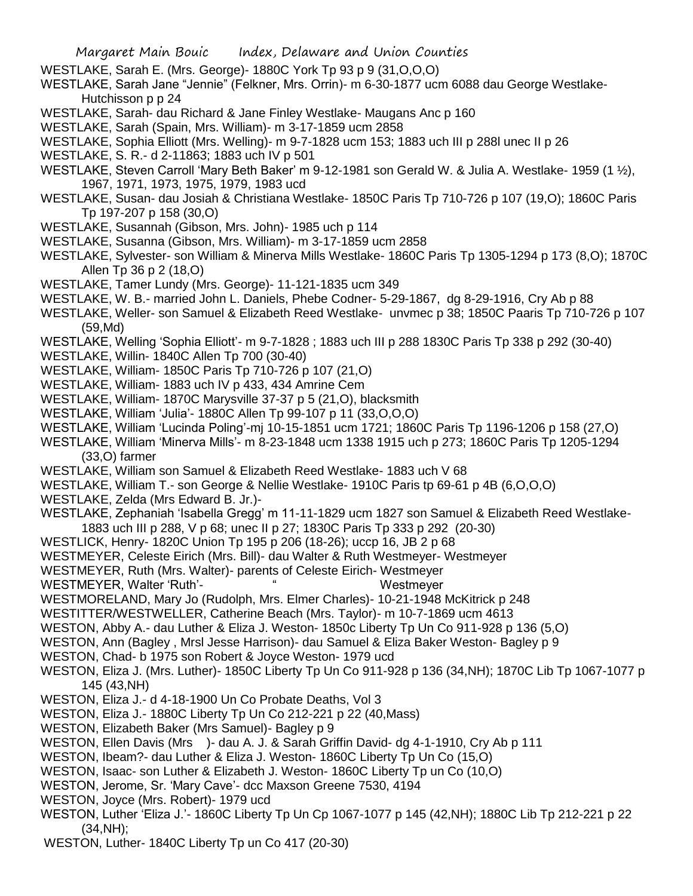WESTLAKE, Sarah E. (Mrs. George)- 1880C York Tp 93 p 9 (31,O,O,O)

WESTLAKE, Sarah Jane "Jennie" (Felkner, Mrs. Orrin)- m 6-30-1877 ucm 6088 dau George Westlake- Hutchisson p p 24

WESTLAKE, Sarah- dau Richard & Jane Finley Westlake- Maugans Anc p 160

WESTLAKE, Sarah (Spain, Mrs. William)- m 3-17-1859 ucm 2858

WESTLAKE, Sophia Elliott (Mrs. Welling)- m 9-7-1828 ucm 153; 1883 uch III p 288l unec II p 26

WESTLAKE, S. R.- d 2-11863; 1883 uch IV p 501

WESTLAKE, Steven Carroll 'Mary Beth Baker' m 9-12-1981 son Gerald W. & Julia A. Westlake- 1959 (1 ½), 1967, 1971, 1973, 1975, 1979, 1983 ucd

WESTLAKE, Susan- dau Josiah & Christiana Westlake- 1850C Paris Tp 710-726 p 107 (19,O); 1860C Paris Tp 197-207 p 158 (30,O)

WESTLAKE, Susannah (Gibson, Mrs. John)- 1985 uch p 114

WESTLAKE, Susanna (Gibson, Mrs. William)- m 3-17-1859 ucm 2858

WESTLAKE, Sylvester- son William & Minerva Mills Westlake- 1860C Paris Tp 1305-1294 p 173 (8,O); 1870C Allen Tp 36 p 2 (18,O)

WESTLAKE, Tamer Lundy (Mrs. George)- 11-121-1835 ucm 349

WESTLAKE, W. B.- married John L. Daniels, Phebe Codner- 5-29-1867, dg 8-29-1916, Cry Ab p 88

WESTLAKE, Weller- son Samuel & Elizabeth Reed Westlake- unvmec p 38; 1850C Paaris Tp 710-726 p 107 (59,Md)

WESTLAKE, Welling 'Sophia Elliott'- m 9-7-1828 ; 1883 uch III p 288 1830C Paris Tp 338 p 292 (30-40)

WESTLAKE, Willin- 1840C Allen Tp 700 (30-40)

WESTLAKE, William- 1850C Paris Tp 710-726 p 107 (21,O)

WESTLAKE, William- 1883 uch IV p 433, 434 Amrine Cem

WESTLAKE, William- 1870C Marysville 37-37 p 5 (21,O), blacksmith

WESTLAKE, William 'Julia'- 1880C Allen Tp 99-107 p 11 (33,O,O,O)

WESTLAKE, William 'Lucinda Poling'-mj 10-15-1851 ucm 1721; 1860C Paris Tp 1196-1206 p 158 (27,O)

WESTLAKE, William 'Minerva Mills'- m 8-23-1848 ucm 1338 1915 uch p 273; 1860C Paris Tp 1205-1294 (33,O) farmer

WESTLAKE, William son Samuel & Elizabeth Reed Westlake- 1883 uch V 68

WESTLAKE, William T.- son George & Nellie Westlake- 1910C Paris tp 69-61 p 4B (6,O,O,O)

WESTLAKE, Zelda (Mrs Edward B. Jr.)-

WESTLAKE, Zephaniah 'Isabella Gregg' m 11-11-1829 ucm 1827 son Samuel & Elizabeth Reed Westlake- 1883 uch III p 288, V p 68; unec II p 27; 1830C Paris Tp 333 p 292 (20-30)

WESTLICK, Henry- 1820C Union Tp 195 p 206 (18-26); uccp 16, JB 2 p 68

WESTMEYER, Celeste Eirich (Mrs. Bill)- dau Walter & Ruth Westmeyer- Westmeyer

WESTMEYER, Ruth (Mrs. Walter)- parents of Celeste Eirich- Westmeyer

WESTMEYER, Walter 'Ruth'- " Westmeyer

WESTMORELAND, Mary Jo (Rudolph, Mrs. Elmer Charles)- 10-21-1948 McKitrick p 248

WESTITTER/WESTWELLER, Catherine Beach (Mrs. Taylor)- m 10-7-1869 ucm 4613

WESTON, Abby A.- dau Luther & Eliza J. Weston- 1850c Liberty Tp Un Co 911-928 p 136 (5,O)

WESTON, Ann (Bagley , Mrsl Jesse Harrison)- dau Samuel & Eliza Baker Weston- Bagley p 9

WESTON, Chad- b 1975 son Robert & Joyce Weston- 1979 ucd

WESTON, Eliza J. (Mrs. Luther)- 1850C Liberty Tp Un Co 911-928 p 136 (34,NH); 1870C Lib Tp 1067-1077 p 145 (43,NH)

WESTON, Eliza J.- d 4-18-1900 Un Co Probate Deaths, Vol 3

WESTON, Eliza J.- 1880C Liberty Tp Un Co 212-221 p 22 (40,Mass)

WESTON, Elizabeth Baker (Mrs Samuel)- Bagley p 9

WESTON, Ellen Davis (Mrs )- dau A. J. & Sarah Griffin David- dg 4-1-1910, Cry Ab p 111

WESTON, Ibeam?- dau Luther & Eliza J. Weston- 1860C Liberty Tp Un Co (15,O)

WESTON, Isaac- son Luther & Elizabeth J. Weston- 1860C Liberty Tp un Co (10,O)

WESTON, Jerome, Sr. 'Mary Cave'- dcc Maxson Greene 7530, 4194

WESTON, Joyce (Mrs. Robert)- 1979 ucd

WESTON, Luther 'Eliza J.'- 1860C Liberty Tp Un Cp 1067-1077 p 145 (42,NH); 1880C Lib Tp 212-221 p 22 (34,NH);

WESTON, Luther- 1840C Liberty Tp un Co 417 (20-30)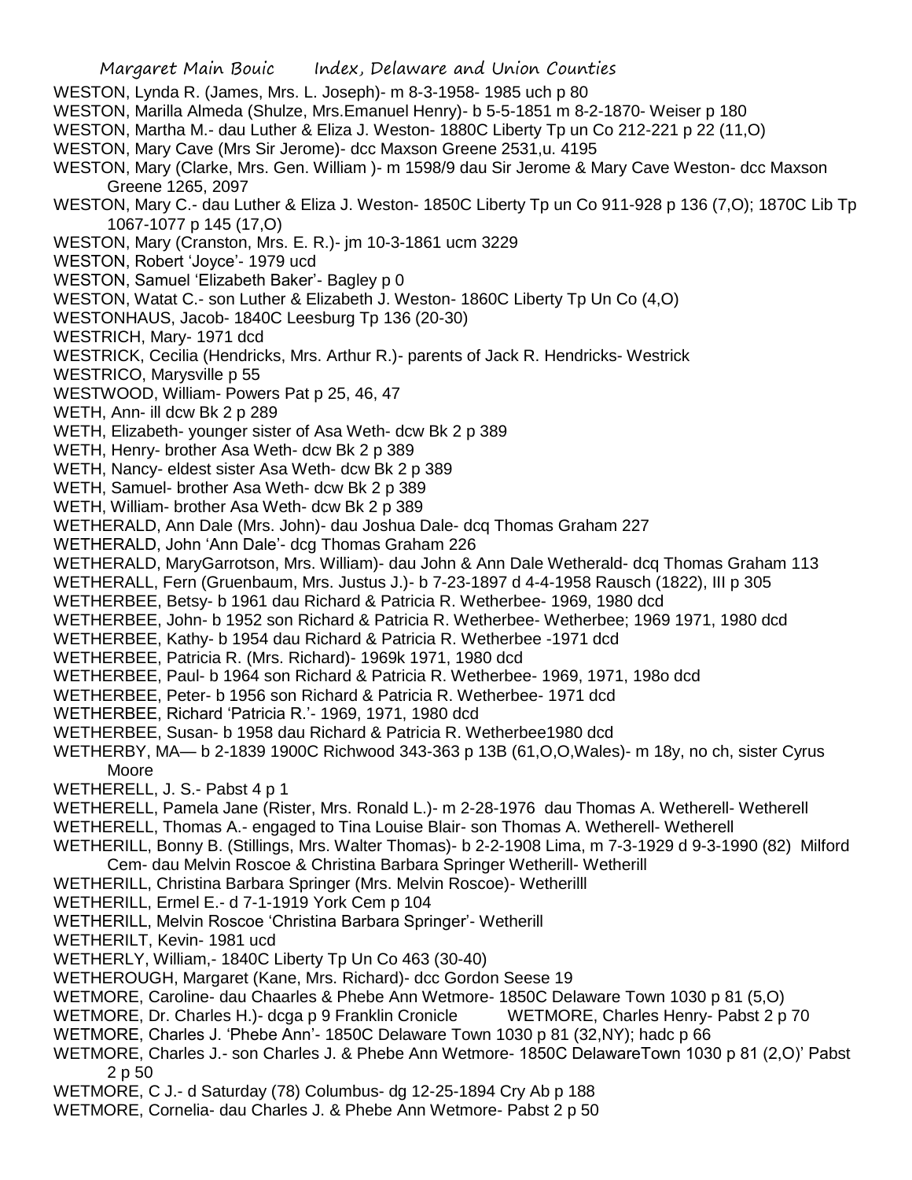WESTON, Lynda R. (James, Mrs. L. Joseph)- m 8-3-1958- 1985 uch p 80
WESTON, Marilla Almeda (Shulze, Mrs.Emanuel Henry)- b 5-5-1851 m 8-2-1870- Weiser p 180
WESTON, Martha M.- dau Luther & Eliza J. Weston- 1880C Liberty Tp un Co 212-221 p 22 (11,O)
WESTON, Mary Cave (Mrs Sir Jerome)- dcc Maxson Greene 2531,u. 4195
WESTON, Mary (Clarke, Mrs. Gen. William )- m 1598/9 dau Sir Jerome & Mary Cave Weston- dcc Maxson Greene 1265, 2097
WESTON, Mary C.- dau Luther & Eliza J. Weston- 1850C Liberty Tp un Co 911-928 p 136 (7,O); 1870C Lib Tp 1067-1077 p 145 (17,O)
WESTON, Mary (Cranston, Mrs. E. R.)- jm 10-3-1861 ucm 3229
WESTON, Robert 'Joyce'- 1979 ucd
WESTON, Samuel 'Elizabeth Baker'- Bagley p 0
WESTON, Watat C.- son Luther & Elizabeth J. Weston- 1860C Liberty Tp Un Co (4,O)
WESTONHAUS, Jacob- 1840C Leesburg Tp 136 (20-30)
WESTRICH, Mary- 1971 dcd
WESTRICK, Cecilia (Hendricks, Mrs. Arthur R.)- parents of Jack R. Hendricks- Westrick
WESTRICO, Marysville p 55
WESTWOOD, William- Powers Pat p 25, 46, 47
WETH, Ann- ill dcw Bk 2 p 289
WETH, Elizabeth- younger sister of Asa Weth- dcw Bk 2 p 389
WETH, Henry- brother Asa Weth- dcw Bk 2 p 389
WETH, Nancy- eldest sister Asa Weth- dcw Bk 2 p 389
WETH, Samuel- brother Asa Weth- dcw Bk 2 p 389
WETH, William- brother Asa Weth- dcw Bk 2 p 389
WETHERALD, Ann Dale (Mrs. John)- dau Joshua Dale- dcq Thomas Graham 227
WETHERALD, John 'Ann Dale'- dcg Thomas Graham 226
WETHERALD, MaryGarrotson, Mrs. William)- dau John & Ann Dale Wetherald- dcq Thomas Graham 113
WETHERALL, Fern (Gruenbaum, Mrs. Justus J.)- b 7-23-1897 d 4-4-1958 Rausch (1822), III p 305
WETHERBEE, Betsy- b 1961 dau Richard & Patricia R. Wetherbee- 1969, 1980 dcd
WETHERBEE, John- b 1952 son Richard & Patricia R. Wetherbee- Wetherbee; 1969 1971, 1980 dcd
WETHERBEE, Kathy- b 1954 dau Richard & Patricia R. Wetherbee -1971 dcd
WETHERBEE, Patricia R. (Mrs. Richard)- 1969k 1971, 1980 dcd
WETHERBEE, Paul- b 1964 son Richard & Patricia R. Wetherbee- 1969, 1971, 198o dcd
WETHERBEE, Peter- b 1956 son Richard & Patricia R. Wetherbee- 1971 dcd
WETHERBEE, Richard 'Patricia R.'- 1969, 1971, 1980 dcd
WETHERBEE, Susan- b 1958 dau Richard & Patricia R. Wetherbee1980 dcd
WETHERBY, MA— b 2-1839 1900C Richwood 343-363 p 13B (61,O,O,Wales)- m 18y, no ch, sister Cyrus Moore
WETHERELL, J. S.- Pabst 4 p 1
WETHERELL, Pamela Jane (Rister, Mrs. Ronald L.)- m 2-28-1976 dau Thomas A. Wetherell- Wetherell
WETHERELL, Thomas A.- engaged to Tina Louise Blair- son Thomas A. Wetherell- Wetherell
WETHERILL, Bonny B. (Stillings, Mrs. Walter Thomas)- b 2-2-1908 Lima, m 7-3-1929 d 9-3-1990 (82) Milford Cem- dau Melvin Roscoe & Christina Barbara Springer Wetherill- Wetherill
WETHERILL, Christina Barbara Springer (Mrs. Melvin Roscoe)- Wetherilll
WETHERILL, Ermel E.- d 7-1-1919 York Cem p 104
WETHERILL, Melvin Roscoe 'Christina Barbara Springer'- Wetherill
WETHERILT, Kevin- 1981 ucd
WETHERLY, William,- 1840C Liberty Tp Un Co 463 (30-40)
WETHEROUGH, Margaret (Kane, Mrs. Richard)- dcc Gordon Seese 19
WETMORE, Caroline- dau Chaarles & Phebe Ann Wetmore- 1850C Delaware Town 1030 p 81 (5,O)
WETMORE, Dr. Charles H.)- dcga p 9 Franklin Cronicle WETMORE, Charles Henry- Pabst 2 p 70
WETMORE, Charles J. 'Phebe Ann'- 1850C Delaware Town 1030 p 81 (32,NY); hadc p 66
WETMORE, Charles J.- son Charles J. & Phebe Ann Wetmore- 1850C DelawareTown 1030 p 81 (2,O)' Pabst 2 p 50
WETMORE, C J.- d Saturday (78) Columbus- dg 12-25-1894 Cry Ab p 188
WETMORE, Cornelia- dau Charles J. & Phebe Ann Wetmore- Pabst 2 p 50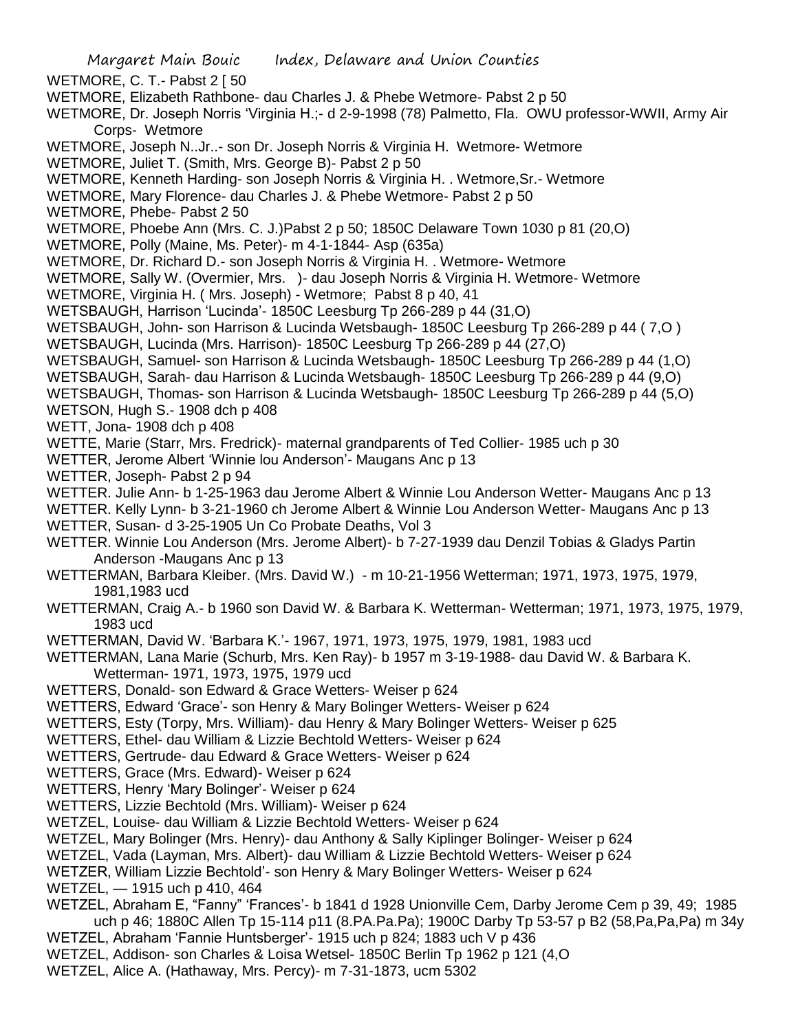WETMORE, C. T.- Pabst 2 [ 50

WETMORE, Elizabeth Rathbone- dau Charles J. & Phebe Wetmore- Pabst 2 p 50

WETMORE, Dr. Joseph Norris 'Virginia H.;- d 2-9-1998 (78) Palmetto, Fla. OWU professor-WWII, Army Air Corps- Wetmore

WETMORE, Joseph N..Jr..- son Dr. Joseph Norris & Virginia H. Wetmore- Wetmore

WETMORE, Juliet T. (Smith, Mrs. George B)- Pabst 2 p 50

WETMORE, Kenneth Harding- son Joseph Norris & Virginia H. . Wetmore,Sr.- Wetmore

WETMORE, Mary Florence- dau Charles J. & Phebe Wetmore- Pabst 2 p 50

WETMORE, Phebe- Pabst 2 50

WETMORE, Phoebe Ann (Mrs. C. J.)Pabst 2 p 50; 1850C Delaware Town 1030 p 81 (20,O)

WETMORE, Polly (Maine, Ms. Peter)- m 4-1-1844- Asp (635a)

WETMORE, Dr. Richard D.- son Joseph Norris & Virginia H. . Wetmore- Wetmore

WETMORE, Sally W. (Overmier, Mrs. )- dau Joseph Norris & Virginia H. Wetmore- Wetmore

WETMORE, Virginia H. ( Mrs. Joseph) - Wetmore; Pabst 8 p 40, 41

WETSBAUGH, Harrison 'Lucinda'- 1850C Leesburg Tp 266-289 p 44 (31,O)

WETSBAUGH, John- son Harrison & Lucinda Wetsbaugh- 1850C Leesburg Tp 266-289 p 44 ( 7,O )

WETSBAUGH, Lucinda (Mrs. Harrison)- 1850C Leesburg Tp 266-289 p 44 (27,O)

WETSBAUGH, Samuel- son Harrison & Lucinda Wetsbaugh- 1850C Leesburg Tp 266-289 p 44 (1,O)

WETSBAUGH, Sarah- dau Harrison & Lucinda Wetsbaugh- 1850C Leesburg Tp 266-289 p 44 (9,O)

WETSBAUGH, Thomas- son Harrison & Lucinda Wetsbaugh- 1850C Leesburg Tp 266-289 p 44 (5,O)

WETSON, Hugh S.- 1908 dch p 408

WETT, Jona- 1908 dch p 408

WETTE, Marie (Starr, Mrs. Fredrick)- maternal grandparents of Ted Collier- 1985 uch p 30

WETTER, Jerome Albert 'Winnie lou Anderson'- Maugans Anc p 13

WETTER, Joseph- Pabst 2 p 94

WETTER. Julie Ann- b 1-25-1963 dau Jerome Albert & Winnie Lou Anderson Wetter- Maugans Anc p 13

WETTER. Kelly Lynn- b 3-21-1960 ch Jerome Albert & Winnie Lou Anderson Wetter- Maugans Anc p 13

WETTER, Susan- d 3-25-1905 Un Co Probate Deaths, Vol 3

WETTER. Winnie Lou Anderson (Mrs. Jerome Albert)- b 7-27-1939 dau Denzil Tobias & Gladys Partin Anderson -Maugans Anc p 13

WETTERMAN, Barbara Kleiber. (Mrs. David W.) - m 10-21-1956 Wetterman; 1971, 1973, 1975, 1979, 1981,1983 ucd

WETTERMAN, Craig A.- b 1960 son David W. & Barbara K. Wetterman- Wetterman; 1971, 1973, 1975, 1979, 1983 ucd

WETTERMAN, David W. 'Barbara K.'- 1967, 1971, 1973, 1975, 1979, 1981, 1983 ucd

WETTERMAN, Lana Marie (Schurb, Mrs. Ken Ray)- b 1957 m 3-19-1988- dau David W. & Barbara K. Wetterman- 1971, 1973, 1975, 1979 ucd

WETTERS, Donald- son Edward & Grace Wetters- Weiser p 624

WETTERS, Edward 'Grace'- son Henry & Mary Bolinger Wetters- Weiser p 624

WETTERS, Esty (Torpy, Mrs. William)- dau Henry & Mary Bolinger Wetters- Weiser p 625

WETTERS, Ethel- dau William & Lizzie Bechtold Wetters- Weiser p 624

WETTERS, Gertrude- dau Edward & Grace Wetters- Weiser p 624

WETTERS, Grace (Mrs. Edward)- Weiser p 624

WETTERS, Henry 'Mary Bolinger'- Weiser p 624

WETTERS, Lizzie Bechtold (Mrs. William)- Weiser p 624

WETZEL, Louise- dau William & Lizzie Bechtold Wetters- Weiser p 624

WETZEL, Mary Bolinger (Mrs. Henry)- dau Anthony & Sally Kiplinger Bolinger- Weiser p 624

WETZEL, Vada (Layman, Mrs. Albert)- dau William & Lizzie Bechtold Wetters- Weiser p 624

WETZER, William Lizzie Bechtold'- son Henry & Mary Bolinger Wetters- Weiser p 624

WETZEL, — 1915 uch p 410, 464

WETZEL, Abraham E, "Fanny" 'Frances'- b 1841 d 1928 Unionville Cem, Darby Jerome Cem p 39, 49; 1985 uch p 46; 1880C Allen Tp 15-114 p11 (8.PA.Pa.Pa); 1900C Darby Tp 53-57 p B2 (58,Pa,Pa,Pa) m 34y

WETZEL, Abraham 'Fannie Huntsberger'- 1915 uch p 824; 1883 uch V p 436

WETZEL, Addison- son Charles & Loisa Wetsel- 1850C Berlin Tp 1962 p 121 (4,O

WETZEL, Alice A. (Hathaway, Mrs. Percy)- m 7-31-1873, ucm 5302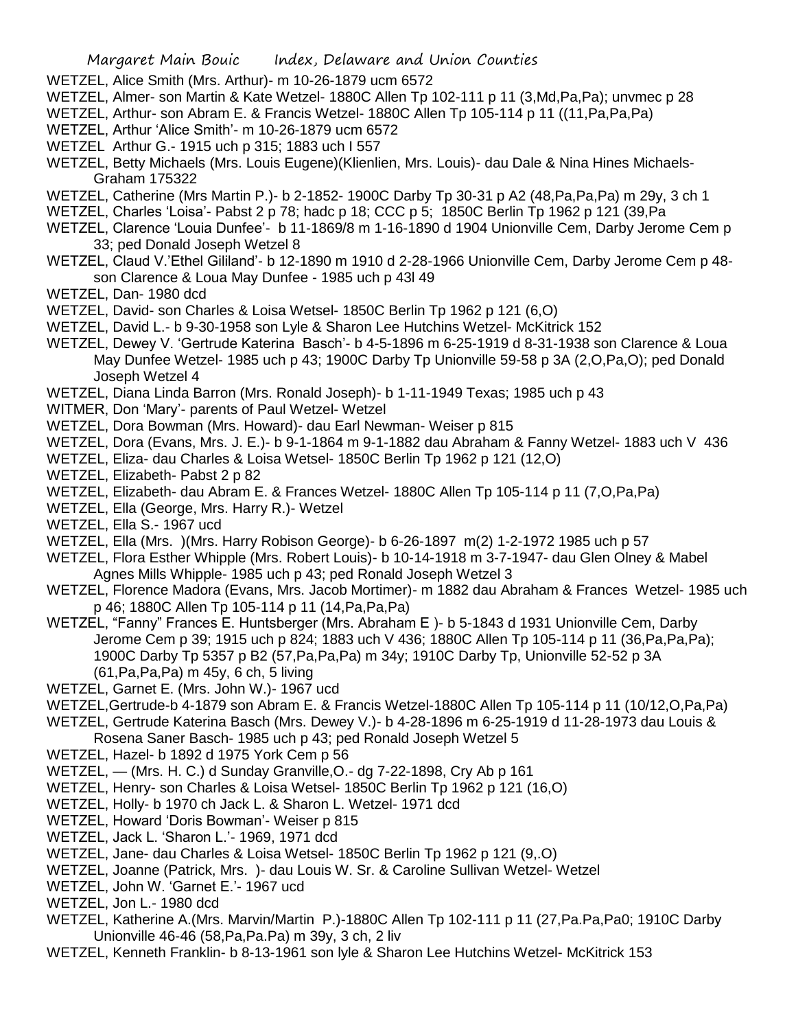WETZEL, Alice Smith (Mrs. Arthur)- m 10-26-1879 ucm 6572

WETZEL, Almer- son Martin & Kate Wetzel- 1880C Allen Tp 102-111 p 11 (3,Md,Pa,Pa); unvmec p 28

WETZEL, Arthur- son Abram E. & Francis Wetzel- 1880C Allen Tp 105-114 p 11 ((11,Pa,Pa,Pa)

WETZEL, Arthur 'Alice Smith'- m 10-26-1879 ucm 6572

WETZEL Arthur G.- 1915 uch p 315; 1883 uch I 557

WETZEL, Betty Michaels (Mrs. Louis Eugene)(Klienlien, Mrs. Louis)- dau Dale & Nina Hines Michaels- Graham 175322

WETZEL, Catherine (Mrs Martin P.)- b 2-1852- 1900C Darby Tp 30-31 p A2 (48,Pa,Pa,Pa) m 29y, 3 ch 1

WETZEL, Charles 'Loisa'- Pabst 2 p 78; hadc p 18; CCC p 5; 1850C Berlin Tp 1962 p 121 (39,Pa

WETZEL, Clarence 'Louia Dunfee'- b 11-1869/8 m 1-16-1890 d 1904 Unionville Cem, Darby Jerome Cem p 33; ped Donald Joseph Wetzel 8

WETZEL, Claud V.'Ethel Gililand'- b 12-1890 m 1910 d 2-28-1966 Unionville Cem, Darby Jerome Cem p 48- son Clarence & Loua May Dunfee - 1985 uch p 43l 49

WETZEL, Dan- 1980 dcd

WETZEL, David- son Charles & Loisa Wetsel- 1850C Berlin Tp 1962 p 121 (6,O)

WETZEL, David L.- b 9-30-1958 son Lyle & Sharon Lee Hutchins Wetzel- McKitrick 152

WETZEL, Dewey V. 'Gertrude Katerina Basch'- b 4-5-1896 m 6-25-1919 d 8-31-1938 son Clarence & Loua May Dunfee Wetzel- 1985 uch p 43; 1900C Darby Tp Unionville 59-58 p 3A (2,O,Pa,O); ped Donald Joseph Wetzel 4

WETZEL, Diana Linda Barron (Mrs. Ronald Joseph)- b 1-11-1949 Texas; 1985 uch p 43

WITMER, Don 'Mary'- parents of Paul Wetzel- Wetzel

WETZEL, Dora Bowman (Mrs. Howard)- dau Earl Newman- Weiser p 815

WETZEL, Dora (Evans, Mrs. J. E.)- b 9-1-1864 m 9-1-1882 dau Abraham & Fanny Wetzel- 1883 uch V 436

WETZEL, Eliza- dau Charles & Loisa Wetsel- 1850C Berlin Tp 1962 p 121 (12,O)

WETZEL, Elizabeth- Pabst 2 p 82

WETZEL, Elizabeth- dau Abram E. & Frances Wetzel- 1880C Allen Tp 105-114 p 11 (7,O,Pa,Pa)

WETZEL, Ella (George, Mrs. Harry R.)- Wetzel

WETZEL, Ella S.- 1967 ucd

WETZEL, Ella (Mrs. )(Mrs. Harry Robison George)- b 6-26-1897 m(2) 1-2-1972 1985 uch p 57

WETZEL, Flora Esther Whipple (Mrs. Robert Louis)- b 10-14-1918 m 3-7-1947- dau Glen Olney & Mabel Agnes Mills Whipple- 1985 uch p 43; ped Ronald Joseph Wetzel 3

WETZEL, Florence Madora (Evans, Mrs. Jacob Mortimer)- m 1882 dau Abraham & Frances Wetzel- 1985 uch p 46; 1880C Allen Tp 105-114 p 11 (14,Pa,Pa,Pa)

WETZEL, "Fanny" Frances E. Huntsberger (Mrs. Abraham E )- b 5-1843 d 1931 Unionville Cem, Darby Jerome Cem p 39; 1915 uch p 824; 1883 uch V 436; 1880C Allen Tp 105-114 p 11 (36,Pa,Pa,Pa); 1900C Darby Tp 5357 p B2 (57,Pa,Pa,Pa) m 34y; 1910C Darby Tp, Unionville 52-52 p 3A (61,Pa,Pa,Pa) m 45y, 6 ch, 5 living

WETZEL, Garnet E. (Mrs. John W.)- 1967 ucd

WETZEL,Gertrude-b 4-1879 son Abram E. & Francis Wetzel-1880C Allen Tp 105-114 p 11 (10/12,O,Pa,Pa)

WETZEL, Gertrude Katerina Basch (Mrs. Dewey V.)- b 4-28-1896 m 6-25-1919 d 11-28-1973 dau Louis & Rosena Saner Basch- 1985 uch p 43; ped Ronald Joseph Wetzel 5

WETZEL, Hazel- b 1892 d 1975 York Cem p 56

WETZEL, — (Mrs. H. C.) d Sunday Granville,O.- dg 7-22-1898, Cry Ab p 161

WETZEL, Henry- son Charles & Loisa Wetsel- 1850C Berlin Tp 1962 p 121 (16,O)

WETZEL, Holly- b 1970 ch Jack L. & Sharon L. Wetzel- 1971 dcd

WETZEL, Howard 'Doris Bowman'- Weiser p 815

WETZEL, Jack L. 'Sharon L.'- 1969, 1971 dcd

WETZEL, Jane- dau Charles & Loisa Wetsel- 1850C Berlin Tp 1962 p 121 (9,.O)

WETZEL, Joanne (Patrick, Mrs. )- dau Louis W. Sr. & Caroline Sullivan Wetzel- Wetzel

WETZEL, John W. 'Garnet E.'- 1967 ucd

WETZEL, Jon L.- 1980 dcd

WETZEL, Katherine A.(Mrs. Marvin/Martin P.)-1880C Allen Tp 102-111 p 11 (27,Pa.Pa,Pa0; 1910C Darby Unionville 46-46 (58,Pa,Pa.Pa) m 39y, 3 ch, 2 liv

WETZEL, Kenneth Franklin- b 8-13-1961 son lyle & Sharon Lee Hutchins Wetzel- McKitrick 153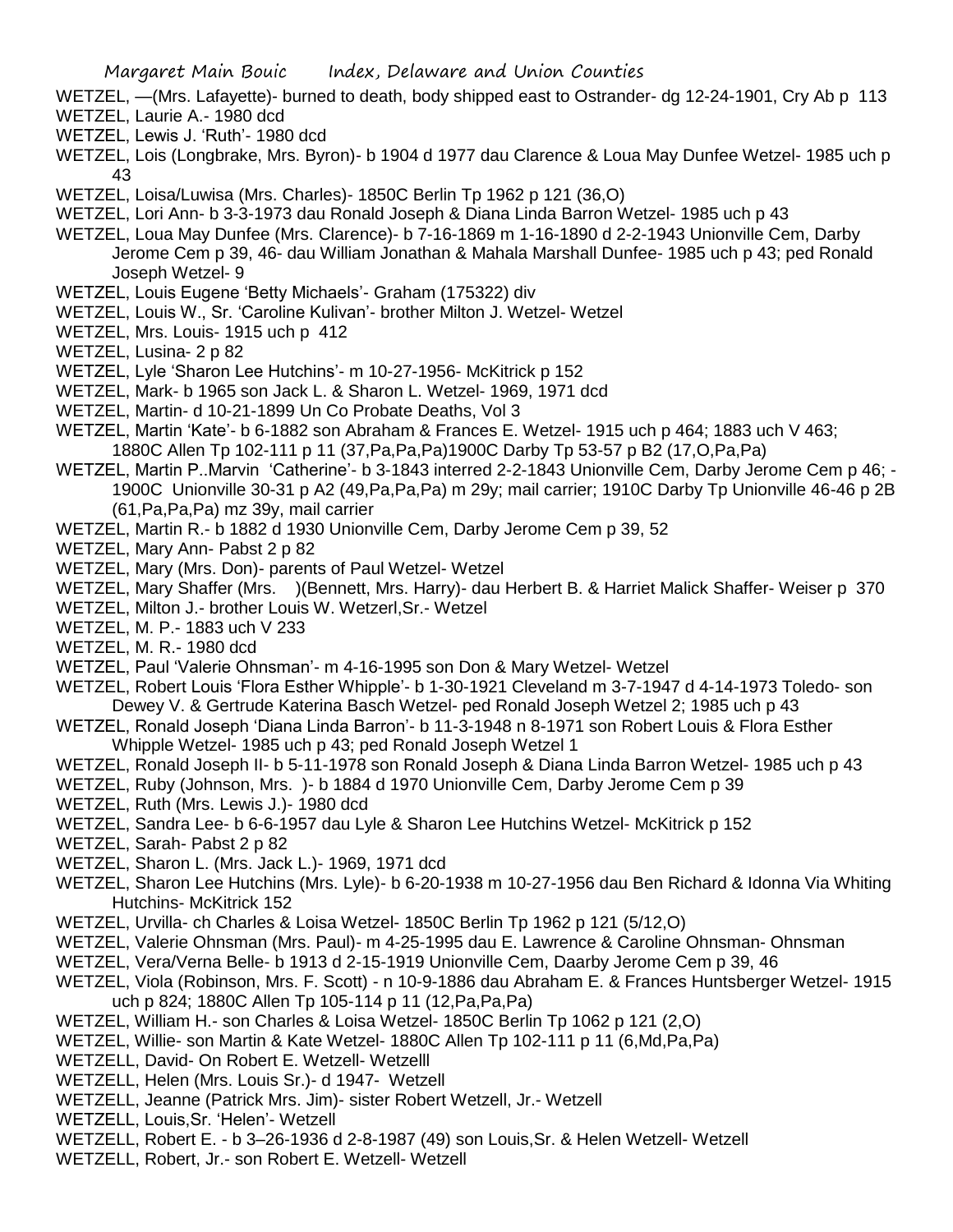WETZEL, —(Mrs. Lafayette)- burned to death, body shipped east to Ostrander- dg 12-24-1901, Cry Ab p 113

WETZEL, Laurie A.- 1980 dcd

WETZEL, Lewis J. 'Ruth'- 1980 dcd

WETZEL, Lois (Longbrake, Mrs. Byron)- b 1904 d 1977 dau Clarence & Loua May Dunfee Wetzel- 1985 uch p 43

WETZEL, Loisa/Luwisa (Mrs. Charles)- 1850C Berlin Tp 1962 p 121 (36,O)

WETZEL, Lori Ann- b 3-3-1973 dau Ronald Joseph & Diana Linda Barron Wetzel- 1985 uch p 43

WETZEL, Loua May Dunfee (Mrs. Clarence)- b 7-16-1869 m 1-16-1890 d 2-2-1943 Unionville Cem, Darby Jerome Cem p 39, 46- dau William Jonathan & Mahala Marshall Dunfee- 1985 uch p 43; ped Ronald Joseph Wetzel- 9

WETZEL, Louis Eugene 'Betty Michaels'- Graham (175322) div

WETZEL, Louis W., Sr. 'Caroline Kulivan'- brother Milton J. Wetzel- Wetzel

WETZEL, Mrs. Louis- 1915 uch p 412

WETZEL, Lusina- 2 p 82

WETZEL, Lyle 'Sharon Lee Hutchins'- m 10-27-1956- McKitrick p 152

WETZEL, Mark- b 1965 son Jack L. & Sharon L. Wetzel- 1969, 1971 dcd

WETZEL, Martin- d 10-21-1899 Un Co Probate Deaths, Vol 3

WETZEL, Martin 'Kate'- b 6-1882 son Abraham & Frances E. Wetzel- 1915 uch p 464; 1883 uch V 463; 1880C Allen Tp 102-111 p 11 (37,Pa,Pa,Pa)1900C Darby Tp 53-57 p B2 (17,O,Pa,Pa)

WETZEL, Martin P..Marvin 'Catherine'- b 3-1843 interred 2-2-1843 Unionville Cem, Darby Jerome Cem p 46; - 1900C Unionville 30-31 p A2 (49,Pa,Pa,Pa) m 29y; mail carrier; 1910C Darby Tp Unionville 46-46 p 2B (61,Pa,Pa,Pa) mz 39y, mail carrier

WETZEL, Martin R.- b 1882 d 1930 Unionville Cem, Darby Jerome Cem p 39, 52

WETZEL, Mary Ann- Pabst 2 p 82

WETZEL, Mary (Mrs. Don)- parents of Paul Wetzel- Wetzel

WETZEL, Mary Shaffer (Mrs. )(Bennett, Mrs. Harry)- dau Herbert B. & Harriet Malick Shaffer- Weiser p 370

WETZEL, Milton J.- brother Louis W. Wetzerl,Sr.- Wetzel

WETZEL, M. P.- 1883 uch V 233

WETZEL, M. R.- 1980 dcd

WETZEL, Paul 'Valerie Ohnsman'- m 4-16-1995 son Don & Mary Wetzel- Wetzel

WETZEL, Robert Louis 'Flora Esther Whipple'- b 1-30-1921 Cleveland m 3-7-1947 d 4-14-1973 Toledo- son Dewey V. & Gertrude Katerina Basch Wetzel- ped Ronald Joseph Wetzel 2; 1985 uch p 43

WETZEL, Ronald Joseph 'Diana Linda Barron'- b 11-3-1948 n 8-1971 son Robert Louis & Flora Esther Whipple Wetzel- 1985 uch p 43; ped Ronald Joseph Wetzel 1

WETZEL, Ronald Joseph II- b 5-11-1978 son Ronald Joseph & Diana Linda Barron Wetzel- 1985 uch p 43

WETZEL, Ruby (Johnson, Mrs. )- b 1884 d 1970 Unionville Cem, Darby Jerome Cem p 39

WETZEL, Ruth (Mrs. Lewis J.)- 1980 dcd

WETZEL, Sandra Lee- b 6-6-1957 dau Lyle & Sharon Lee Hutchins Wetzel- McKitrick p 152

WETZEL, Sarah- Pabst 2 p 82

WETZEL, Sharon L. (Mrs. Jack L.)- 1969, 1971 dcd

WETZEL, Sharon Lee Hutchins (Mrs. Lyle)- b 6-20-1938 m 10-27-1956 dau Ben Richard & Idonna Via Whiting Hutchins- McKitrick 152

WETZEL, Urvilla- ch Charles & Loisa Wetzel- 1850C Berlin Tp 1962 p 121 (5/12,O)

WETZEL, Valerie Ohnsman (Mrs. Paul)- m 4-25-1995 dau E. Lawrence & Caroline Ohnsman- Ohnsman

WETZEL, Vera/Verna Belle- b 1913 d 2-15-1919 Unionville Cem, Daarby Jerome Cem p 39, 46

WETZEL, Viola (Robinson, Mrs. F. Scott) - n 10-9-1886 dau Abraham E. & Frances Huntsberger Wetzel- 1915 uch p 824; 1880C Allen Tp 105-114 p 11 (12,Pa,Pa,Pa)

WETZEL, William H.- son Charles & Loisa Wetzel- 1850C Berlin Tp 1062 p 121 (2,O)

WETZEL, Willie- son Martin & Kate Wetzel- 1880C Allen Tp 102-111 p 11 (6,Md,Pa,Pa)

WETZELL, David- On Robert E. Wetzelll- Wetzelll

WETZELL, Helen (Mrs. Louis Sr.)- d 1947- Wetzell

WETZELL, Jeanne (Patrick Mrs. Jim)- sister Robert Wetzell, Jr.- Wetzell

WETZELL, Louis,Sr. 'Helen'- Wetzell

WETZELL, Robert E. - b 3–26-1936 d 2-8-1987 (49) son Louis,Sr. & Helen Wetzell- Wetzell

WETZELL, Robert, Jr.- son Robert E. Wetzell- Wetzell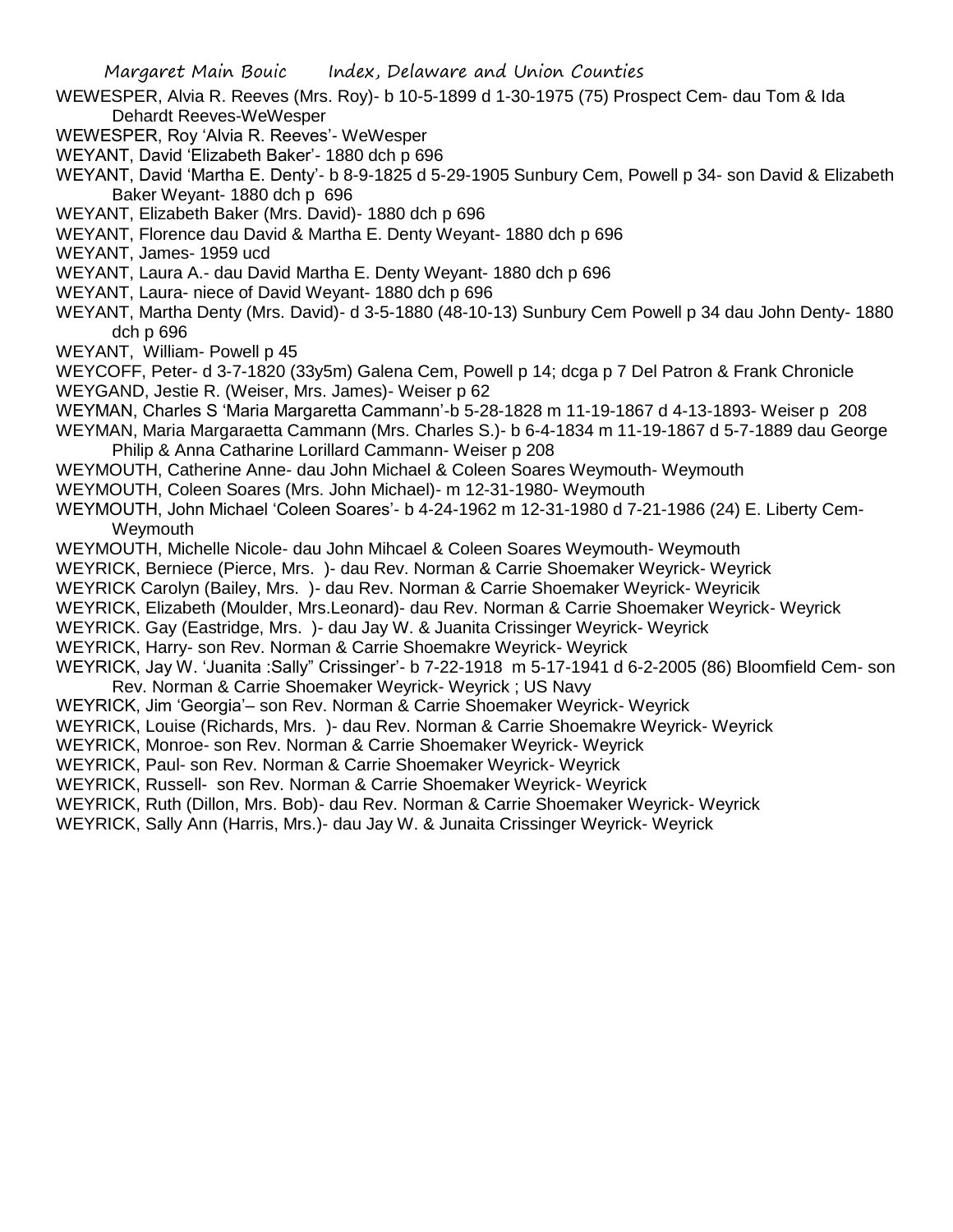WEWESPER, Alvia R. Reeves (Mrs. Roy)- b 10-5-1899 d 1-30-1975 (75) Prospect Cem- dau Tom & Ida Dehardt Reeves-WeWesper

WEWESPER, Roy 'Alvia R. Reeves'- WeWesper

WEYANT, David 'Elizabeth Baker'- 1880 dch p 696

WEYANT, David 'Martha E. Denty'- b 8-9-1825 d 5-29-1905 Sunbury Cem, Powell p 34- son David & Elizabeth Baker Weyant- 1880 dch p 696

WEYANT, Elizabeth Baker (Mrs. David)- 1880 dch p 696

WEYANT, Florence dau David & Martha E. Denty Weyant- 1880 dch p 696

WEYANT, James- 1959 ucd

WEYANT, Laura A.- dau David Martha E. Denty Weyant- 1880 dch p 696

WEYANT, Laura- niece of David Weyant- 1880 dch p 696

WEYANT, Martha Denty (Mrs. David)- d 3-5-1880 (48-10-13) Sunbury Cem Powell p 34 dau John Denty- 1880 dch p 696

WEYANT, William- Powell p 45

WEYCOFF, Peter- d 3-7-1820 (33y5m) Galena Cem, Powell p 14; dcga p 7 Del Patron & Frank Chronicle

WEYGAND, Jestie R. (Weiser, Mrs. James)- Weiser p 62

WEYMAN, Charles S 'Maria Margaretta Cammann'-b 5-28-1828 m 11-19-1867 d 4-13-1893- Weiser p 208

WEYMAN, Maria Margaraetta Cammann (Mrs. Charles S.)- b 6-4-1834 m 11-19-1867 d 5-7-1889 dau George Philip & Anna Catharine Lorillard Cammann- Weiser p 208

WEYMOUTH, Catherine Anne- dau John Michael & Coleen Soares Weymouth- Weymouth

WEYMOUTH, Coleen Soares (Mrs. John Michael)- m 12-31-1980- Weymouth

WEYMOUTH, John Michael 'Coleen Soares'- b 4-24-1962 m 12-31-1980 d 7-21-1986 (24) E. Liberty Cem- Weymouth

WEYMOUTH, Michelle Nicole- dau John Mihcael & Coleen Soares Weymouth- Weymouth

WEYRICK, Berniece (Pierce, Mrs. )- dau Rev. Norman & Carrie Shoemaker Weyrick- Weyrick

WEYRICK Carolyn (Bailey, Mrs. )- dau Rev. Norman & Carrie Shoemaker Weyrick- Weyricik

WEYRICK, Elizabeth (Moulder, Mrs.Leonard)- dau Rev. Norman & Carrie Shoemaker Weyrick- Weyrick

WEYRICK. Gay (Eastridge, Mrs. )- dau Jay W. & Juanita Crissinger Weyrick- Weyrick

WEYRICK, Harry- son Rev. Norman & Carrie Shoemakre Weyrick- Weyrick

WEYRICK, Jay W. 'Juanita :Sally" Crissinger'- b 7-22-1918 m 5-17-1941 d 6-2-2005 (86) Bloomfield Cem- son Rev. Norman & Carrie Shoemaker Weyrick- Weyrick ; US Navy

WEYRICK, Jim 'Georgia'– son Rev. Norman & Carrie Shoemaker Weyrick- Weyrick

WEYRICK, Louise (Richards, Mrs. )- dau Rev. Norman & Carrie Shoemakre Weyrick- Weyrick

WEYRICK, Monroe- son Rev. Norman & Carrie Shoemaker Weyrick- Weyrick

WEYRICK, Paul- son Rev. Norman & Carrie Shoemaker Weyrick- Weyrick

WEYRICK, Russell- son Rev. Norman & Carrie Shoemaker Weyrick- Weyrick

WEYRICK, Ruth (Dillon, Mrs. Bob)- dau Rev. Norman & Carrie Shoemaker Weyrick- Weyrick

WEYRICK, Sally Ann (Harris, Mrs.)- dau Jay W. & Junaita Crissinger Weyrick- Weyrick